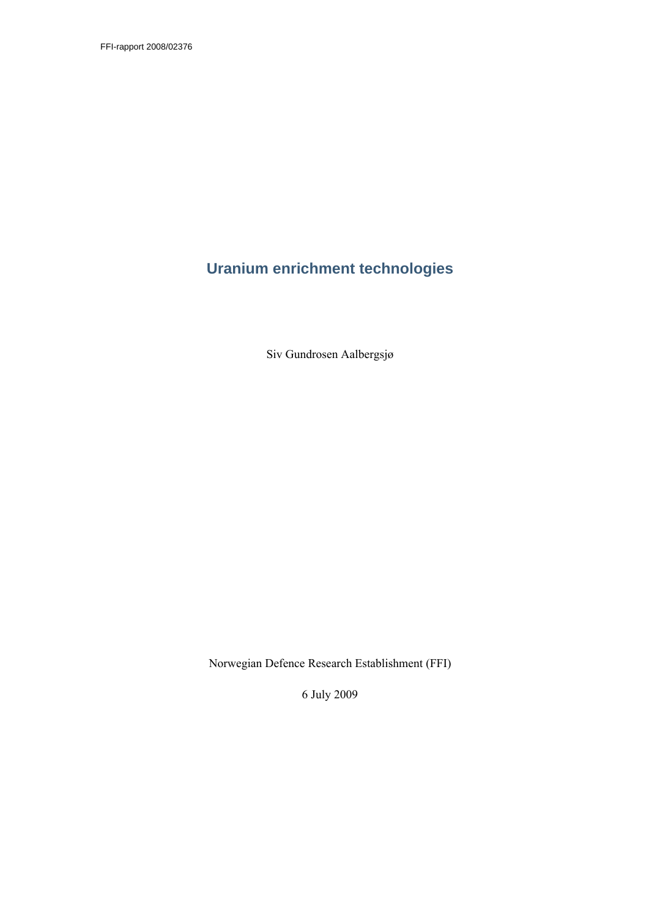FFI-rapport 2008/02376

# Uranium enrichment technologies

Siv Gundrosen Aalbergsjø

Norwegian Defence Research Establishment (FFI)

6 July 2009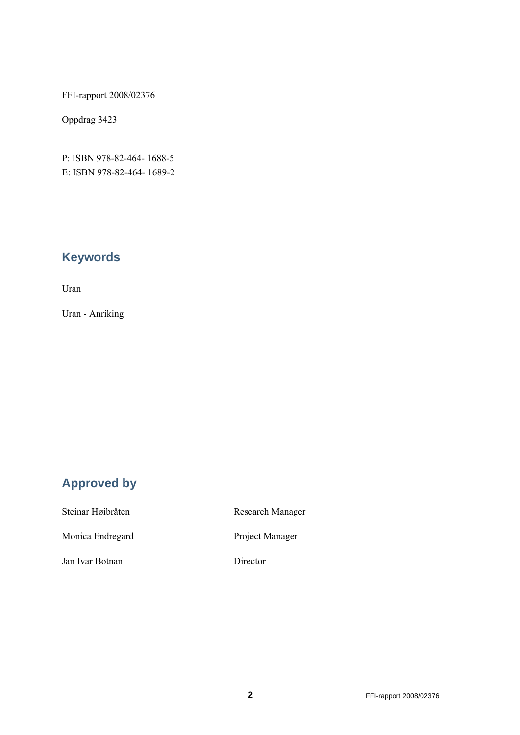FFI-rapport 2008/02376

Oppdrag 3423

P: ISBN 978-82-464- 1688-5
E: ISBN 978-82-464- 1689-2

## Keywords

Uran

Uran - Anriking

## Approved by

| | |
|---|---|
| Steinar Høibråten | Research Manager |
| Monica Endregard | Project Manager |
| Jan Ivar Botnan | Director |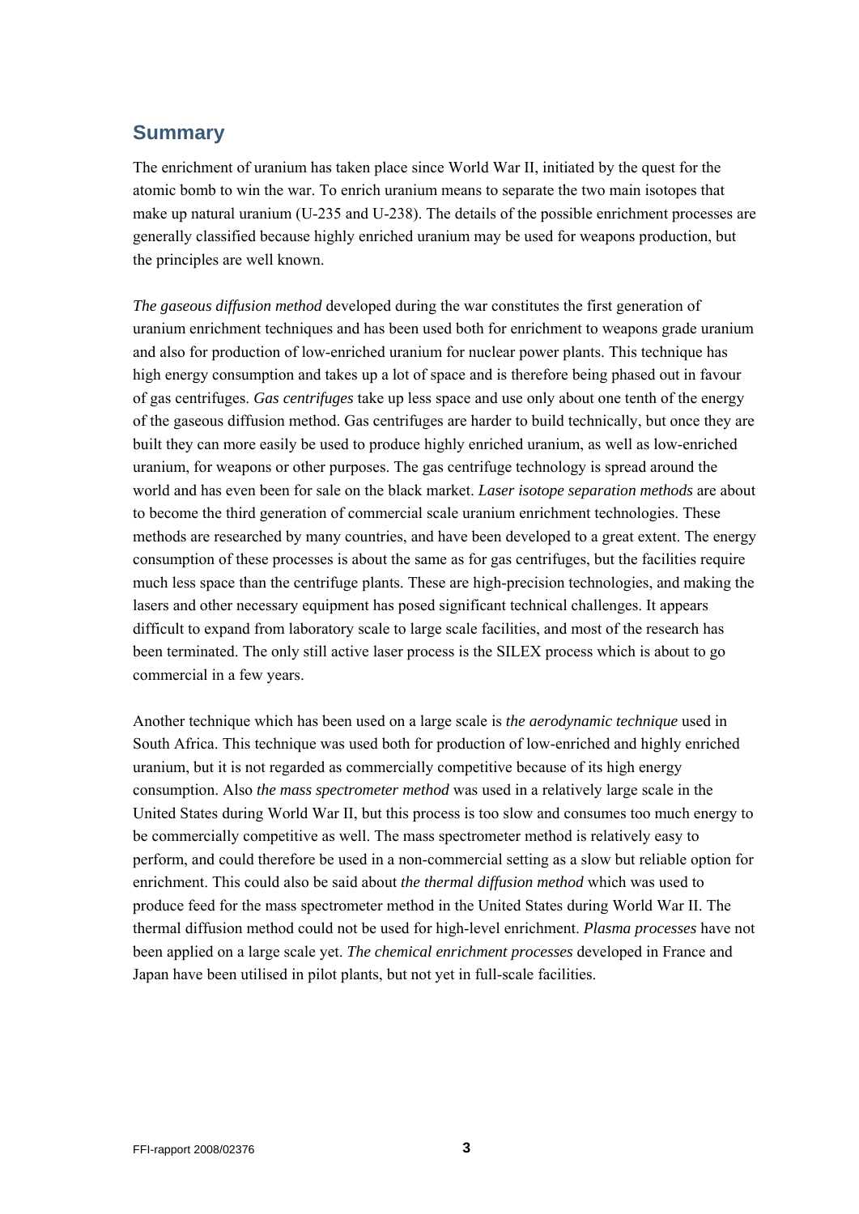## Summary

The enrichment of uranium has taken place since World War II, initiated by the quest for the atomic bomb to win the war. To enrich uranium means to separate the two main isotopes that make up natural uranium (U-235 and U-238). The details of the possible enrichment processes are generally classified because highly enriched uranium may be used for weapons production, but the principles are well known.

*The gaseous diffusion method* developed during the war constitutes the first generation of uranium enrichment techniques and has been used both for enrichment to weapons grade uranium and also for production of low-enriched uranium for nuclear power plants. This technique has high energy consumption and takes up a lot of space and is therefore being phased out in favour of gas centrifuges. *Gas centrifuges* take up less space and use only about one tenth of the energy of the gaseous diffusion method. Gas centrifuges are harder to build technically, but once they are built they can more easily be used to produce highly enriched uranium, as well as low-enriched uranium, for weapons or other purposes. The gas centrifuge technology is spread around the world and has even been for sale on the black market. *Laser isotope separation methods* are about to become the third generation of commercial scale uranium enrichment technologies. These methods are researched by many countries, and have been developed to a great extent. The energy consumption of these processes is about the same as for gas centrifuges, but the facilities require much less space than the centrifuge plants. These are high-precision technologies, and making the lasers and other necessary equipment has posed significant technical challenges. It appears difficult to expand from laboratory scale to large scale facilities, and most of the research has been terminated. The only still active laser process is the SILEX process which is about to go commercial in a few years.

Another technique which has been used on a large scale is *the aerodynamic technique* used in South Africa. This technique was used both for production of low-enriched and highly enriched uranium, but it is not regarded as commercially competitive because of its high energy consumption. Also *the mass spectrometer method* was used in a relatively large scale in the United States during World War II, but this process is too slow and consumes too much energy to be commercially competitive as well. The mass spectrometer method is relatively easy to perform, and could therefore be used in a non-commercial setting as a slow but reliable option for enrichment. This could also be said about *the thermal diffusion method* which was used to produce feed for the mass spectrometer method in the United States during World War II. The thermal diffusion method could not be used for high-level enrichment. *Plasma processes* have not been applied on a large scale yet. *The chemical enrichment processes* developed in France and Japan have been utilised in pilot plants, but not yet in full-scale facilities.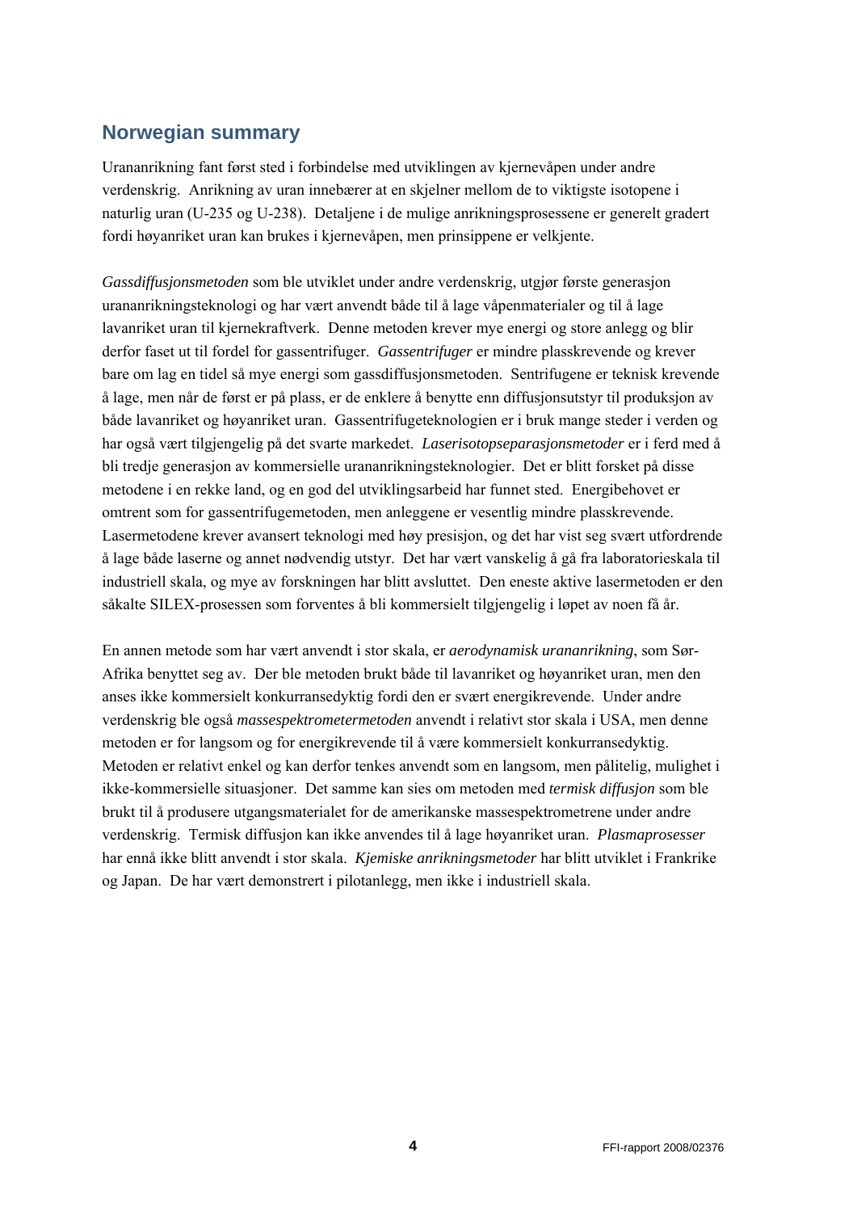## Norwegian summary

Urananrikning fant først sted i forbindelse med utviklingen av kjernevåpen under andre verdenskrig. Anrikning av uran innebærer at en skjelner mellom de to viktigste isotopene i naturlig uran (U-235 og U-238). Detaljene i de mulige anrikningsprosessene er generelt gradert fordi høyanriket uran kan brukes i kjernevåpen, men prinsippene er velkjente.

*Gassdiffusjonsmetoden* som ble utviklet under andre verdenskrig, utgjør første generasjon urananrikningsteknologi og har vært anvendt både til å lage våpenmaterialer og til å lage lavanriket uran til kjernekraftverk. Denne metoden krever mye energi og store anlegg og blir derfor faset ut til fordel for gassentrifuger. *Gassentrifuger* er mindre plasskrevende og krever bare om lag en tidel så mye energi som gassdiffusjonsmetoden. Sentrifugene er teknisk krevende å lage, men når de først er på plass, er de enklere å benytte enn diffusjonsutstyr til produksjon av både lavanriket og høyanriket uran. Gassentrifugeteknologien er i bruk mange steder i verden og har også vært tilgjengelig på det svarte markedet. *Laserisotopseparasjonsmetoder* er i ferd med å bli tredje generasjon av kommersielle urananrikningsteknologier. Det er blitt forsket på disse metodene i en rekke land, og en god del utviklingsarbeid har funnet sted. Energibehovet er omtrent som for gassentrifugemetoden, men anleggene er vesentlig mindre plasskrevende. Lasermetodene krever avansert teknologi med høy presisjon, og det har vist seg svært utfordrende å lage både laserne og annet nødvendig utstyr. Det har vært vanskelig å gå fra laboratorieskala til industriell skala, og mye av forskningen har blitt avsluttet. Den eneste aktive lasermetoden er den såkalte SILEX-prosessen som forventes å bli kommersielt tilgjengelig i løpet av noen få år.

En annen metode som har vært anvendt i stor skala, er *aerodynamisk urananrikning*, som Sør-Afrika benyttet seg av. Der ble metoden brukt både til lavanriket og høyanriket uran, men den anses ikke kommersielt konkurransedyktig fordi den er svært energikrevende. Under andre verdenskrig ble også *massespektrometermetoden* anvendt i relativt stor skala i USA, men denne metoden er for langsom og for energikrevende til å være kommersielt konkurransedyktig. Metoden er relativt enkel og kan derfor tenkes anvendt som en langsom, men pålitelig, mulighet i ikke-kommersielle situasjoner. Det samme kan sies om metoden med *termisk diffusjon* som ble brukt til å produsere utgangsmaterialet for de amerikanske massespektrometrene under andre verdenskrig. Termisk diffusjon kan ikke anvendes til å lage høyanriket uran. *Plasmaprosesser* har ennå ikke blitt anvendt i stor skala. *Kjemiske anrikningsmetoder* har blitt utviklet i Frankrike og Japan. De har vært demonstrert i pilotanlegg, men ikke i industriell skala.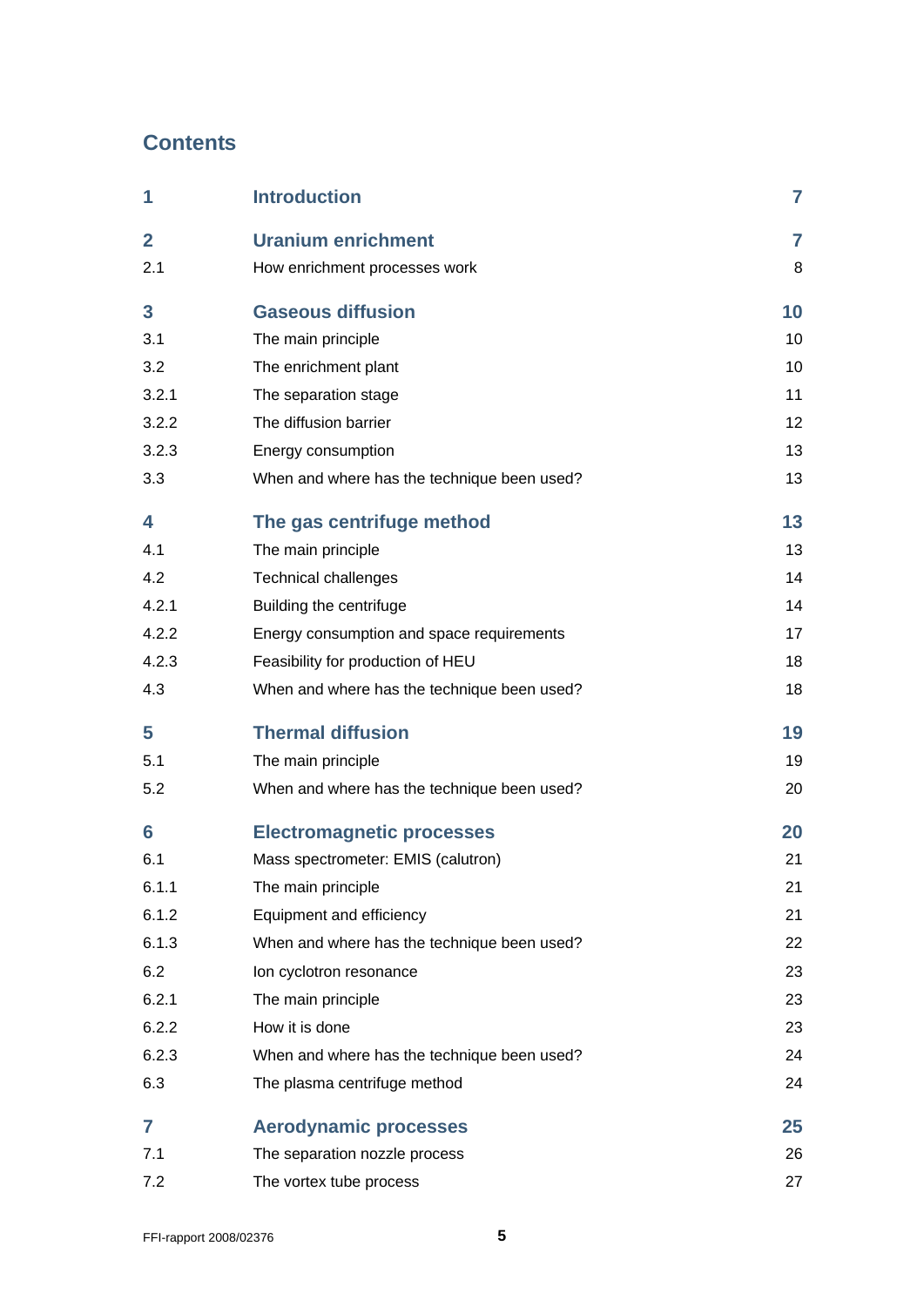## Contents

| | | |
|---|---|---|
| **1** | **Introduction** | **7** |
| **2** | **Uranium enrichment** | **7** |
| 2.1 | How enrichment processes work | 8 |
| **3** | **Gaseous diffusion** | **10** |
| 3.1 | The main principle | 10 |
| 3.2 | The enrichment plant | 10 |
| 3.2.1 | The separation stage | 11 |
| 3.2.2 | The diffusion barrier | 12 |
| 3.2.3 | Energy consumption | 13 |
| 3.3 | When and where has the technique been used? | 13 |
| **4** | **The gas centrifuge method** | **13** |
| 4.1 | The main principle | 13 |
| 4.2 | Technical challenges | 14 |
| 4.2.1 | Building the centrifuge | 14 |
| 4.2.2 | Energy consumption and space requirements | 17 |
| 4.2.3 | Feasibility for production of HEU | 18 |
| 4.3 | When and where has the technique been used? | 18 |
| **5** | **Thermal diffusion** | **19** |
| 5.1 | The main principle | 19 |
| 5.2 | When and where has the technique been used? | 20 |
| **6** | **Electromagnetic processes** | **20** |
| 6.1 | Mass spectrometer: EMIS (calutron) | 21 |
| 6.1.1 | The main principle | 21 |
| 6.1.2 | Equipment and efficiency | 21 |
| 6.1.3 | When and where has the technique been used? | 22 |
| 6.2 | Ion cyclotron resonance | 23 |
| 6.2.1 | The main principle | 23 |
| 6.2.2 | How it is done | 23 |
| 6.2.3 | When and where has the technique been used? | 24 |
| 6.3 | The plasma centrifuge method | 24 |
| **7** | **Aerodynamic processes** | **25** |
| 7.1 | The separation nozzle process | 26 |
| 7.2 | The vortex tube process | 27 |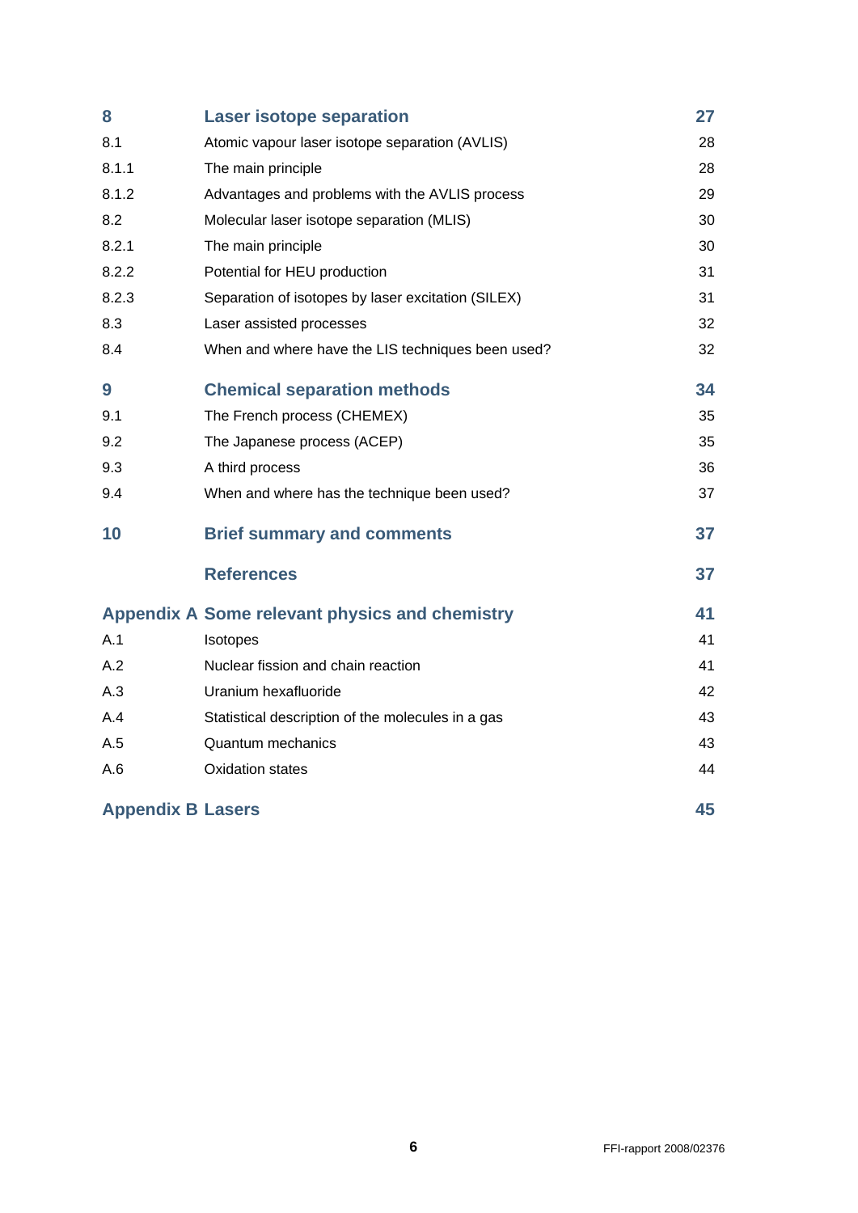| | | |
|---|---|---|
| **8** | **Laser isotope separation** | **27** |
| 8.1 | Atomic vapour laser isotope separation (AVLIS) | 28 |
| 8.1.1 | The main principle | 28 |
| 8.1.2 | Advantages and problems with the AVLIS process | 29 |
| 8.2 | Molecular laser isotope separation (MLIS) | 30 |
| 8.2.1 | The main principle | 30 |
| 8.2.2 | Potential for HEU production | 31 |
| 8.2.3 | Separation of isotopes by laser excitation (SILEX) | 31 |
| 8.3 | Laser assisted processes | 32 |
| 8.4 | When and where have the LIS techniques been used? | 32 |
| **9** | **Chemical separation methods** | **34** |
| 9.1 | The French process (CHEMEX) | 35 |
| 9.2 | The Japanese process (ACEP) | 35 |
| 9.3 | A third process | 36 |
| 9.4 | When and where has the technique been used? | 37 |
| **10** | **Brief summary and comments** | **37** |
| | **References** | **37** |
| **Appendix A** | **Some relevant physics and chemistry** | **41** |
| A.1 | Isotopes | 41 |
| A.2 | Nuclear fission and chain reaction | 41 |
| A.3 | Uranium hexafluoride | 42 |
| A.4 | Statistical description of the molecules in a gas | 43 |
| A.5 | Quantum mechanics | 43 |
| A.6 | Oxidation states | 44 |
| **Appendix B** | **Lasers** | **45** |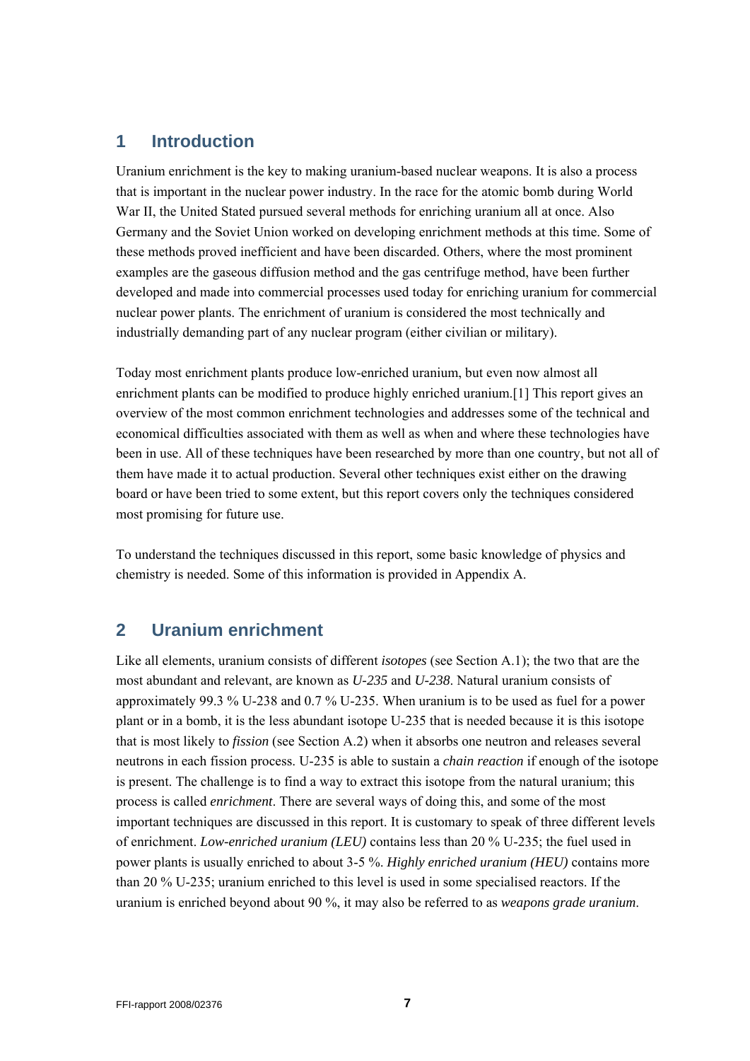# 1 Introduction

Uranium enrichment is the key to making uranium-based nuclear weapons. It is also a process that is important in the nuclear power industry. In the race for the atomic bomb during World War II, the United Stated pursued several methods for enriching uranium all at once. Also Germany and the Soviet Union worked on developing enrichment methods at this time. Some of these methods proved inefficient and have been discarded. Others, where the most prominent examples are the gaseous diffusion method and the gas centrifuge method, have been further developed and made into commercial processes used today for enriching uranium for commercial nuclear power plants. The enrichment of uranium is considered the most technically and industrially demanding part of any nuclear program (either civilian or military).

Today most enrichment plants produce low-enriched uranium, but even now almost all enrichment plants can be modified to produce highly enriched uranium.[1] This report gives an overview of the most common enrichment technologies and addresses some of the technical and economical difficulties associated with them as well as when and where these technologies have been in use. All of these techniques have been researched by more than one country, but not all of them have made it to actual production. Several other techniques exist either on the drawing board or have been tried to some extent, but this report covers only the techniques considered most promising for future use.

To understand the techniques discussed in this report, some basic knowledge of physics and chemistry is needed. Some of this information is provided in Appendix A.

# 2 Uranium enrichment

Like all elements, uranium consists of different *isotopes* (see Section A.1); the two that are the most abundant and relevant, are known as *U-235* and *U-238*. Natural uranium consists of approximately 99.3 % U-238 and 0.7 % U-235. When uranium is to be used as fuel for a power plant or in a bomb, it is the less abundant isotope U-235 that is needed because it is this isotope that is most likely to *fission* (see Section A.2) when it absorbs one neutron and releases several neutrons in each fission process. U-235 is able to sustain a *chain reaction* if enough of the isotope is present. The challenge is to find a way to extract this isotope from the natural uranium; this process is called *enrichment*. There are several ways of doing this, and some of the most important techniques are discussed in this report. It is customary to speak of three different levels of enrichment. *Low-enriched uranium (LEU)* contains less than 20 % U-235; the fuel used in power plants is usually enriched to about 3-5 %. *Highly enriched uranium (HEU)* contains more than 20 % U-235; uranium enriched to this level is used in some specialised reactors. If the uranium is enriched beyond about 90 %, it may also be referred to as *weapons grade uranium*.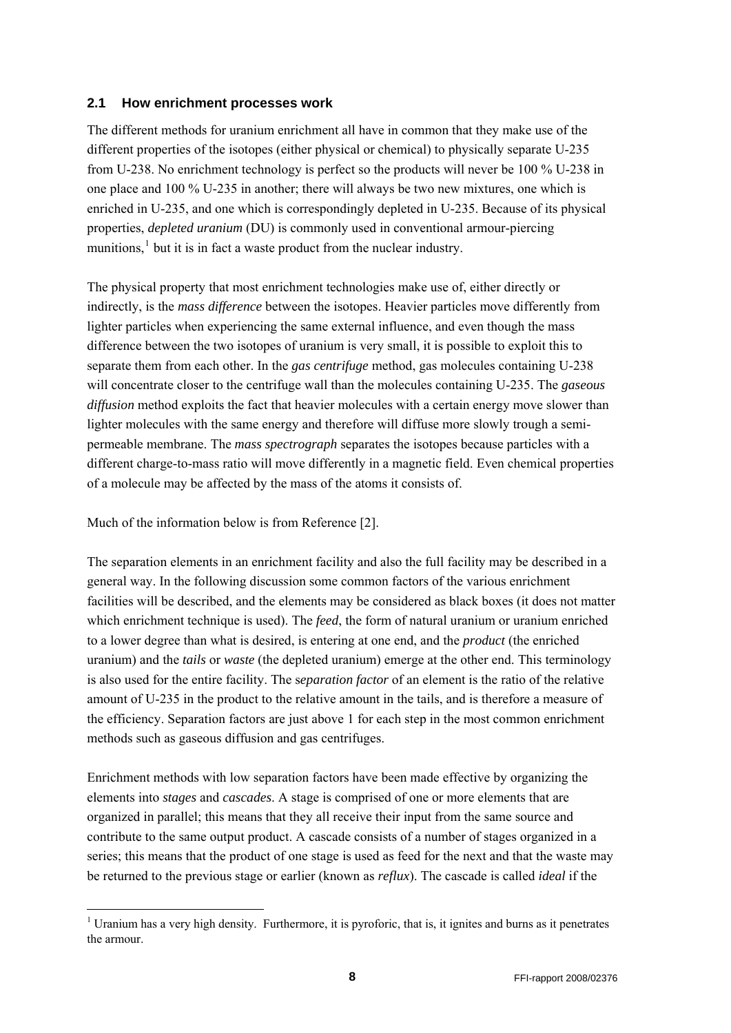## 2.1 How enrichment processes work

The different methods for uranium enrichment all have in common that they make use of the different properties of the isotopes (either physical or chemical) to physically separate U-235 from U-238. No enrichment technology is perfect so the products will never be 100 % U-238 in one place and 100 % U-235 in another; there will always be two new mixtures, one which is enriched in U-235, and one which is correspondingly depleted in U-235. Because of its physical properties, *depleted uranium* (DU) is commonly used in conventional armour-piercing munitions,[1] but it is in fact a waste product from the nuclear industry.

The physical property that most enrichment technologies make use of, either directly or indirectly, is the *mass difference* between the isotopes. Heavier particles move differently from lighter particles when experiencing the same external influence, and even though the mass difference between the two isotopes of uranium is very small, it is possible to exploit this to separate them from each other. In the *gas centrifuge* method, gas molecules containing U-238 will concentrate closer to the centrifuge wall than the molecules containing U-235. The *gaseous diffusion* method exploits the fact that heavier molecules with a certain energy move slower than lighter molecules with the same energy and therefore will diffuse more slowly trough a semi-permeable membrane. The *mass spectrograph* separates the isotopes because particles with a different charge-to-mass ratio will move differently in a magnetic field. Even chemical properties of a molecule may be affected by the mass of the atoms it consists of.

Much of the information below is from Reference [2].

The separation elements in an enrichment facility and also the full facility may be described in a general way. In the following discussion some common factors of the various enrichment facilities will be described, and the elements may be considered as black boxes (it does not matter which enrichment technique is used). The *feed*, the form of natural uranium or uranium enriched to a lower degree than what is desired, is entering at one end, and the *product* (the enriched uranium) and the *tails* or *waste* (the depleted uranium) emerge at the other end. This terminology is also used for the entire facility. The *separation factor* of an element is the ratio of the relative amount of U-235 in the product to the relative amount in the tails, and is therefore a measure of the efficiency. Separation factors are just above 1 for each step in the most common enrichment methods such as gaseous diffusion and gas centrifuges.

Enrichment methods with low separation factors have been made effective by organizing the elements into *stages* and *cascades*. A stage is comprised of one or more elements that are organized in parallel; this means that they all receive their input from the same source and contribute to the same output product. A cascade consists of a number of stages organized in a series; this means that the product of one stage is used as feed for the next and that the waste may be returned to the previous stage or earlier (known as *reflux*). The cascade is called *ideal* if the

[1] Uranium has a very high density. Furthermore, it is pyroforic, that is, it ignites and burns as it penetrates the armour.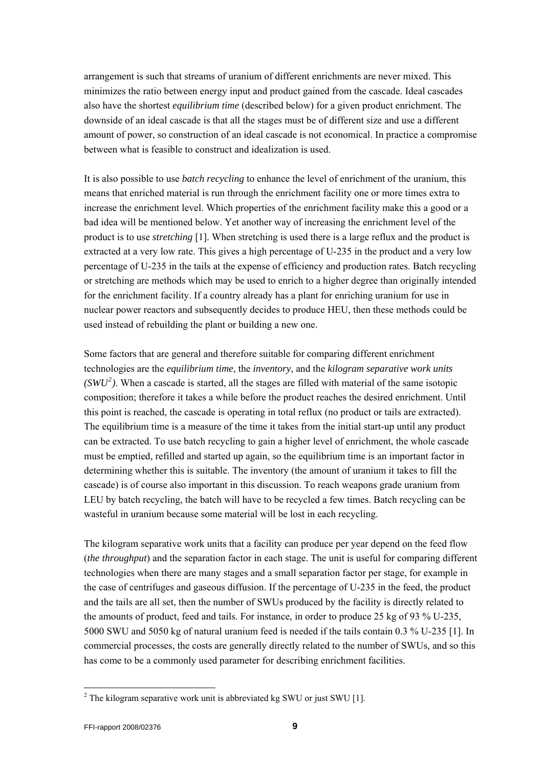arrangement is such that streams of uranium of different enrichments are never mixed. This minimizes the ratio between energy input and product gained from the cascade. Ideal cascades also have the shortest *equilibrium time* (described below) for a given product enrichment. The downside of an ideal cascade is that all the stages must be of different size and use a different amount of power, so construction of an ideal cascade is not economical. In practice a compromise between what is feasible to construct and idealization is used.

It is also possible to use *batch recycling* to enhance the level of enrichment of the uranium, this means that enriched material is run through the enrichment facility one or more times extra to increase the enrichment level. Which properties of the enrichment facility make this a good or a bad idea will be mentioned below. Yet another way of increasing the enrichment level of the product is to use *stretching* [1]. When stretching is used there is a large reflux and the product is extracted at a very low rate. This gives a high percentage of U-235 in the product and a very low percentage of U-235 in the tails at the expense of efficiency and production rates. Batch recycling or stretching are methods which may be used to enrich to a higher degree than originally intended for the enrichment facility. If a country already has a plant for enriching uranium for use in nuclear power reactors and subsequently decides to produce HEU, then these methods could be used instead of rebuilding the plant or building a new one.

Some factors that are general and therefore suitable for comparing different enrichment technologies are the *equilibrium time*, the *inventory*, and the *kilogram separative work units (SWU[2])*. When a cascade is started, all the stages are filled with material of the same isotopic composition; therefore it takes a while before the product reaches the desired enrichment. Until this point is reached, the cascade is operating in total reflux (no product or tails are extracted). The equilibrium time is a measure of the time it takes from the initial start-up until any product can be extracted. To use batch recycling to gain a higher level of enrichment, the whole cascade must be emptied, refilled and started up again, so the equilibrium time is an important factor in determining whether this is suitable. The inventory (the amount of uranium it takes to fill the cascade) is of course also important in this discussion. To reach weapons grade uranium from LEU by batch recycling, the batch will have to be recycled a few times. Batch recycling can be wasteful in uranium because some material will be lost in each recycling.

The kilogram separative work units that a facility can produce per year depend on the feed flow (*the throughput*) and the separation factor in each stage. The unit is useful for comparing different technologies when there are many stages and a small separation factor per stage, for example in the case of centrifuges and gaseous diffusion. If the percentage of U-235 in the feed, the product and the tails are all set, then the number of SWUs produced by the facility is directly related to the amounts of product, feed and tails. For instance, in order to produce 25 kg of 93 % U-235, 5000 SWU and 5050 kg of natural uranium feed is needed if the tails contain 0.3 % U-235 [1]. In commercial processes, the costs are generally directly related to the number of SWUs, and so this has come to be a commonly used parameter for describing enrichment facilities.

[2] The kilogram separative work unit is abbreviated kg SWU or just SWU [1].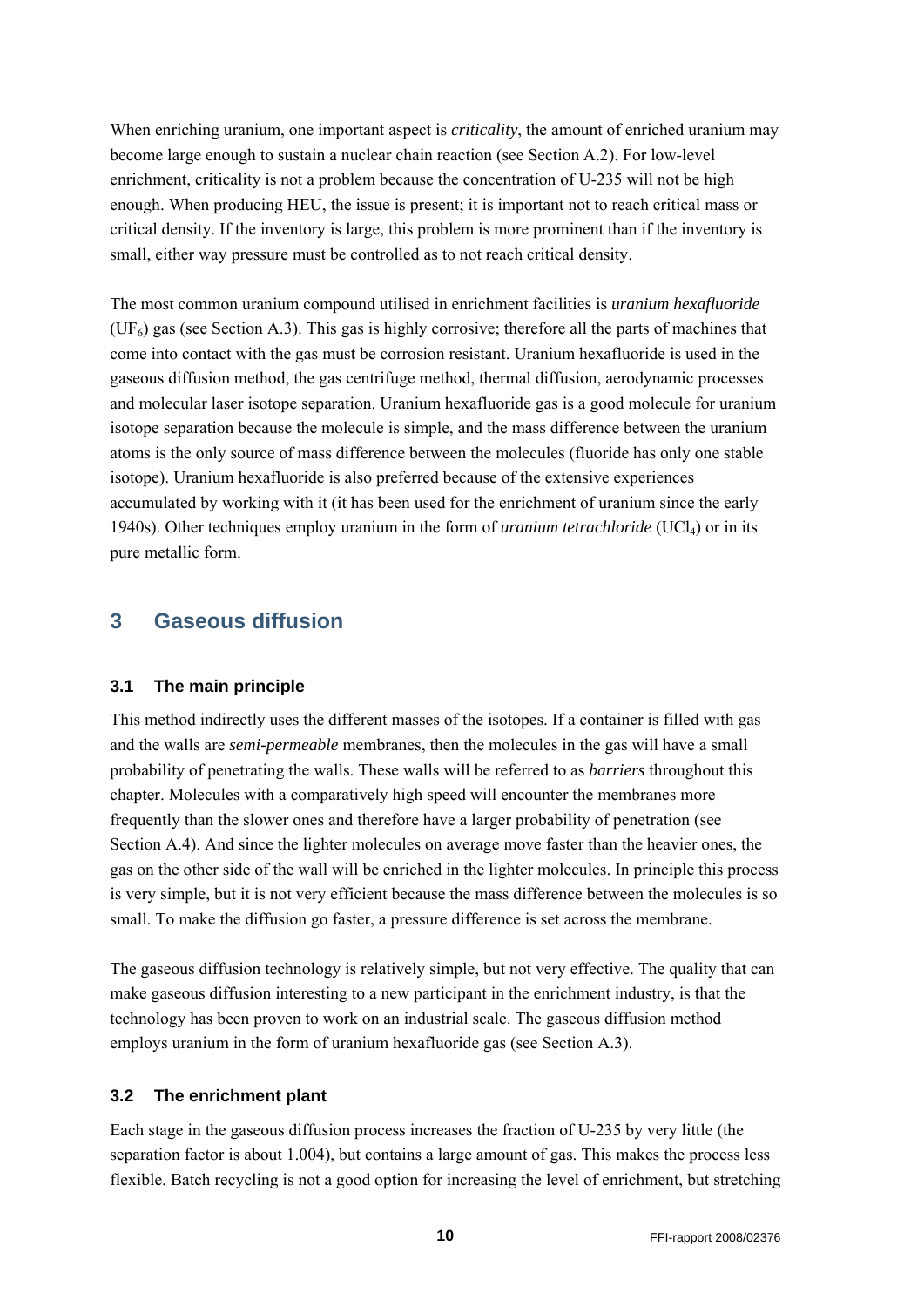When enriching uranium, one important aspect is *criticality*, the amount of enriched uranium may become large enough to sustain a nuclear chain reaction (see Section A.2). For low-level enrichment, criticality is not a problem because the concentration of U-235 will not be high enough. When producing HEU, the issue is present; it is important not to reach critical mass or critical density. If the inventory is large, this problem is more prominent than if the inventory is small, either way pressure must be controlled as to not reach critical density.

The most common uranium compound utilised in enrichment facilities is *uranium hexafluoride* ($UF_6$) gas (see Section A.3). This gas is highly corrosive; therefore all the parts of machines that come into contact with the gas must be corrosion resistant. Uranium hexafluoride is used in the gaseous diffusion method, the gas centrifuge method, thermal diffusion, aerodynamic processes and molecular laser isotope separation. Uranium hexafluoride gas is a good molecule for uranium isotope separation because the molecule is simple, and the mass difference between the uranium atoms is the only source of mass difference between the molecules (fluoride has only one stable isotope). Uranium hexafluoride is also preferred because of the extensive experiences accumulated by working with it (it has been used for the enrichment of uranium since the early 1940s). Other techniques employ uranium in the form of *uranium tetrachloride* ($UCl_4$) or in its pure metallic form.

# 3 Gaseous diffusion

## 3.1 The main principle

This method indirectly uses the different masses of the isotopes. If a container is filled with gas and the walls are *semi-permeable* membranes, then the molecules in the gas will have a small probability of penetrating the walls. These walls will be referred to as *barriers* throughout this chapter. Molecules with a comparatively high speed will encounter the membranes more frequently than the slower ones and therefore have a larger probability of penetration (see Section A.4). And since the lighter molecules on average move faster than the heavier ones, the gas on the other side of the wall will be enriched in the lighter molecules. In principle this process is very simple, but it is not very efficient because the mass difference between the molecules is so small. To make the diffusion go faster, a pressure difference is set across the membrane.

The gaseous diffusion technology is relatively simple, but not very effective. The quality that can make gaseous diffusion interesting to a new participant in the enrichment industry, is that the technology has been proven to work on an industrial scale. The gaseous diffusion method employs uranium in the form of uranium hexafluoride gas (see Section A.3).

## 3.2 The enrichment plant

Each stage in the gaseous diffusion process increases the fraction of U-235 by very little (the separation factor is about 1.004), but contains a large amount of gas. This makes the process less flexible. Batch recycling is not a good option for increasing the level of enrichment, but stretching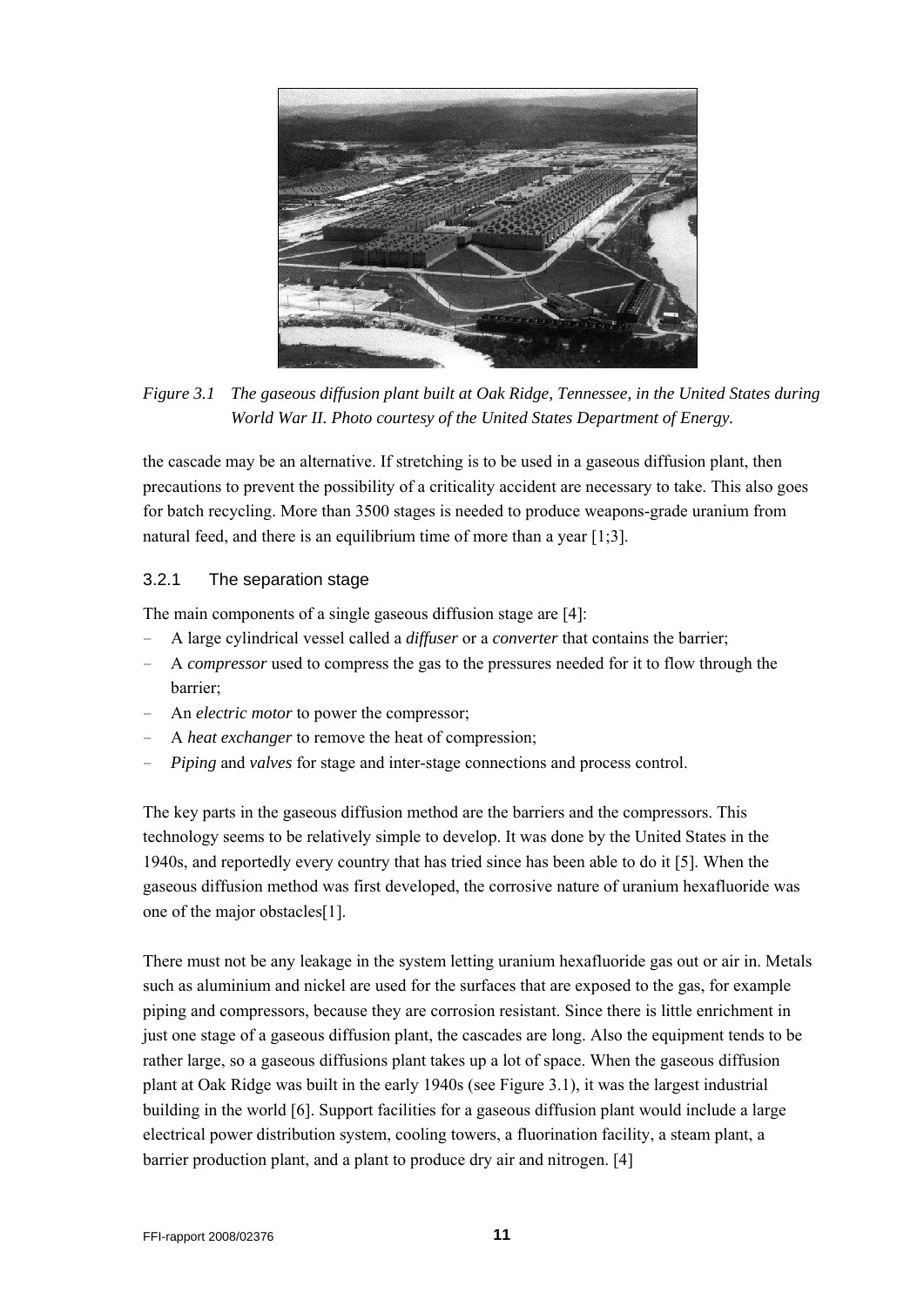*Figure 3.1 The gaseous diffusion plant built at Oak Ridge, Tennessee, in the United States during World War II. Photo courtesy of the United States Department of Energy.*

the cascade may be an alternative. If stretching is to be used in a gaseous diffusion plant, then precautions to prevent the possibility of a criticality accident are necessary to take. This also goes for batch recycling. More than 3500 stages is needed to produce weapons-grade uranium from natural feed, and there is an equilibrium time of more than a year [1;3].

### 3.2.1 The separation stage

The main components of a single gaseous diffusion stage are [4]:

- A large cylindrical vessel called a *diffuser* or a *converter* that contains the barrier;
- A *compressor* used to compress the gas to the pressures needed for it to flow through the barrier;
- An *electric motor* to power the compressor;
- A *heat exchanger* to remove the heat of compression;
- *Piping* and *valves* for stage and inter-stage connections and process control.

The key parts in the gaseous diffusion method are the barriers and the compressors. This technology seems to be relatively simple to develop. It was done by the United States in the 1940s, and reportedly every country that has tried since has been able to do it [5]. When the gaseous diffusion method was first developed, the corrosive nature of uranium hexafluoride was one of the major obstacles[1].

There must not be any leakage in the system letting uranium hexafluoride gas out or air in. Metals such as aluminium and nickel are used for the surfaces that are exposed to the gas, for example piping and compressors, because they are corrosion resistant. Since there is little enrichment in just one stage of a gaseous diffusion plant, the cascades are long. Also the equipment tends to be rather large, so a gaseous diffusions plant takes up a lot of space. When the gaseous diffusion plant at Oak Ridge was built in the early 1940s (see Figure 3.1), it was the largest industrial building in the world [6]. Support facilities for a gaseous diffusion plant would include a large electrical power distribution system, cooling towers, a fluorination facility, a steam plant, a barrier production plant, and a plant to produce dry air and nitrogen. [4]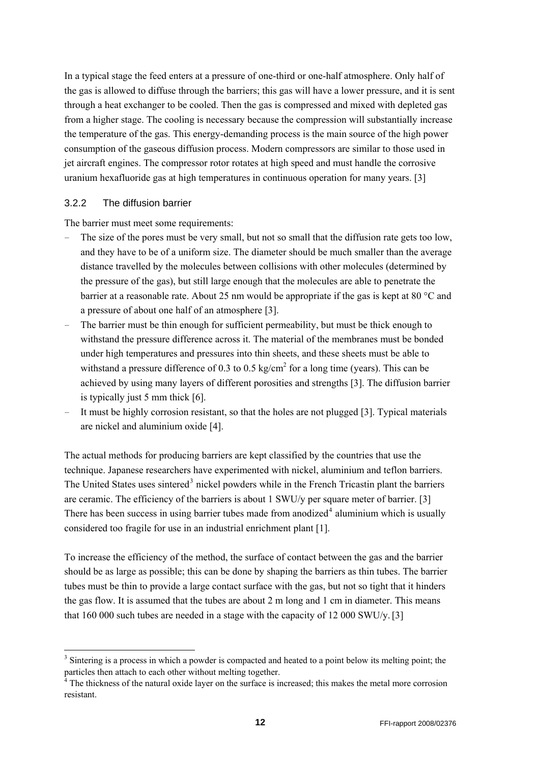In a typical stage the feed enters at a pressure of one-third or one-half atmosphere. Only half of the gas is allowed to diffuse through the barriers; this gas will have a lower pressure, and it is sent through a heat exchanger to be cooled. Then the gas is compressed and mixed with depleted gas from a higher stage. The cooling is necessary because the compression will substantially increase the temperature of the gas. This energy-demanding process is the main source of the high power consumption of the gaseous diffusion process. Modern compressors are similar to those used in jet aircraft engines. The compressor rotor rotates at high speed and must handle the corrosive uranium hexafluoride gas at high temperatures in continuous operation for many years. [3]

### 3.2.2 The diffusion barrier

The barrier must meet some requirements:

- The size of the pores must be very small, but not so small that the diffusion rate gets too low, and they have to be of a uniform size. The diameter should be much smaller than the average distance travelled by the molecules between collisions with other molecules (determined by the pressure of the gas), but still large enough that the molecules are able to penetrate the barrier at a reasonable rate. About 25 nm would be appropriate if the gas is kept at 80 °C and a pressure of about one half of an atmosphere [3].
- The barrier must be thin enough for sufficient permeability, but must be thick enough to withstand the pressure difference across it. The material of the membranes must be bonded under high temperatures and pressures into thin sheets, and these sheets must be able to withstand a pressure difference of 0.3 to 0.5 $kg/cm^2$ for a long time (years). This can be achieved by using many layers of different porosities and strengths [3]. The diffusion barrier is typically just 5 mm thick [6].
- It must be highly corrosion resistant, so that the holes are not plugged [3]. Typical materials are nickel and aluminium oxide [4].

The actual methods for producing barriers are kept classified by the countries that use the technique. Japanese researchers have experimented with nickel, aluminium and teflon barriers. The United States uses sintered[3] nickel powders while in the French Tricastin plant the barriers are ceramic. The efficiency of the barriers is about 1 SWU/y per square meter of barrier. [3] There has been success in using barrier tubes made from anodized[4] aluminium which is usually considered too fragile for use in an industrial enrichment plant [1].

To increase the efficiency of the method, the surface of contact between the gas and the barrier should be as large as possible; this can be done by shaping the barriers as thin tubes. The barrier tubes must be thin to provide a large contact surface with the gas, but not so tight that it hinders the gas flow. It is assumed that the tubes are about 2 m long and 1 cm in diameter. This means that 160 000 such tubes are needed in a stage with the capacity of 12 000 SWU/y. [3]

---

[3] Sintering is a process in which a powder is compacted and heated to a point below its melting point; the particles then attach to each other without melting together.

[4] The thickness of the natural oxide layer on the surface is increased; this makes the metal more corrosion resistant.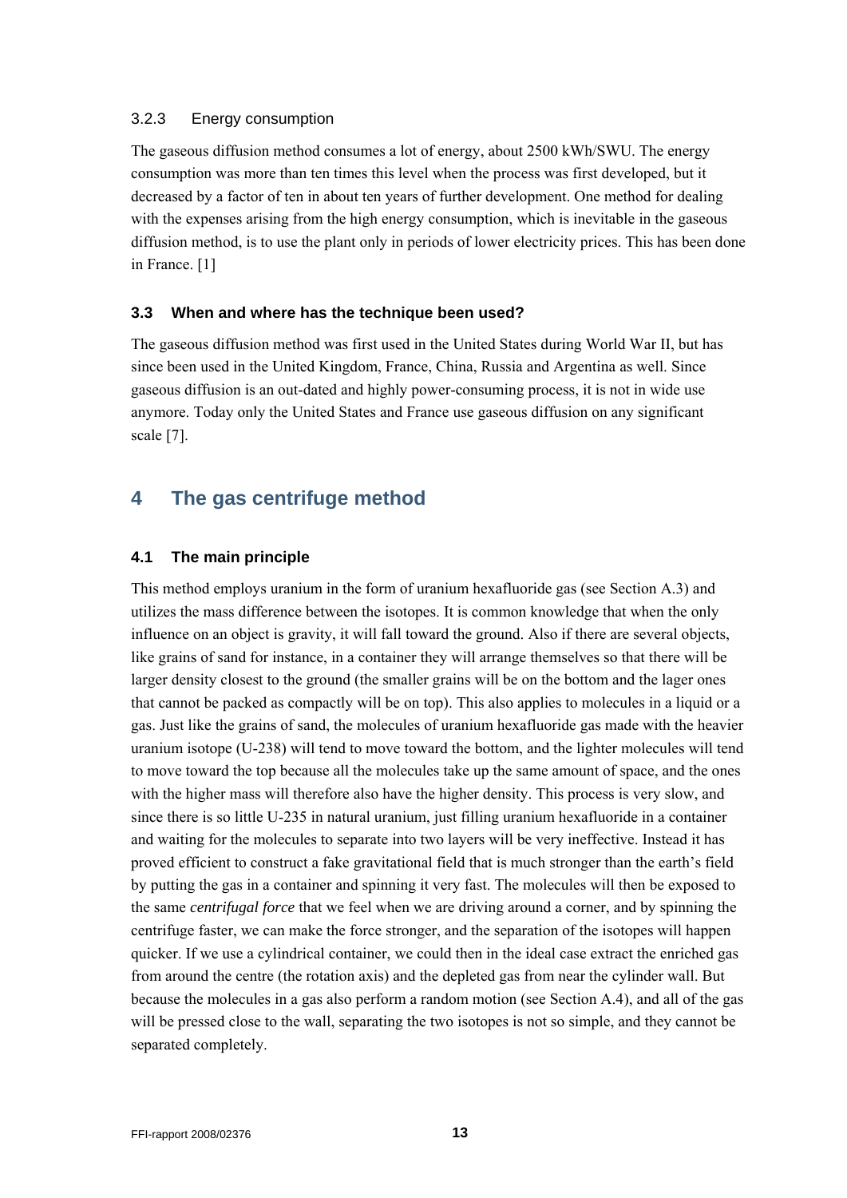### 3.2.3 Energy consumption

The gaseous diffusion method consumes a lot of energy, about 2500 kWh/SWU. The energy consumption was more than ten times this level when the process was first developed, but it decreased by a factor of ten in about ten years of further development. One method for dealing with the expenses arising from the high energy consumption, which is inevitable in the gaseous diffusion method, is to use the plant only in periods of lower electricity prices. This has been done in France. [1]

## 3.3 When and where has the technique been used?

The gaseous diffusion method was first used in the United States during World War II, but has since been used in the United Kingdom, France, China, Russia and Argentina as well. Since gaseous diffusion is an out-dated and highly power-consuming process, it is not in wide use anymore. Today only the United States and France use gaseous diffusion on any significant scale [7].

# 4 The gas centrifuge method

## 4.1 The main principle

This method employs uranium in the form of uranium hexafluoride gas (see Section A.3) and utilizes the mass difference between the isotopes. It is common knowledge that when the only influence on an object is gravity, it will fall toward the ground. Also if there are several objects, like grains of sand for instance, in a container they will arrange themselves so that there will be larger density closest to the ground (the smaller grains will be on the bottom and the lager ones that cannot be packed as compactly will be on top). This also applies to molecules in a liquid or a gas. Just like the grains of sand, the molecules of uranium hexafluoride gas made with the heavier uranium isotope (U-238) will tend to move toward the bottom, and the lighter molecules will tend to move toward the top because all the molecules take up the same amount of space, and the ones with the higher mass will therefore also have the higher density. This process is very slow, and since there is so little U-235 in natural uranium, just filling uranium hexafluoride in a container and waiting for the molecules to separate into two layers will be very ineffective. Instead it has proved efficient to construct a fake gravitational field that is much stronger than the earth's field by putting the gas in a container and spinning it very fast. The molecules will then be exposed to the same *centrifugal force* that we feel when we are driving around a corner, and by spinning the centrifuge faster, we can make the force stronger, and the separation of the isotopes will happen quicker. If we use a cylindrical container, we could then in the ideal case extract the enriched gas from around the centre (the rotation axis) and the depleted gas from near the cylinder wall. But because the molecules in a gas also perform a random motion (see Section A.4), and all of the gas will be pressed close to the wall, separating the two isotopes is not so simple, and they cannot be separated completely.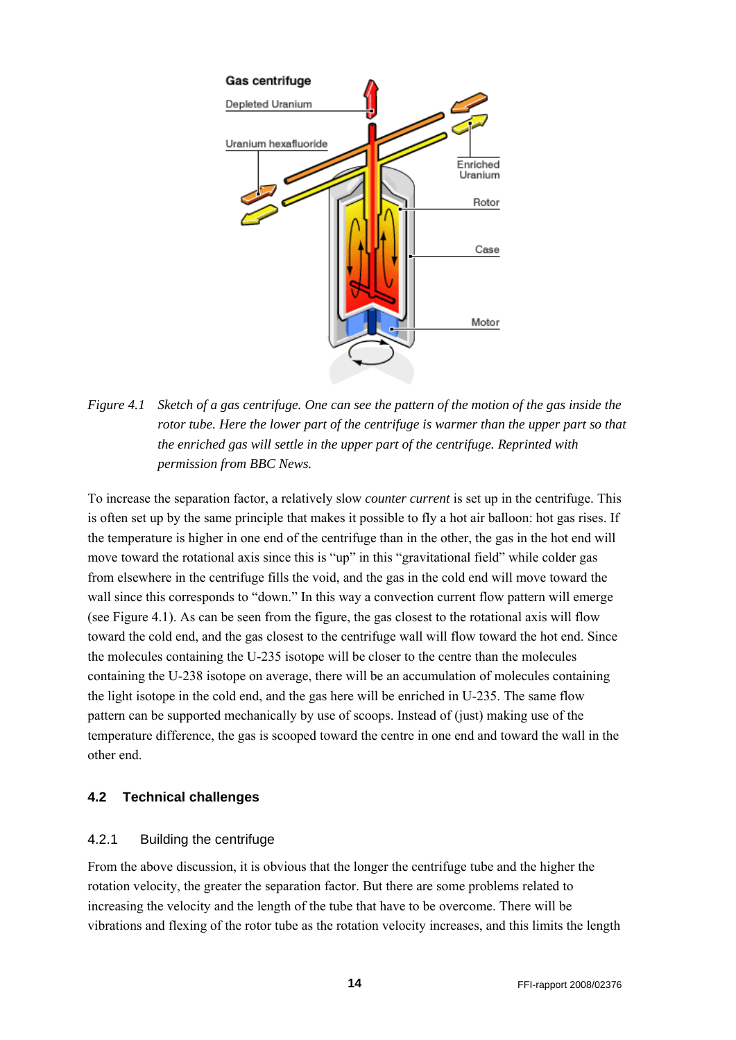*Figure 4.1 Sketch of a gas centrifuge. One can see the pattern of the motion of the gas inside the rotor tube. Here the lower part of the centrifuge is warmer than the upper part so that the enriched gas will settle in the upper part of the centrifuge. Reprinted with permission from BBC News.*

To increase the separation factor, a relatively slow *counter current* is set up in the centrifuge. This is often set up by the same principle that makes it possible to fly a hot air balloon: hot gas rises. If the temperature is higher in one end of the centrifuge than in the other, the gas in the hot end will move toward the rotational axis since this is "up" in this "gravitational field" while colder gas from elsewhere in the centrifuge fills the void, and the gas in the cold end will move toward the wall since this corresponds to "down." In this way a convection current flow pattern will emerge (see Figure 4.1). As can be seen from the figure, the gas closest to the rotational axis will flow toward the cold end, and the gas closest to the centrifuge wall will flow toward the hot end. Since the molecules containing the U-235 isotope will be closer to the centre than the molecules containing the U-238 isotope on average, there will be an accumulation of molecules containing the light isotope in the cold end, and the gas here will be enriched in U-235. The same flow pattern can be supported mechanically by use of scoops. Instead of (just) making use of the temperature difference, the gas is scooped toward the centre in one end and toward the wall in the other end.

## 4.2 Technical challenges

### 4.2.1 Building the centrifuge

From the above discussion, it is obvious that the longer the centrifuge tube and the higher the rotation velocity, the greater the separation factor. But there are some problems related to increasing the velocity and the length of the tube that have to be overcome. There will be vibrations and flexing of the rotor tube as the rotation velocity increases, and this limits the length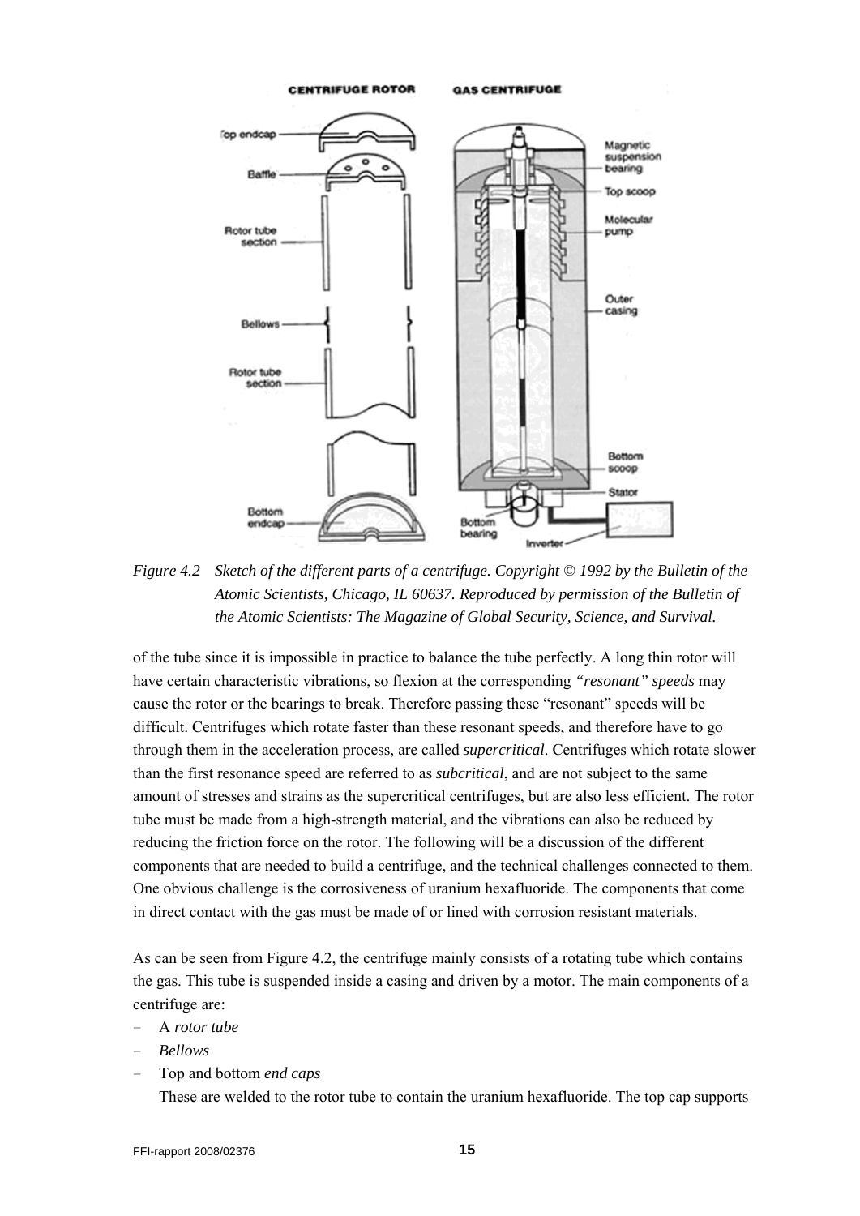*Figure 4.2 Sketch of the different parts of a centrifuge. Copyright © 1992 by the Bulletin of the Atomic Scientists, Chicago, IL 60637. Reproduced by permission of the Bulletin of the Atomic Scientists: The Magazine of Global Security, Science, and Survival.*

of the tube since it is impossible in practice to balance the tube perfectly. A long thin rotor will have certain characteristic vibrations, so flexion at the corresponding *"resonant" speeds* may cause the rotor or the bearings to break. Therefore passing these "resonant" speeds will be difficult. Centrifuges which rotate faster than these resonant speeds, and therefore have to go through them in the acceleration process, are called *supercritical*. Centrifuges which rotate slower than the first resonance speed are referred to as *subcritical*, and are not subject to the same amount of stresses and strains as the supercritical centrifuges, but are also less efficient. The rotor tube must be made from a high-strength material, and the vibrations can also be reduced by reducing the friction force on the rotor. The following will be a discussion of the different components that are needed to build a centrifuge, and the technical challenges connected to them. One obvious challenge is the corrosiveness of uranium hexafluoride. The components that come in direct contact with the gas must be made of or lined with corrosion resistant materials.

As can be seen from Figure 4.2, the centrifuge mainly consists of a rotating tube which contains the gas. This tube is suspended inside a casing and driven by a motor. The main components of a centrifuge are:

- A *rotor tube*
- *Bellows*
- Top and bottom *end caps*

  These are welded to the rotor tube to contain the uranium hexafluoride. The top cap supports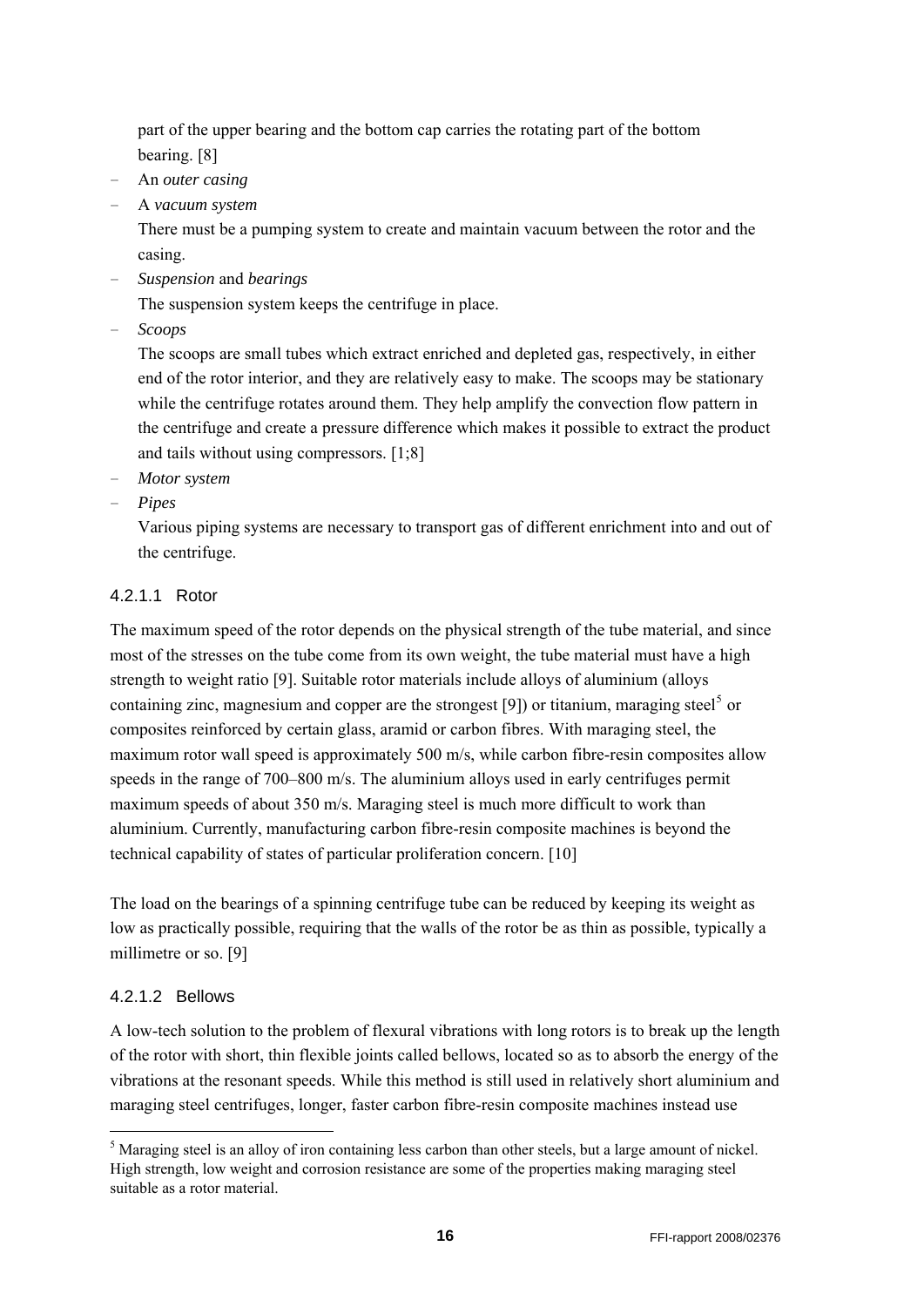part of the upper bearing and the bottom cap carries the rotating part of the bottom bearing. [8]

- An *outer casing*
- A *vacuum system*

  There must be a pumping system to create and maintain vacuum between the rotor and the casing.
- *Suspension* and *bearings*

  The suspension system keeps the centrifuge in place.
- *Scoops*

  The scoops are small tubes which extract enriched and depleted gas, respectively, in either end of the rotor interior, and they are relatively easy to make. The scoops may be stationary while the centrifuge rotates around them. They help amplify the convection flow pattern in the centrifuge and create a pressure difference which makes it possible to extract the product and tails without using compressors. [1;8]
- *Motor system*
- *Pipes*

  Various piping systems are necessary to transport gas of different enrichment into and out of the centrifuge.

#### 4.2.1.1 Rotor

The maximum speed of the rotor depends on the physical strength of the tube material, and since most of the stresses on the tube come from its own weight, the tube material must have a high strength to weight ratio [9]. Suitable rotor materials include alloys of aluminium (alloys containing zinc, magnesium and copper are the strongest [9]) or titanium, maraging steel[5] or composites reinforced by certain glass, aramid or carbon fibres. With maraging steel, the maximum rotor wall speed is approximately 500 m/s, while carbon fibre-resin composites allow speeds in the range of 700–800 m/s. The aluminium alloys used in early centrifuges permit maximum speeds of about 350 m/s. Maraging steel is much more difficult to work than aluminium. Currently, manufacturing carbon fibre-resin composite machines is beyond the technical capability of states of particular proliferation concern. [10]

The load on the bearings of a spinning centrifuge tube can be reduced by keeping its weight as low as practically possible, requiring that the walls of the rotor be as thin as possible, typically a millimetre or so. [9]

#### 4.2.1.2 Bellows

A low-tech solution to the problem of flexural vibrations with long rotors is to break up the length of the rotor with short, thin flexible joints called bellows, located so as to absorb the energy of the vibrations at the resonant speeds. While this method is still used in relatively short aluminium and maraging steel centrifuges, longer, faster carbon fibre-resin composite machines instead use

[5] Maraging steel is an alloy of iron containing less carbon than other steels, but a large amount of nickel. High strength, low weight and corrosion resistance are some of the properties making maraging steel suitable as a rotor material.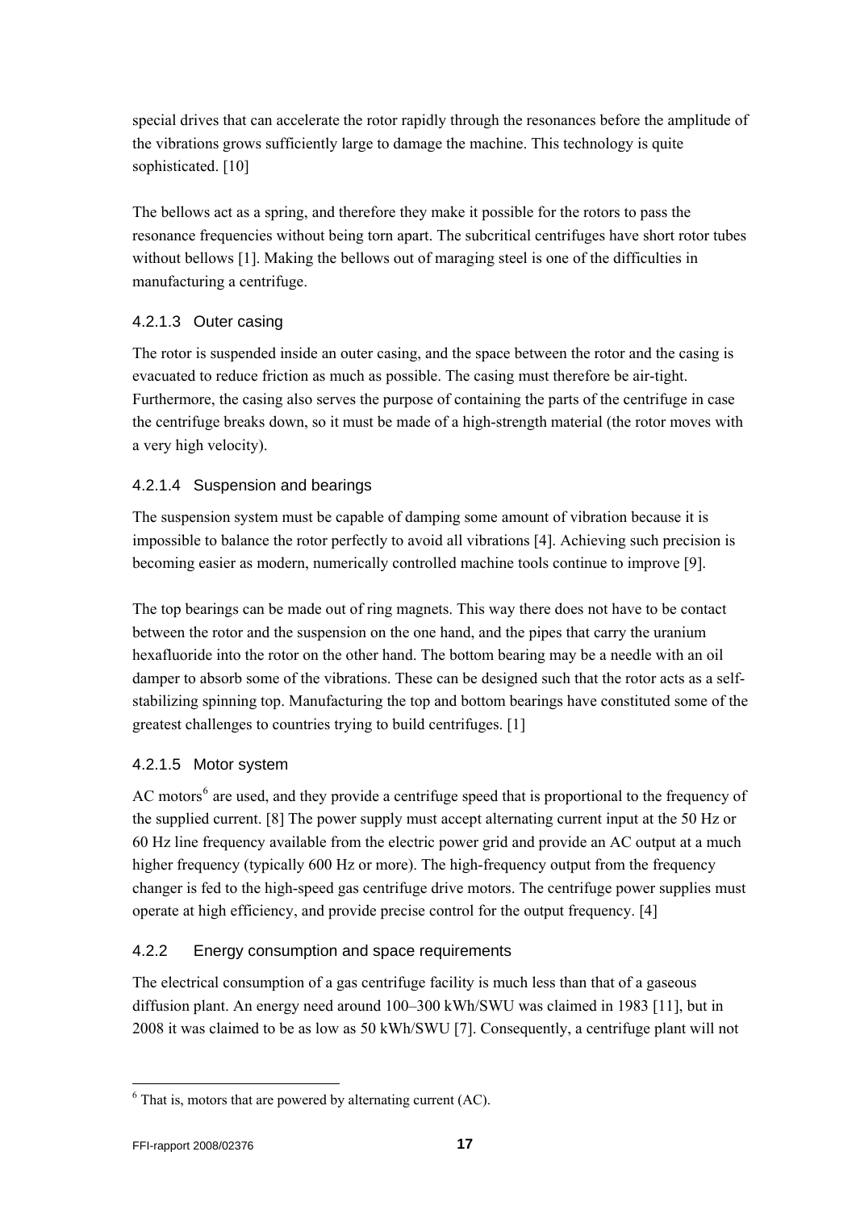special drives that can accelerate the rotor rapidly through the resonances before the amplitude of the vibrations grows sufficiently large to damage the machine. This technology is quite sophisticated. [10]

The bellows act as a spring, and therefore they make it possible for the rotors to pass the resonance frequencies without being torn apart. The subcritical centrifuges have short rotor tubes without bellows [1]. Making the bellows out of maraging steel is one of the difficulties in manufacturing a centrifuge.

#### 4.2.1.3 Outer casing

The rotor is suspended inside an outer casing, and the space between the rotor and the casing is evacuated to reduce friction as much as possible. The casing must therefore be air-tight. Furthermore, the casing also serves the purpose of containing the parts of the centrifuge in case the centrifuge breaks down, so it must be made of a high-strength material (the rotor moves with a very high velocity).

#### 4.2.1.4 Suspension and bearings

The suspension system must be capable of damping some amount of vibration because it is impossible to balance the rotor perfectly to avoid all vibrations [4]. Achieving such precision is becoming easier as modern, numerically controlled machine tools continue to improve [9].

The top bearings can be made out of ring magnets. This way there does not have to be contact between the rotor and the suspension on the one hand, and the pipes that carry the uranium hexafluoride into the rotor on the other hand. The bottom bearing may be a needle with an oil damper to absorb some of the vibrations. These can be designed such that the rotor acts as a self-stabilizing spinning top. Manufacturing the top and bottom bearings have constituted some of the greatest challenges to countries trying to build centrifuges. [1]

#### 4.2.1.5 Motor system

AC motors[6] are used, and they provide a centrifuge speed that is proportional to the frequency of the supplied current. [8] The power supply must accept alternating current input at the 50 Hz or 60 Hz line frequency available from the electric power grid and provide an AC output at a much higher frequency (typically 600 Hz or more). The high-frequency output from the frequency changer is fed to the high-speed gas centrifuge drive motors. The centrifuge power supplies must operate at high efficiency, and provide precise control for the output frequency. [4]

### 4.2.2 Energy consumption and space requirements

The electrical consumption of a gas centrifuge facility is much less than that of a gaseous diffusion plant. An energy need around 100–300 kWh/SWU was claimed in 1983 [11], but in 2008 it was claimed to be as low as 50 kWh/SWU [7]. Consequently, a centrifuge plant will not

[6] That is, motors that are powered by alternating current (AC).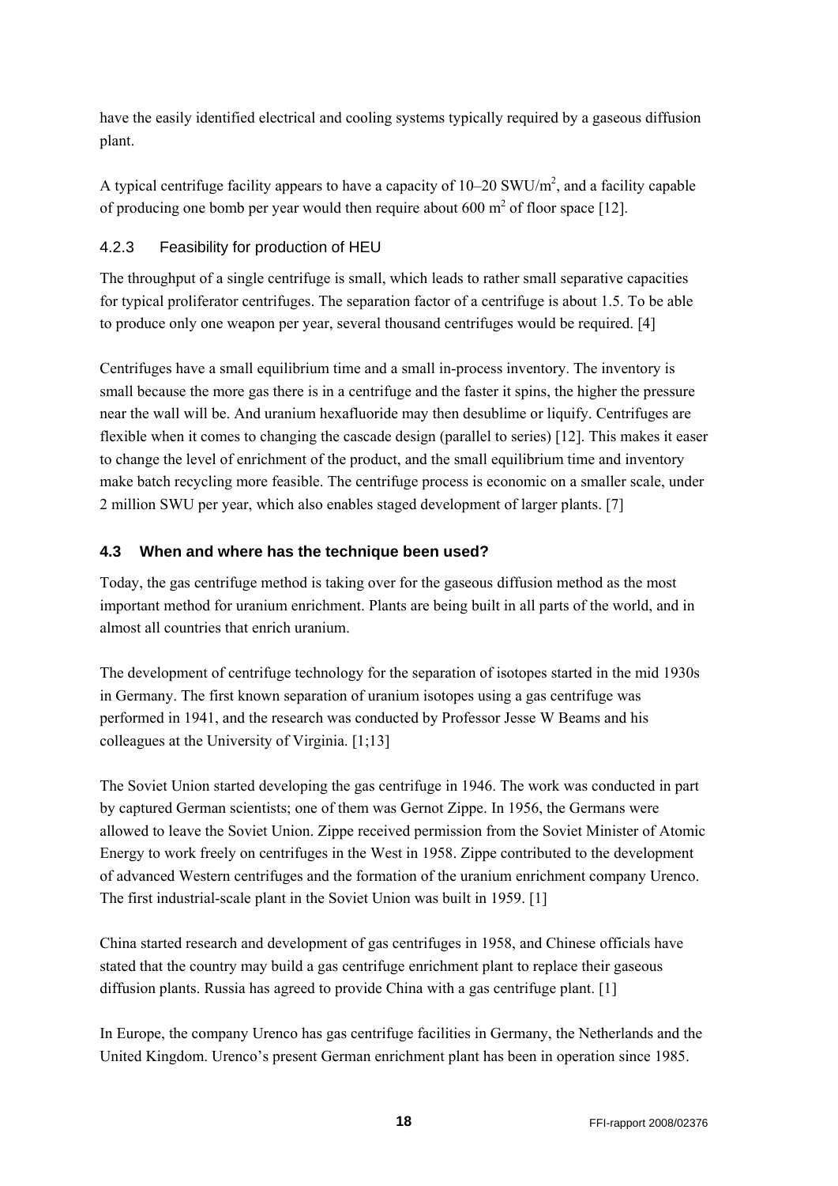have the easily identified electrical and cooling systems typically required by a gaseous diffusion plant.

A typical centrifuge facility appears to have a capacity of 10–20 SWU/$m^2$, and a facility capable of producing one bomb per year would then require about 600 $m^2$ of floor space [12].

### 4.2.3 Feasibility for production of HEU

The throughput of a single centrifuge is small, which leads to rather small separative capacities for typical proliferator centrifuges. The separation factor of a centrifuge is about 1.5. To be able to produce only one weapon per year, several thousand centrifuges would be required. [4]

Centrifuges have a small equilibrium time and a small in-process inventory. The inventory is small because the more gas there is in a centrifuge and the faster it spins, the higher the pressure near the wall will be. And uranium hexafluoride may then desublime or liquify. Centrifuges are flexible when it comes to changing the cascade design (parallel to series) [12]. This makes it easer to change the level of enrichment of the product, and the small equilibrium time and inventory make batch recycling more feasible. The centrifuge process is economic on a smaller scale, under 2 million SWU per year, which also enables staged development of larger plants. [7]

## 4.3 When and where has the technique been used?

Today, the gas centrifuge method is taking over for the gaseous diffusion method as the most important method for uranium enrichment. Plants are being built in all parts of the world, and in almost all countries that enrich uranium.

The development of centrifuge technology for the separation of isotopes started in the mid 1930s in Germany. The first known separation of uranium isotopes using a gas centrifuge was performed in 1941, and the research was conducted by Professor Jesse W Beams and his colleagues at the University of Virginia. [1;13]

The Soviet Union started developing the gas centrifuge in 1946. The work was conducted in part by captured German scientists; one of them was Gernot Zippe. In 1956, the Germans were allowed to leave the Soviet Union. Zippe received permission from the Soviet Minister of Atomic Energy to work freely on centrifuges in the West in 1958. Zippe contributed to the development of advanced Western centrifuges and the formation of the uranium enrichment company Urenco. The first industrial-scale plant in the Soviet Union was built in 1959. [1]

China started research and development of gas centrifuges in 1958, and Chinese officials have stated that the country may build a gas centrifuge enrichment plant to replace their gaseous diffusion plants. Russia has agreed to provide China with a gas centrifuge plant. [1]

In Europe, the company Urenco has gas centrifuge facilities in Germany, the Netherlands and the United Kingdom. Urenco's present German enrichment plant has been in operation since 1985.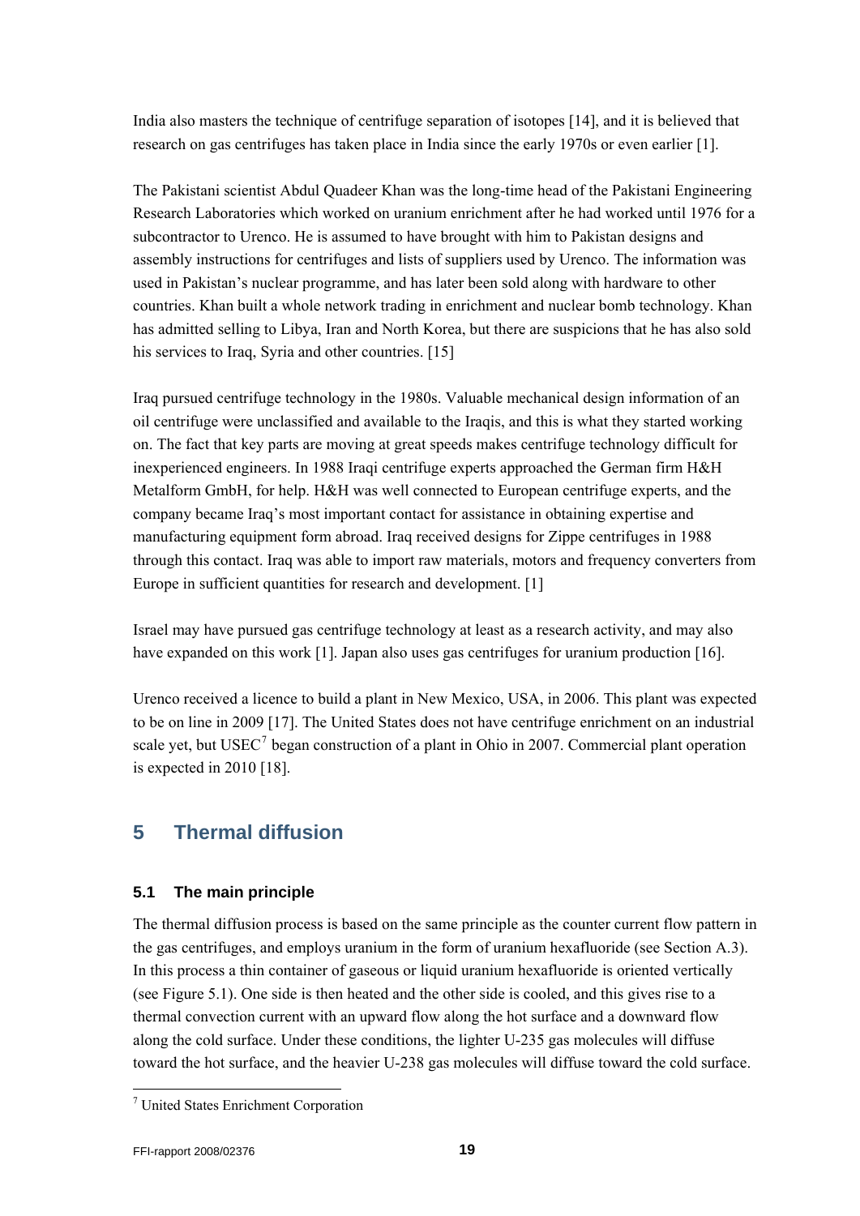India also masters the technique of centrifuge separation of isotopes [14], and it is believed that research on gas centrifuges has taken place in India since the early 1970s or even earlier [1].

The Pakistani scientist Abdul Quadeer Khan was the long-time head of the Pakistani Engineering Research Laboratories which worked on uranium enrichment after he had worked until 1976 for a subcontractor to Urenco. He is assumed to have brought with him to Pakistan designs and assembly instructions for centrifuges and lists of suppliers used by Urenco. The information was used in Pakistan's nuclear programme, and has later been sold along with hardware to other countries. Khan built a whole network trading in enrichment and nuclear bomb technology. Khan has admitted selling to Libya, Iran and North Korea, but there are suspicions that he has also sold his services to Iraq, Syria and other countries. [15]

Iraq pursued centrifuge technology in the 1980s. Valuable mechanical design information of an oil centrifuge were unclassified and available to the Iraqis, and this is what they started working on. The fact that key parts are moving at great speeds makes centrifuge technology difficult for inexperienced engineers. In 1988 Iraqi centrifuge experts approached the German firm H&H Metalform GmbH, for help. H&H was well connected to European centrifuge experts, and the company became Iraq's most important contact for assistance in obtaining expertise and manufacturing equipment form abroad. Iraq received designs for Zippe centrifuges in 1988 through this contact. Iraq was able to import raw materials, motors and frequency converters from Europe in sufficient quantities for research and development. [1]

Israel may have pursued gas centrifuge technology at least as a research activity, and may also have expanded on this work [1]. Japan also uses gas centrifuges for uranium production [16].

Urenco received a licence to build a plant in New Mexico, USA, in 2006. This plant was expected to be on line in 2009 [17]. The United States does not have centrifuge enrichment on an industrial scale yet, but USEC[7] began construction of a plant in Ohio in 2007. Commercial plant operation is expected in 2010 [18].

# 5 Thermal diffusion

## 5.1 The main principle

The thermal diffusion process is based on the same principle as the counter current flow pattern in the gas centrifuges, and employs uranium in the form of uranium hexafluoride (see Section A.3). In this process a thin container of gaseous or liquid uranium hexafluoride is oriented vertically (see Figure 5.1). One side is then heated and the other side is cooled, and this gives rise to a thermal convection current with an upward flow along the hot surface and a downward flow along the cold surface. Under these conditions, the lighter U-235 gas molecules will diffuse toward the hot surface, and the heavier U-238 gas molecules will diffuse toward the cold surface.

[7] United States Enrichment Corporation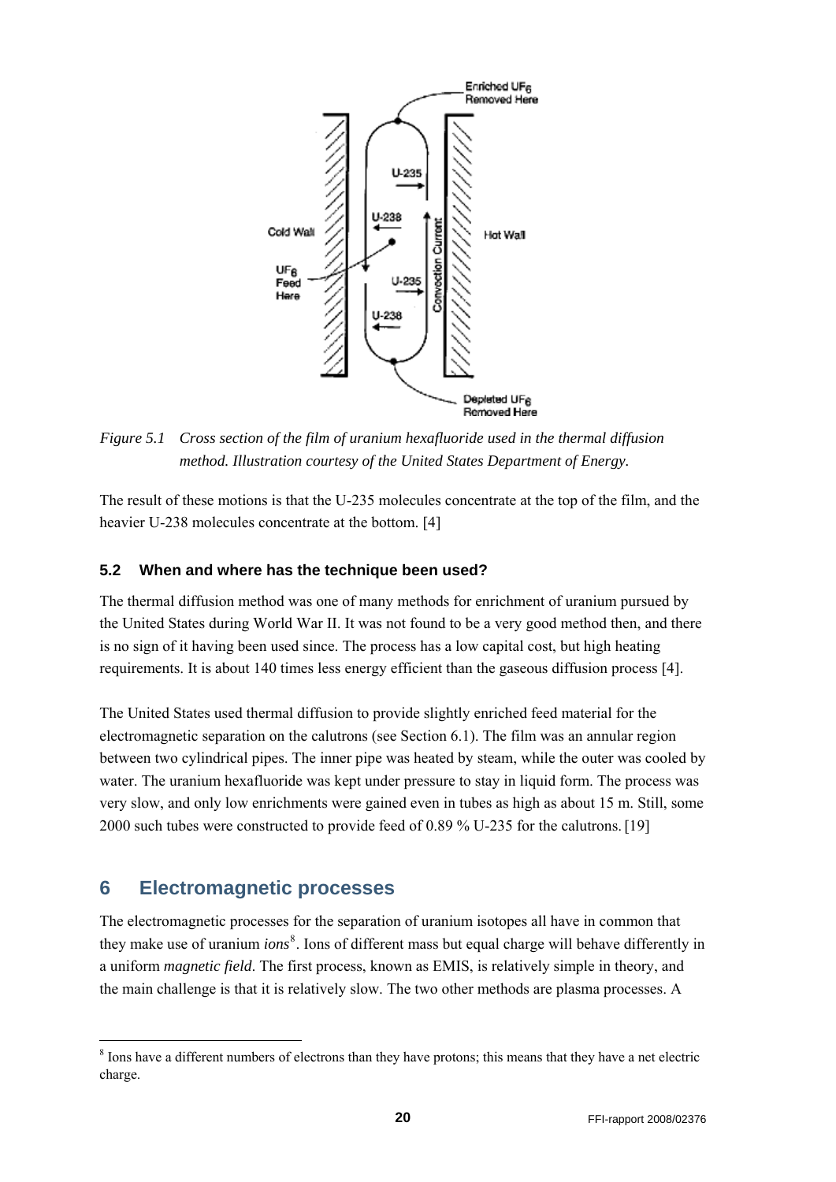*Figure 5.1 Cross section of the film of uranium hexafluoride used in the thermal diffusion method. Illustration courtesy of the United States Department of Energy.*

The result of these motions is that the U-235 molecules concentrate at the top of the film, and the heavier U-238 molecules concentrate at the bottom. [4]

### 5.2 When and where has the technique been used?

The thermal diffusion method was one of many methods for enrichment of uranium pursued by the United States during World War II. It was not found to be a very good method then, and there is no sign of it having been used since. The process has a low capital cost, but high heating requirements. It is about 140 times less energy efficient than the gaseous diffusion process [4].

The United States used thermal diffusion to provide slightly enriched feed material for the electromagnetic separation on the calutrons (see Section 6.1). The film was an annular region between two cylindrical pipes. The inner pipe was heated by steam, while the outer was cooled by water. The uranium hexafluoride was kept under pressure to stay in liquid form. The process was very slow, and only low enrichments were gained even in tubes as high as about 15 m. Still, some 2000 such tubes were constructed to provide feed of 0.89 % U-235 for the calutrons. [19]

## 6 Electromagnetic processes

The electromagnetic processes for the separation of uranium isotopes all have in common that they make use of uranium *ions*[8]. Ions of different mass but equal charge will behave differently in a uniform *magnetic field*. The first process, known as EMIS, is relatively simple in theory, and the main challenge is that it is relatively slow. The two other methods are plasma processes. A

[8] Ions have a different numbers of electrons than they have protons; this means that they have a net electric charge.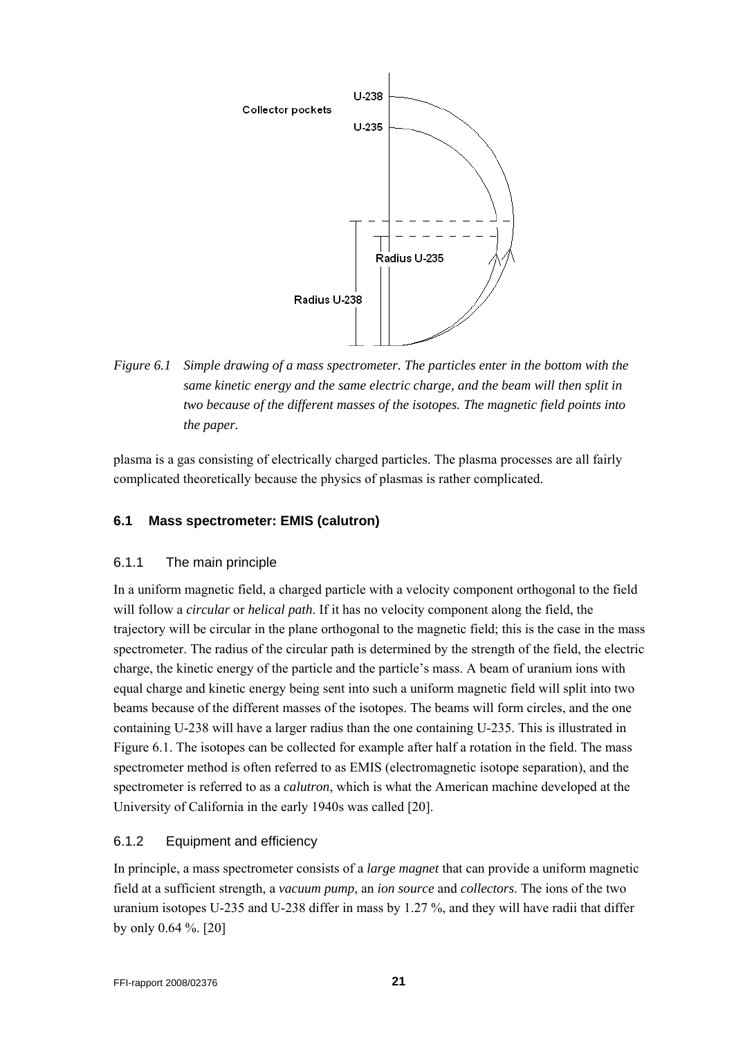*Figure 6.1 Simple drawing of a mass spectrometer. The particles enter in the bottom with the same kinetic energy and the same electric charge, and the beam will then split in two because of the different masses of the isotopes. The magnetic field points into the paper.*

plasma is a gas consisting of electrically charged particles. The plasma processes are all fairly complicated theoretically because the physics of plasmas is rather complicated.

### 6.1 Mass spectrometer: EMIS (calutron)

#### 6.1.1 The main principle

In a uniform magnetic field, a charged particle with a velocity component orthogonal to the field will follow a *circular* or *helical path*. If it has no velocity component along the field, the trajectory will be circular in the plane orthogonal to the magnetic field; this is the case in the mass spectrometer. The radius of the circular path is determined by the strength of the field, the electric charge, the kinetic energy of the particle and the particle's mass. A beam of uranium ions with equal charge and kinetic energy being sent into such a uniform magnetic field will split into two beams because of the different masses of the isotopes. The beams will form circles, and the one containing U-238 will have a larger radius than the one containing U-235. This is illustrated in Figure 6.1. The isotopes can be collected for example after half a rotation in the field. The mass spectrometer method is often referred to as EMIS (electromagnetic isotope separation), and the spectrometer is referred to as a *calutron*, which is what the American machine developed at the University of California in the early 1940s was called [20].

#### 6.1.2 Equipment and efficiency

In principle, a mass spectrometer consists of a *large magnet* that can provide a uniform magnetic field at a sufficient strength, a *vacuum pump*, an *ion source* and *collectors*. The ions of the two uranium isotopes U-235 and U-238 differ in mass by 1.27 %, and they will have radii that differ by only 0.64 %. [20]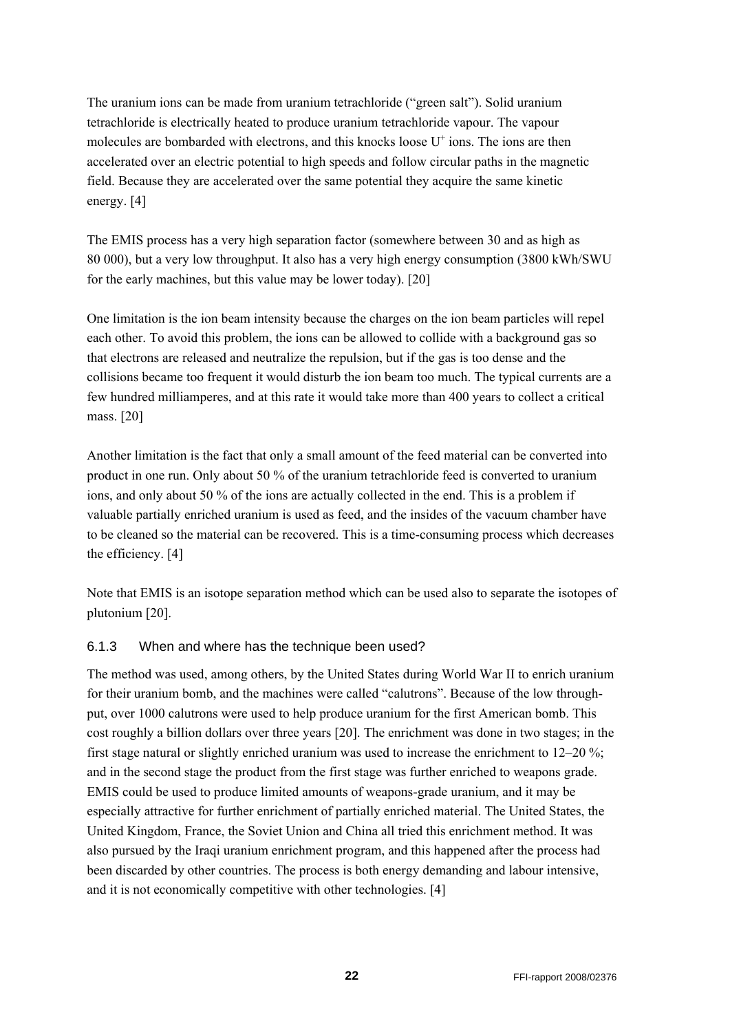The uranium ions can be made from uranium tetrachloride ("green salt"). Solid uranium tetrachloride is electrically heated to produce uranium tetrachloride vapour. The vapour molecules are bombarded with electrons, and this knocks loose $U^+$ ions. The ions are then accelerated over an electric potential to high speeds and follow circular paths in the magnetic field. Because they are accelerated over the same potential they acquire the same kinetic energy. [4]

The EMIS process has a very high separation factor (somewhere between 30 and as high as 80 000), but a very low throughput. It also has a very high energy consumption (3800 kWh/SWU for the early machines, but this value may be lower today). [20]

One limitation is the ion beam intensity because the charges on the ion beam particles will repel each other. To avoid this problem, the ions can be allowed to collide with a background gas so that electrons are released and neutralize the repulsion, but if the gas is too dense and the collisions became too frequent it would disturb the ion beam too much. The typical currents are a few hundred milliamperes, and at this rate it would take more than 400 years to collect a critical mass. [20]

Another limitation is the fact that only a small amount of the feed material can be converted into product in one run. Only about 50 % of the uranium tetrachloride feed is converted to uranium ions, and only about 50 % of the ions are actually collected in the end. This is a problem if valuable partially enriched uranium is used as feed, and the insides of the vacuum chamber have to be cleaned so the material can be recovered. This is a time-consuming process which decreases the efficiency. [4]

Note that EMIS is an isotope separation method which can be used also to separate the isotopes of plutonium [20].

### 6.1.3 When and where has the technique been used?

The method was used, among others, by the United States during World War II to enrich uranium for their uranium bomb, and the machines were called "calutrons". Because of the low throughput, over 1000 calutrons were used to help produce uranium for the first American bomb. This cost roughly a billion dollars over three years [20]. The enrichment was done in two stages; in the first stage natural or slightly enriched uranium was used to increase the enrichment to 12–20 %; and in the second stage the product from the first stage was further enriched to weapons grade. EMIS could be used to produce limited amounts of weapons-grade uranium, and it may be especially attractive for further enrichment of partially enriched material. The United States, the United Kingdom, France, the Soviet Union and China all tried this enrichment method. It was also pursued by the Iraqi uranium enrichment program, and this happened after the process had been discarded by other countries. The process is both energy demanding and labour intensive, and it is not economically competitive with other technologies. [4]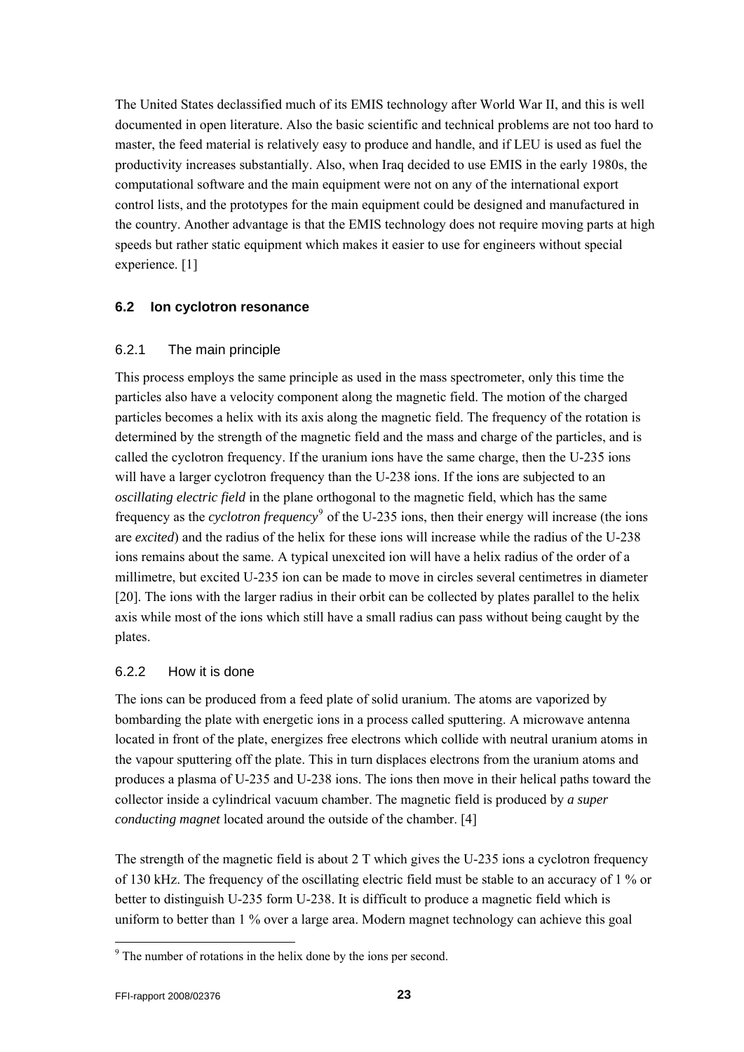The United States declassified much of its EMIS technology after World War II, and this is well documented in open literature. Also the basic scientific and technical problems are not too hard to master, the feed material is relatively easy to produce and handle, and if LEU is used as fuel the productivity increases substantially. Also, when Iraq decided to use EMIS in the early 1980s, the computational software and the main equipment were not on any of the international export control lists, and the prototypes for the main equipment could be designed and manufactured in the country. Another advantage is that the EMIS technology does not require moving parts at high speeds but rather static equipment which makes it easier to use for engineers without special experience. [1]

## 6.2 Ion cyclotron resonance

### 6.2.1 The main principle

This process employs the same principle as used in the mass spectrometer, only this time the particles also have a velocity component along the magnetic field. The motion of the charged particles becomes a helix with its axis along the magnetic field. The frequency of the rotation is determined by the strength of the magnetic field and the mass and charge of the particles, and is called the cyclotron frequency. If the uranium ions have the same charge, then the U-235 ions will have a larger cyclotron frequency than the U-238 ions. If the ions are subjected to an *oscillating electric field* in the plane orthogonal to the magnetic field, which has the same frequency as the *cyclotron frequency*[9] of the U-235 ions, then their energy will increase (the ions are *excited*) and the radius of the helix for these ions will increase while the radius of the U-238 ions remains about the same. A typical unexcited ion will have a helix radius of the order of a millimetre, but excited U-235 ion can be made to move in circles several centimetres in diameter [20]. The ions with the larger radius in their orbit can be collected by plates parallel to the helix axis while most of the ions which still have a small radius can pass without being caught by the plates.

### 6.2.2 How it is done

The ions can be produced from a feed plate of solid uranium. The atoms are vaporized by bombarding the plate with energetic ions in a process called sputtering. A microwave antenna located in front of the plate, energizes free electrons which collide with neutral uranium atoms in the vapour sputtering off the plate. This in turn displaces electrons from the uranium atoms and produces a plasma of U-235 and U-238 ions. The ions then move in their helical paths toward the collector inside a cylindrical vacuum chamber. The magnetic field is produced by *a super conducting magnet* located around the outside of the chamber. [4]

The strength of the magnetic field is about 2 T which gives the U-235 ions a cyclotron frequency of 130 kHz. The frequency of the oscillating electric field must be stable to an accuracy of 1 % or better to distinguish U-235 form U-238. It is difficult to produce a magnetic field which is uniform to better than 1 % over a large area. Modern magnet technology can achieve this goal

[9] The number of rotations in the helix done by the ions per second.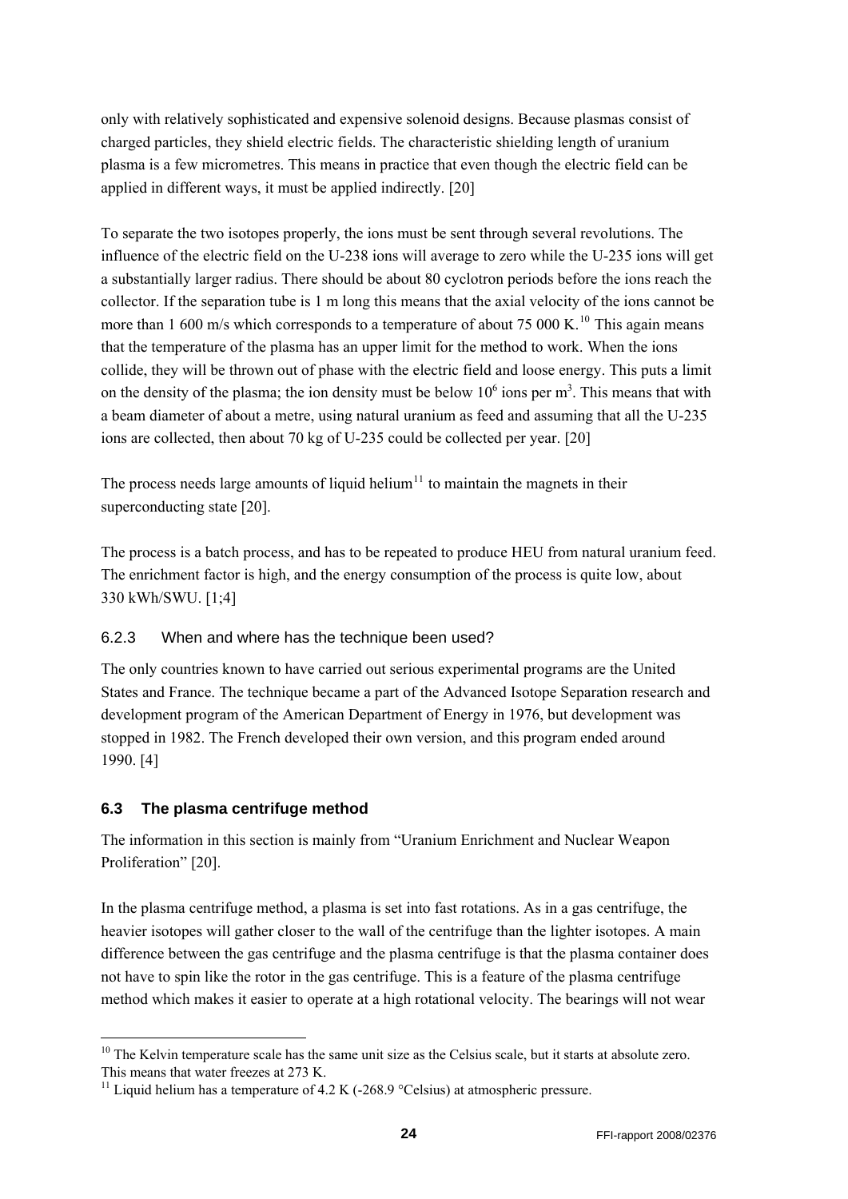only with relatively sophisticated and expensive solenoid designs. Because plasmas consist of charged particles, they shield electric fields. The characteristic shielding length of uranium plasma is a few micrometres. This means in practice that even though the electric field can be applied in different ways, it must be applied indirectly. [20]

To separate the two isotopes properly, the ions must be sent through several revolutions. The influence of the electric field on the U-238 ions will average to zero while the U-235 ions will get a substantially larger radius. There should be about 80 cyclotron periods before the ions reach the collector. If the separation tube is 1 m long this means that the axial velocity of the ions cannot be more than 1 600 m/s which corresponds to a temperature of about 75 000 K.[10] This again means that the temperature of the plasma has an upper limit for the method to work. When the ions collide, they will be thrown out of phase with the electric field and loose energy. This puts a limit on the density of the plasma; the ion density must be below $10^6$ ions per $m^3$. This means that with a beam diameter of about a metre, using natural uranium as feed and assuming that all the U-235 ions are collected, then about 70 kg of U-235 could be collected per year. [20]

The process needs large amounts of liquid helium[11] to maintain the magnets in their superconducting state [20].

The process is a batch process, and has to be repeated to produce HEU from natural uranium feed. The enrichment factor is high, and the energy consumption of the process is quite low, about 330 kWh/SWU. [1;4]

### 6.2.3 When and where has the technique been used?

The only countries known to have carried out serious experimental programs are the United States and France. The technique became a part of the Advanced Isotope Separation research and development program of the American Department of Energy in 1976, but development was stopped in 1982. The French developed their own version, and this program ended around 1990. [4]

## 6.3 The plasma centrifuge method

The information in this section is mainly from "Uranium Enrichment and Nuclear Weapon Proliferation" [20].

In the plasma centrifuge method, a plasma is set into fast rotations. As in a gas centrifuge, the heavier isotopes will gather closer to the wall of the centrifuge than the lighter isotopes. A main difference between the gas centrifuge and the plasma centrifuge is that the plasma container does not have to spin like the rotor in the gas centrifuge. This is a feature of the plasma centrifuge method which makes it easier to operate at a high rotational velocity. The bearings will not wear

---

[10] The Kelvin temperature scale has the same unit size as the Celsius scale, but it starts at absolute zero. This means that water freezes at 273 K.

[11] Liquid helium has a temperature of 4.2 K (-268.9 °Celsius) at atmospheric pressure.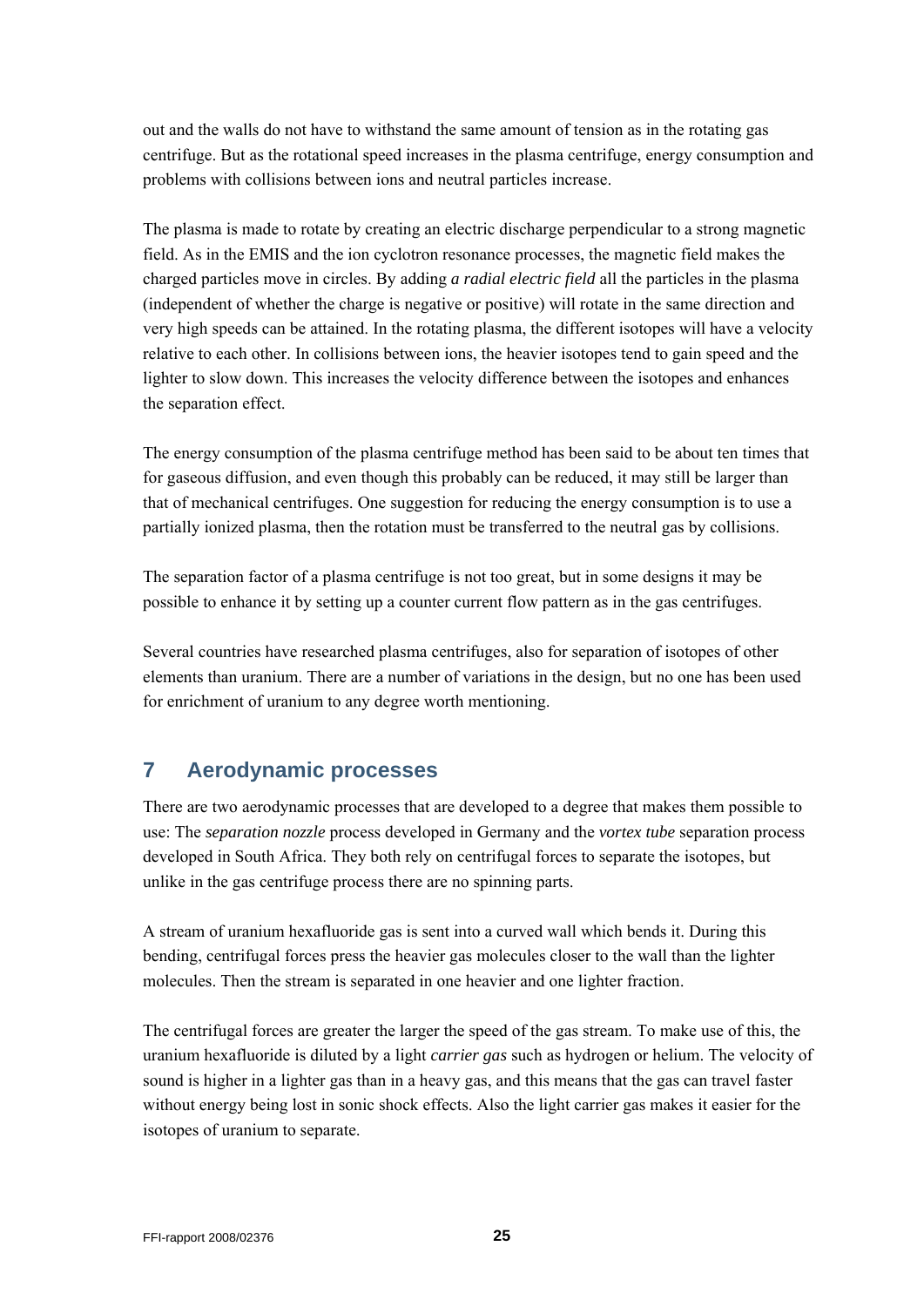out and the walls do not have to withstand the same amount of tension as in the rotating gas centrifuge. But as the rotational speed increases in the plasma centrifuge, energy consumption and problems with collisions between ions and neutral particles increase.

The plasma is made to rotate by creating an electric discharge perpendicular to a strong magnetic field. As in the EMIS and the ion cyclotron resonance processes, the magnetic field makes the charged particles move in circles. By adding *a radial electric field* all the particles in the plasma (independent of whether the charge is negative or positive) will rotate in the same direction and very high speeds can be attained. In the rotating plasma, the different isotopes will have a velocity relative to each other. In collisions between ions, the heavier isotopes tend to gain speed and the lighter to slow down. This increases the velocity difference between the isotopes and enhances the separation effect.

The energy consumption of the plasma centrifuge method has been said to be about ten times that for gaseous diffusion, and even though this probably can be reduced, it may still be larger than that of mechanical centrifuges. One suggestion for reducing the energy consumption is to use a partially ionized plasma, then the rotation must be transferred to the neutral gas by collisions.

The separation factor of a plasma centrifuge is not too great, but in some designs it may be possible to enhance it by setting up a counter current flow pattern as in the gas centrifuges.

Several countries have researched plasma centrifuges, also for separation of isotopes of other elements than uranium. There are a number of variations in the design, but no one has been used for enrichment of uranium to any degree worth mentioning.

# 7 Aerodynamic processes

There are two aerodynamic processes that are developed to a degree that makes them possible to use: The *separation nozzle* process developed in Germany and the *vortex tube* separation process developed in South Africa. They both rely on centrifugal forces to separate the isotopes, but unlike in the gas centrifuge process there are no spinning parts.

A stream of uranium hexafluoride gas is sent into a curved wall which bends it. During this bending, centrifugal forces press the heavier gas molecules closer to the wall than the lighter molecules. Then the stream is separated in one heavier and one lighter fraction.

The centrifugal forces are greater the larger the speed of the gas stream. To make use of this, the uranium hexafluoride is diluted by a light *carrier gas* such as hydrogen or helium. The velocity of sound is higher in a lighter gas than in a heavy gas, and this means that the gas can travel faster without energy being lost in sonic shock effects. Also the light carrier gas makes it easier for the isotopes of uranium to separate.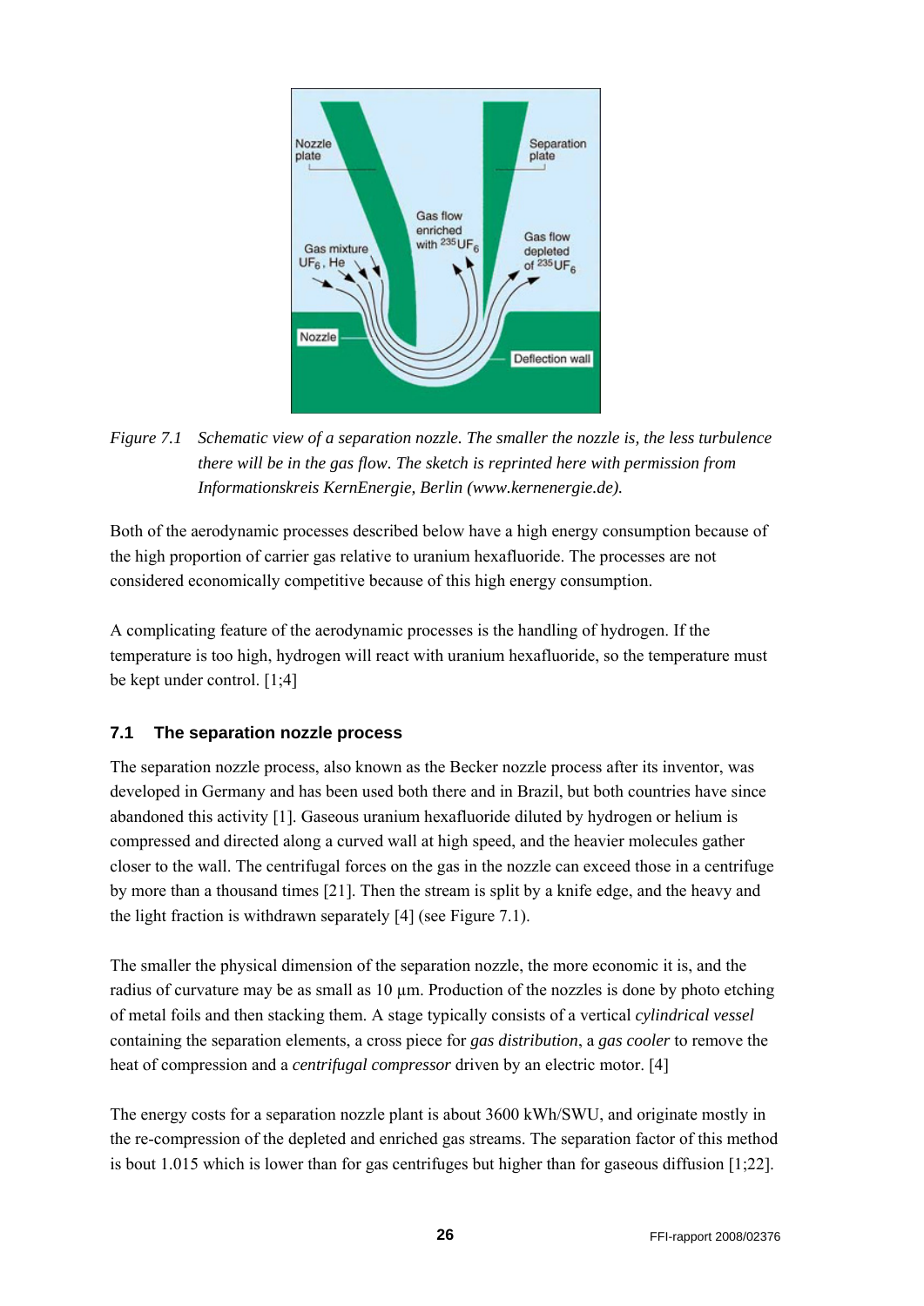*Figure 7.1 Schematic view of a separation nozzle. The smaller the nozzle is, the less turbulence there will be in the gas flow. The sketch is reprinted here with permission from Informationskreis KernEnergie, Berlin (www.kernenergie.de).*

Both of the aerodynamic processes described below have a high energy consumption because of the high proportion of carrier gas relative to uranium hexafluoride. The processes are not considered economically competitive because of this high energy consumption.

A complicating feature of the aerodynamic processes is the handling of hydrogen. If the temperature is too high, hydrogen will react with uranium hexafluoride, so the temperature must be kept under control. [1;4]

### 7.1 The separation nozzle process

The separation nozzle process, also known as the Becker nozzle process after its inventor, was developed in Germany and has been used both there and in Brazil, but both countries have since abandoned this activity [1]. Gaseous uranium hexafluoride diluted by hydrogen or helium is compressed and directed along a curved wall at high speed, and the heavier molecules gather closer to the wall. The centrifugal forces on the gas in the nozzle can exceed those in a centrifuge by more than a thousand times [21]. Then the stream is split by a knife edge, and the heavy and the light fraction is withdrawn separately [4] (see Figure 7.1).

The smaller the physical dimension of the separation nozzle, the more economic it is, and the radius of curvature may be as small as 10 µm. Production of the nozzles is done by photo etching of metal foils and then stacking them. A stage typically consists of a vertical *cylindrical vessel* containing the separation elements, a cross piece for *gas distribution*, a *gas cooler* to remove the heat of compression and a *centrifugal compressor* driven by an electric motor. [4]

The energy costs for a separation nozzle plant is about 3600 kWh/SWU, and originate mostly in the re-compression of the depleted and enriched gas streams. The separation factor of this method is bout 1.015 which is lower than for gas centrifuges but higher than for gaseous diffusion [1;22].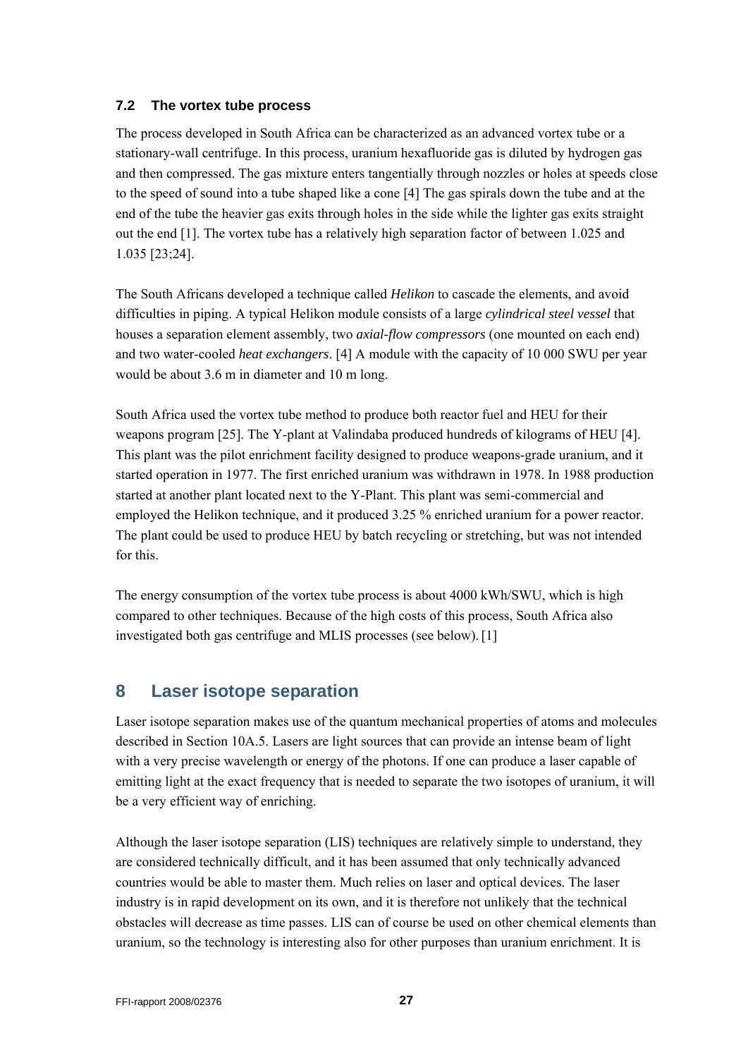### 7.2 The vortex tube process

The process developed in South Africa can be characterized as an advanced vortex tube or a stationary-wall centrifuge. In this process, uranium hexafluoride gas is diluted by hydrogen gas and then compressed. The gas mixture enters tangentially through nozzles or holes at speeds close to the speed of sound into a tube shaped like a cone [4] The gas spirals down the tube and at the end of the tube the heavier gas exits through holes in the side while the lighter gas exits straight out the end [1]. The vortex tube has a relatively high separation factor of between 1.025 and 1.035 [23;24].

The South Africans developed a technique called *Helikon* to cascade the elements, and avoid difficulties in piping. A typical Helikon module consists of a large *cylindrical steel vessel* that houses a separation element assembly, two *axial-flow compressors* (one mounted on each end) and two water-cooled *heat exchangers*. [4] A module with the capacity of 10 000 SWU per year would be about 3.6 m in diameter and 10 m long.

South Africa used the vortex tube method to produce both reactor fuel and HEU for their weapons program [25]. The Y-plant at Valindaba produced hundreds of kilograms of HEU [4]. This plant was the pilot enrichment facility designed to produce weapons-grade uranium, and it started operation in 1977. The first enriched uranium was withdrawn in 1978. In 1988 production started at another plant located next to the Y-Plant. This plant was semi-commercial and employed the Helikon technique, and it produced 3.25 % enriched uranium for a power reactor. The plant could be used to produce HEU by batch recycling or stretching, but was not intended for this.

The energy consumption of the vortex tube process is about 4000 kWh/SWU, which is high compared to other techniques. Because of the high costs of this process, South Africa also investigated both gas centrifuge and MLIS processes (see below). [1]

## 8 Laser isotope separation

Laser isotope separation makes use of the quantum mechanical properties of atoms and molecules described in Section 10A.5. Lasers are light sources that can provide an intense beam of light with a very precise wavelength or energy of the photons. If one can produce a laser capable of emitting light at the exact frequency that is needed to separate the two isotopes of uranium, it will be a very efficient way of enriching.

Although the laser isotope separation (LIS) techniques are relatively simple to understand, they are considered technically difficult, and it has been assumed that only technically advanced countries would be able to master them. Much relies on laser and optical devices. The laser industry is in rapid development on its own, and it is therefore not unlikely that the technical obstacles will decrease as time passes. LIS can of course be used on other chemical elements than uranium, so the technology is interesting also for other purposes than uranium enrichment. It is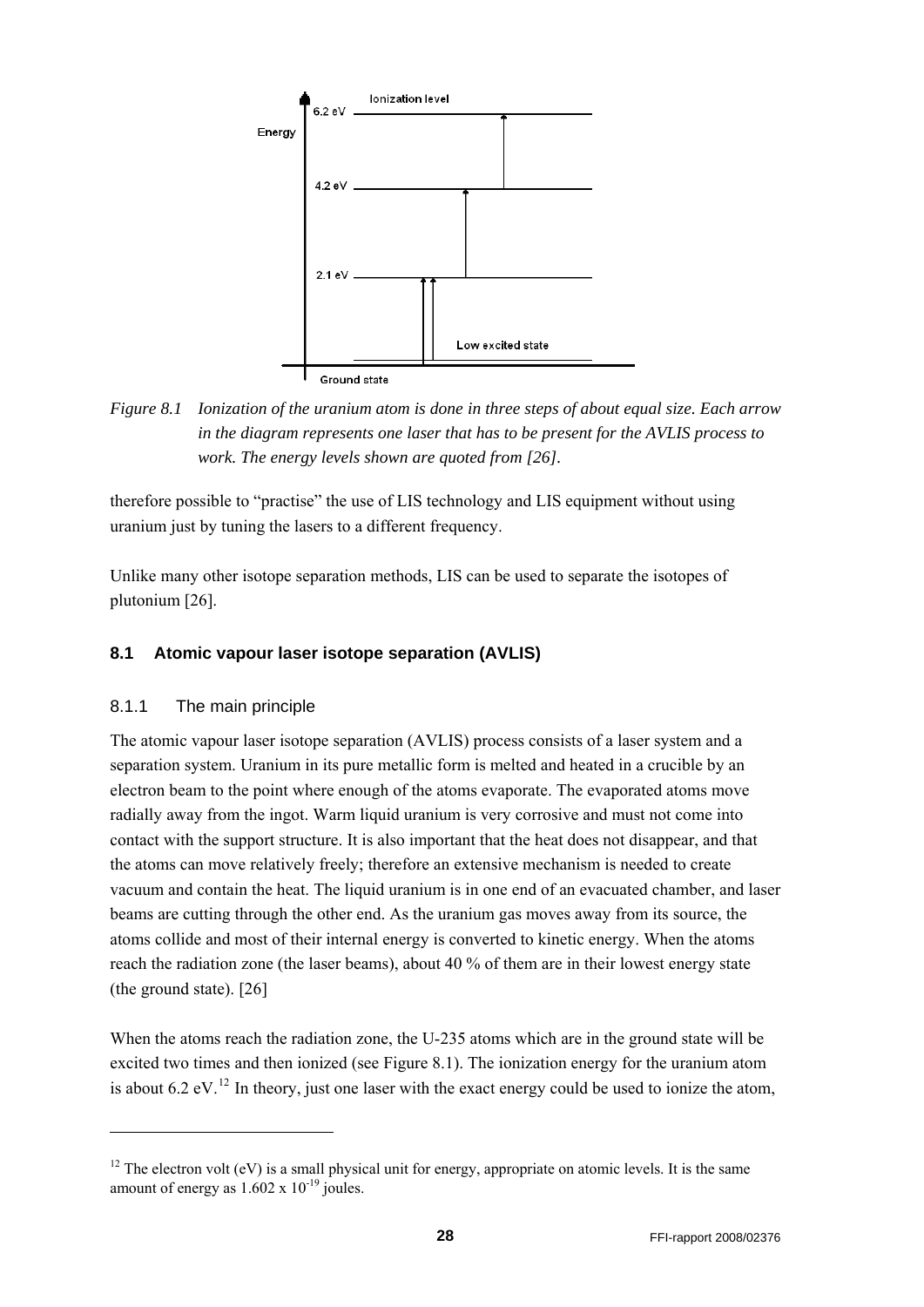*Figure 8.1 Ionization of the uranium atom is done in three steps of about equal size. Each arrow in the diagram represents one laser that has to be present for the AVLIS process to work. The energy levels shown are quoted from [26].*

therefore possible to "practise" the use of LIS technology and LIS equipment without using uranium just by tuning the lasers to a different frequency.

Unlike many other isotope separation methods, LIS can be used to separate the isotopes of plutonium [26].

## 8.1 Atomic vapour laser isotope separation (AVLIS)

### 8.1.1 The main principle

The atomic vapour laser isotope separation (AVLIS) process consists of a laser system and a separation system. Uranium in its pure metallic form is melted and heated in a crucible by an electron beam to the point where enough of the atoms evaporate. The evaporated atoms move radially away from the ingot. Warm liquid uranium is very corrosive and must not come into contact with the support structure. It is also important that the heat does not disappear, and that the atoms can move relatively freely; therefore an extensive mechanism is needed to create vacuum and contain the heat. The liquid uranium is in one end of an evacuated chamber, and laser beams are cutting through the other end. As the uranium gas moves away from its source, the atoms collide and most of their internal energy is converted to kinetic energy. When the atoms reach the radiation zone (the laser beams), about 40 % of them are in their lowest energy state (the ground state). [26]

When the atoms reach the radiation zone, the U-235 atoms which are in the ground state will be excited two times and then ionized (see Figure 8.1). The ionization energy for the uranium atom is about 6.2 eV.[12] In theory, just one laser with the exact energy could be used to ionize the atom,

---

[12] The electron volt (eV) is a small physical unit for energy, appropriate on atomic levels. It is the same amount of energy as $1.602 \times 10^{-19}$ joules.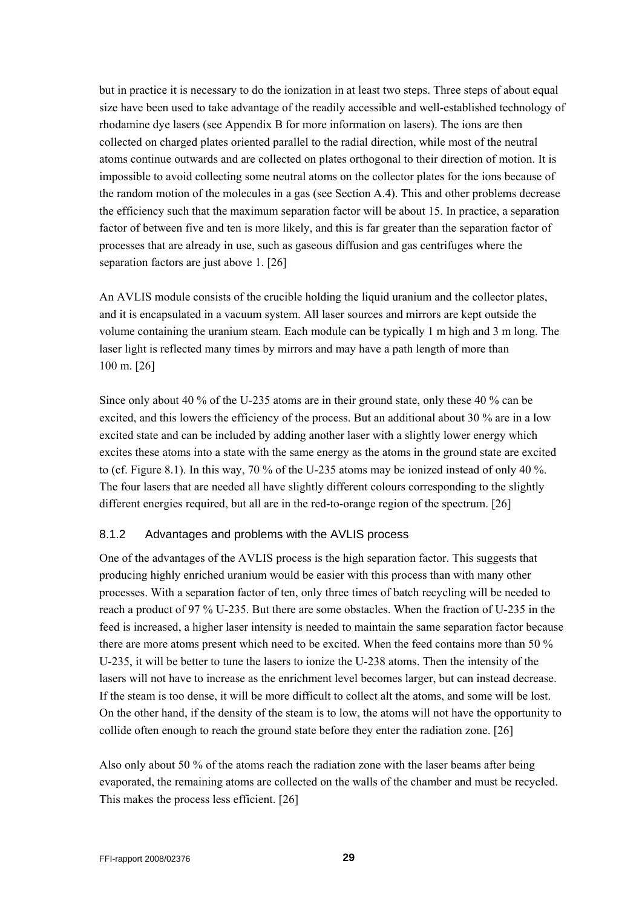but in practice it is necessary to do the ionization in at least two steps. Three steps of about equal size have been used to take advantage of the readily accessible and well-established technology of rhodamine dye lasers (see Appendix B for more information on lasers). The ions are then collected on charged plates oriented parallel to the radial direction, while most of the neutral atoms continue outwards and are collected on plates orthogonal to their direction of motion. It is impossible to avoid collecting some neutral atoms on the collector plates for the ions because of the random motion of the molecules in a gas (see Section A.4). This and other problems decrease the efficiency such that the maximum separation factor will be about 15. In practice, a separation factor of between five and ten is more likely, and this is far greater than the separation factor of processes that are already in use, such as gaseous diffusion and gas centrifuges where the separation factors are just above 1. [26]

An AVLIS module consists of the crucible holding the liquid uranium and the collector plates, and it is encapsulated in a vacuum system. All laser sources and mirrors are kept outside the volume containing the uranium steam. Each module can be typically 1 m high and 3 m long. The laser light is reflected many times by mirrors and may have a path length of more than 100 m. [26]

Since only about 40 % of the U-235 atoms are in their ground state, only these 40 % can be excited, and this lowers the efficiency of the process. But an additional about 30 % are in a low excited state and can be included by adding another laser with a slightly lower energy which excites these atoms into a state with the same energy as the atoms in the ground state are excited to (cf. Figure 8.1). In this way, 70 % of the U-235 atoms may be ionized instead of only 40 %. The four lasers that are needed all have slightly different colours corresponding to the slightly different energies required, but all are in the red-to-orange region of the spectrum. [26]

### 8.1.2 Advantages and problems with the AVLIS process

One of the advantages of the AVLIS process is the high separation factor. This suggests that producing highly enriched uranium would be easier with this process than with many other processes. With a separation factor of ten, only three times of batch recycling will be needed to reach a product of 97 % U-235. But there are some obstacles. When the fraction of U-235 in the feed is increased, a higher laser intensity is needed to maintain the same separation factor because there are more atoms present which need to be excited. When the feed contains more than 50 % U-235, it will be better to tune the lasers to ionize the U-238 atoms. Then the intensity of the lasers will not have to increase as the enrichment level becomes larger, but can instead decrease. If the steam is too dense, it will be more difficult to collect alt the atoms, and some will be lost. On the other hand, if the density of the steam is to low, the atoms will not have the opportunity to collide often enough to reach the ground state before they enter the radiation zone. [26]

Also only about 50 % of the atoms reach the radiation zone with the laser beams after being evaporated, the remaining atoms are collected on the walls of the chamber and must be recycled. This makes the process less efficient. [26]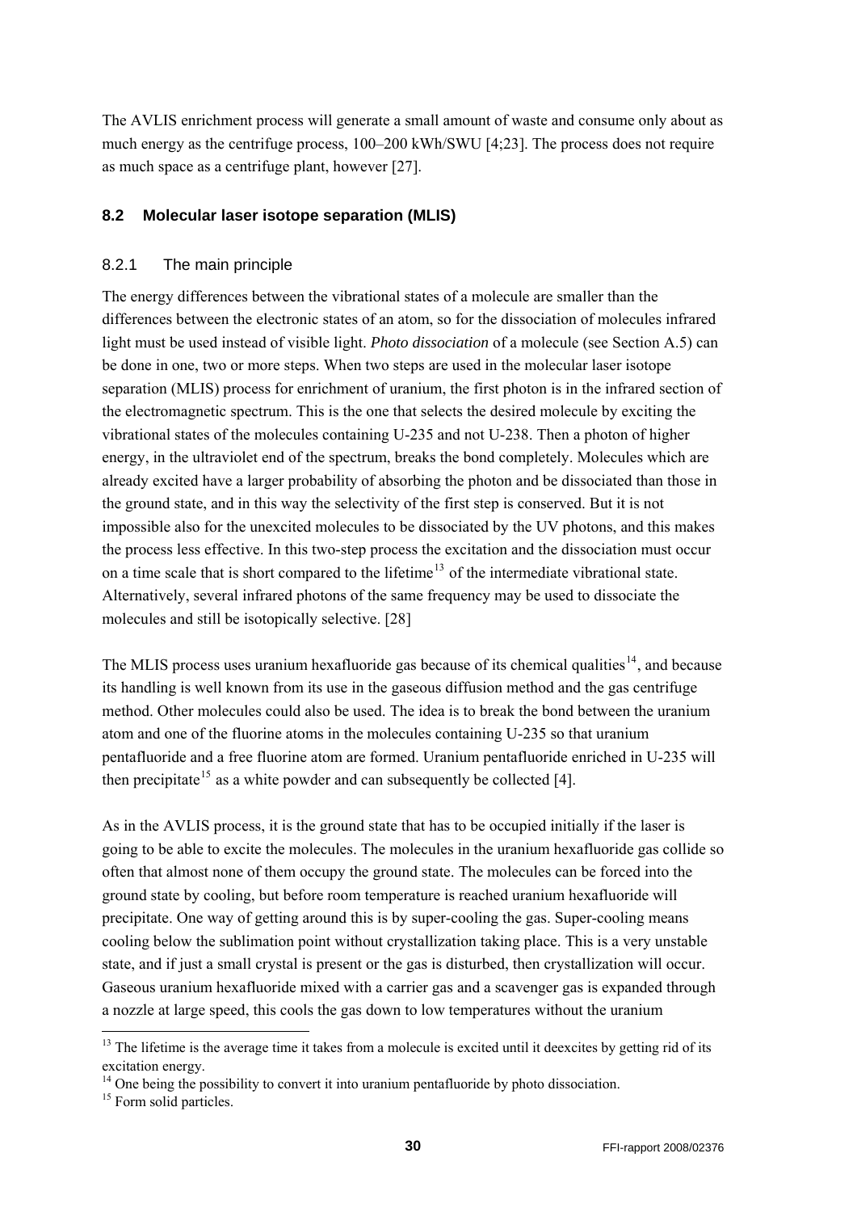The AVLIS enrichment process will generate a small amount of waste and consume only about as much energy as the centrifuge process, 100–200 kWh/SWU [4;23]. The process does not require as much space as a centrifuge plant, however [27].

## 8.2 Molecular laser isotope separation (MLIS)

### 8.2.1 The main principle

The energy differences between the vibrational states of a molecule are smaller than the differences between the electronic states of an atom, so for the dissociation of molecules infrared light must be used instead of visible light. *Photo dissociation* of a molecule (see Section A.5) can be done in one, two or more steps. When two steps are used in the molecular laser isotope separation (MLIS) process for enrichment of uranium, the first photon is in the infrared section of the electromagnetic spectrum. This is the one that selects the desired molecule by exciting the vibrational states of the molecules containing U-235 and not U-238. Then a photon of higher energy, in the ultraviolet end of the spectrum, breaks the bond completely. Molecules which are already excited have a larger probability of absorbing the photon and be dissociated than those in the ground state, and in this way the selectivity of the first step is conserved. But it is not impossible also for the unexcited molecules to be dissociated by the UV photons, and this makes the process less effective. In this two-step process the excitation and the dissociation must occur on a time scale that is short compared to the lifetime[13] of the intermediate vibrational state. Alternatively, several infrared photons of the same frequency may be used to dissociate the molecules and still be isotopically selective. [28]

The MLIS process uses uranium hexafluoride gas because of its chemical qualities[14], and because its handling is well known from its use in the gaseous diffusion method and the gas centrifuge method. Other molecules could also be used. The idea is to break the bond between the uranium atom and one of the fluorine atoms in the molecules containing U-235 so that uranium pentafluoride and a free fluorine atom are formed. Uranium pentafluoride enriched in U-235 will then precipitate[15] as a white powder and can subsequently be collected [4].

As in the AVLIS process, it is the ground state that has to be occupied initially if the laser is going to be able to excite the molecules. The molecules in the uranium hexafluoride gas collide so often that almost none of them occupy the ground state. The molecules can be forced into the ground state by cooling, but before room temperature is reached uranium hexafluoride will precipitate. One way of getting around this is by super-cooling the gas. Super-cooling means cooling below the sublimation point without crystallization taking place. This is a very unstable state, and if just a small crystal is present or the gas is disturbed, then crystallization will occur. Gaseous uranium hexafluoride mixed with a carrier gas and a scavenger gas is expanded through a nozzle at large speed, this cools the gas down to low temperatures without the uranium

---

[13] The lifetime is the average time it takes from a molecule is excited until it deexcites by getting rid of its excitation energy.

[14] One being the possibility to convert it into uranium pentafluoride by photo dissociation.

[15] Form solid particles.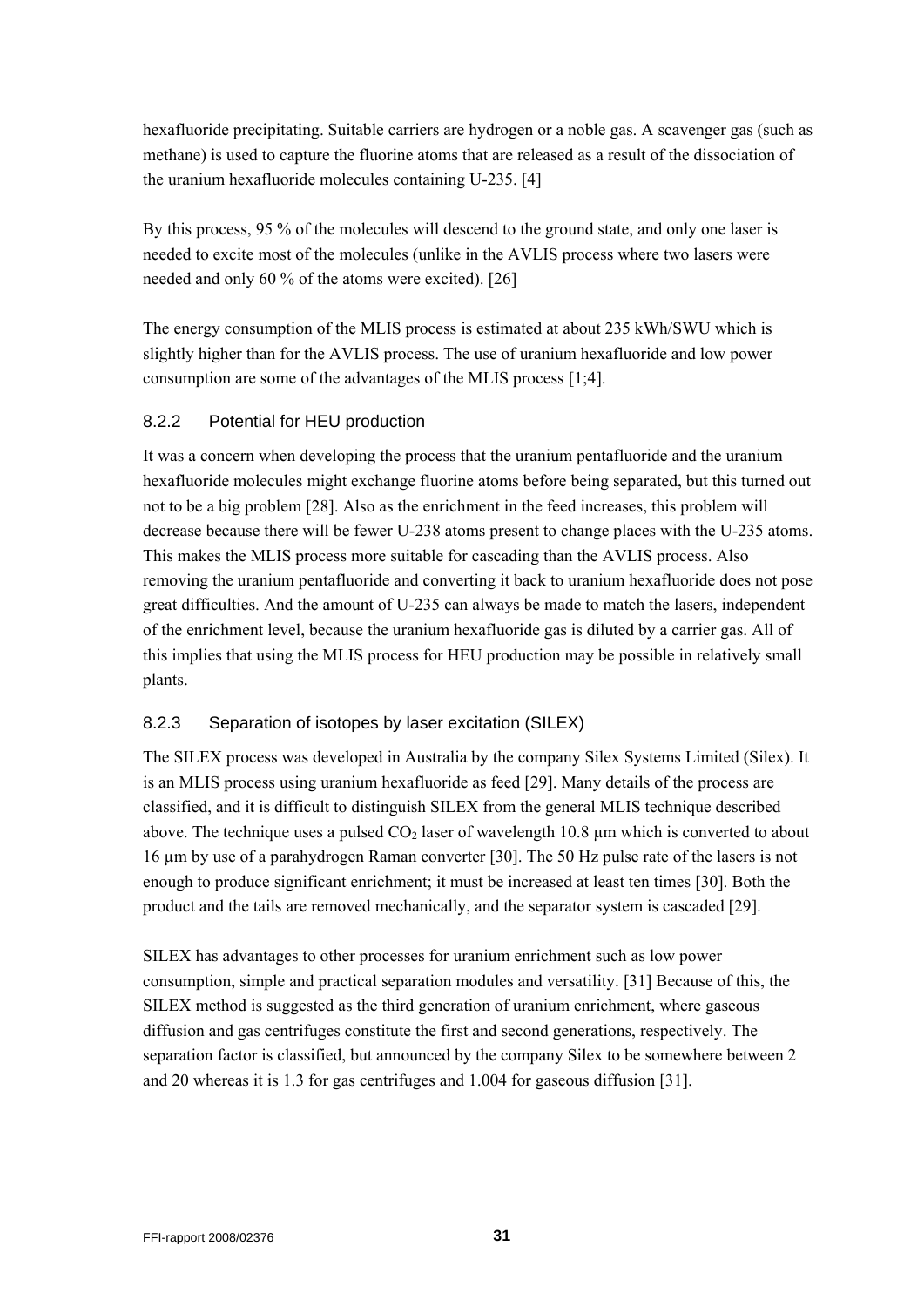hexafluoride precipitating. Suitable carriers are hydrogen or a noble gas. A scavenger gas (such as methane) is used to capture the fluorine atoms that are released as a result of the dissociation of the uranium hexafluoride molecules containing U-235. [4]

By this process, 95 % of the molecules will descend to the ground state, and only one laser is needed to excite most of the molecules (unlike in the AVLIS process where two lasers were needed and only 60 % of the atoms were excited). [26]

The energy consumption of the MLIS process is estimated at about 235 kWh/SWU which is slightly higher than for the AVLIS process. The use of uranium hexafluoride and low power consumption are some of the advantages of the MLIS process [1;4].

### 8.2.2 Potential for HEU production

It was a concern when developing the process that the uranium pentafluoride and the uranium hexafluoride molecules might exchange fluorine atoms before being separated, but this turned out not to be a big problem [28]. Also as the enrichment in the feed increases, this problem will decrease because there will be fewer U-238 atoms present to change places with the U-235 atoms. This makes the MLIS process more suitable for cascading than the AVLIS process. Also removing the uranium pentafluoride and converting it back to uranium hexafluoride does not pose great difficulties. And the amount of U-235 can always be made to match the lasers, independent of the enrichment level, because the uranium hexafluoride gas is diluted by a carrier gas. All of this implies that using the MLIS process for HEU production may be possible in relatively small plants.

### 8.2.3 Separation of isotopes by laser excitation (SILEX)

The SILEX process was developed in Australia by the company Silex Systems Limited (Silex). It is an MLIS process using uranium hexafluoride as feed [29]. Many details of the process are classified, and it is difficult to distinguish SILEX from the general MLIS technique described above. The technique uses a pulsed $CO_2$ laser of wavelength 10.8 µm which is converted to about 16 µm by use of a parahydrogen Raman converter [30]. The 50 Hz pulse rate of the lasers is not enough to produce significant enrichment; it must be increased at least ten times [30]. Both the product and the tails are removed mechanically, and the separator system is cascaded [29].

SILEX has advantages to other processes for uranium enrichment such as low power consumption, simple and practical separation modules and versatility. [31] Because of this, the SILEX method is suggested as the third generation of uranium enrichment, where gaseous diffusion and gas centrifuges constitute the first and second generations, respectively. The separation factor is classified, but announced by the company Silex to be somewhere between 2 and 20 whereas it is 1.3 for gas centrifuges and 1.004 for gaseous diffusion [31].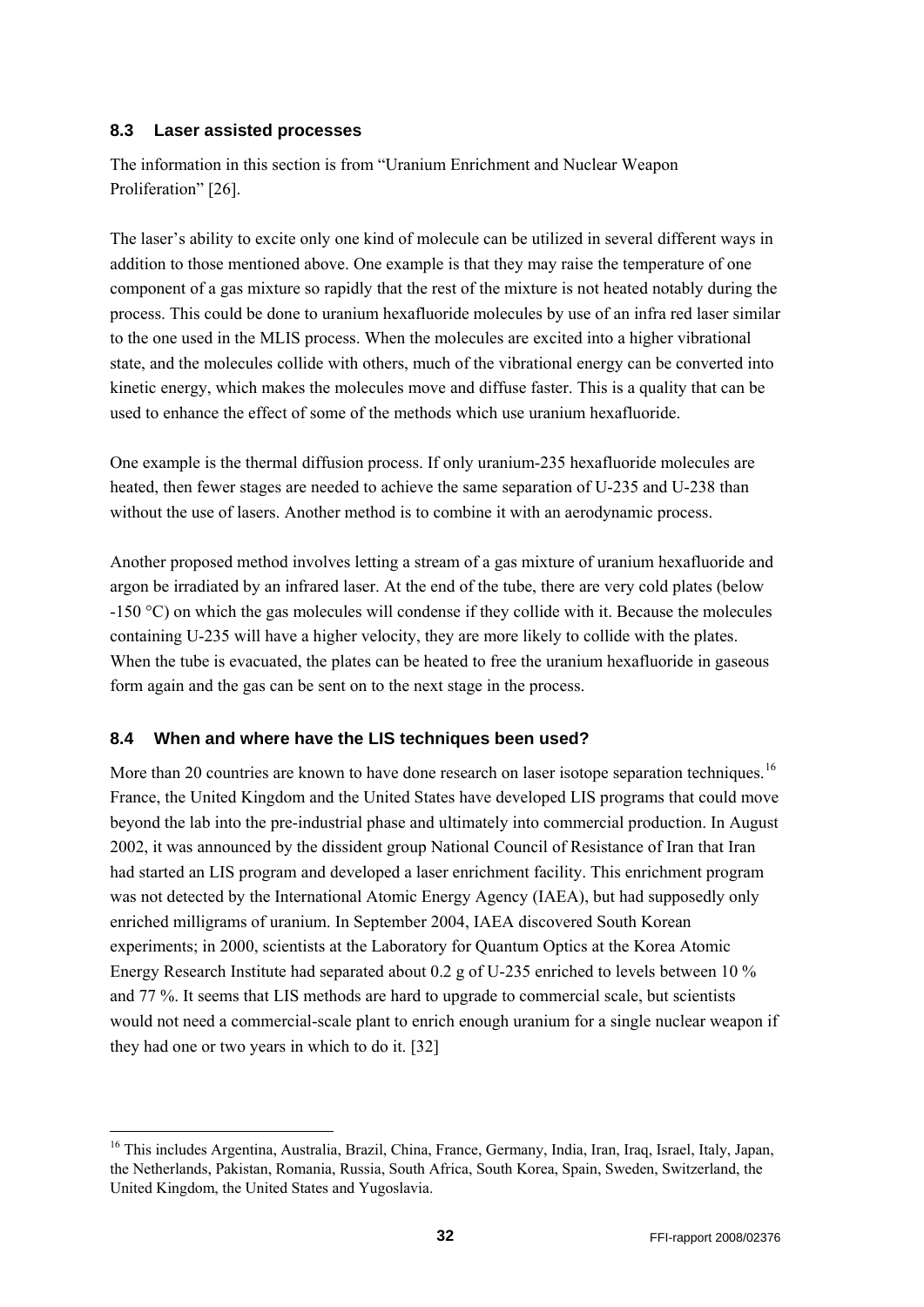### 8.3 Laser assisted processes

The information in this section is from "Uranium Enrichment and Nuclear Weapon Proliferation" [26].

The laser's ability to excite only one kind of molecule can be utilized in several different ways in addition to those mentioned above. One example is that they may raise the temperature of one component of a gas mixture so rapidly that the rest of the mixture is not heated notably during the process. This could be done to uranium hexafluoride molecules by use of an infra red laser similar to the one used in the MLIS process. When the molecules are excited into a higher vibrational state, and the molecules collide with others, much of the vibrational energy can be converted into kinetic energy, which makes the molecules move and diffuse faster. This is a quality that can be used to enhance the effect of some of the methods which use uranium hexafluoride.

One example is the thermal diffusion process. If only uranium-235 hexafluoride molecules are heated, then fewer stages are needed to achieve the same separation of U-235 and U-238 than without the use of lasers. Another method is to combine it with an aerodynamic process.

Another proposed method involves letting a stream of a gas mixture of uranium hexafluoride and argon be irradiated by an infrared laser. At the end of the tube, there are very cold plates (below -150 °C) on which the gas molecules will condense if they collide with it. Because the molecules containing U-235 will have a higher velocity, they are more likely to collide with the plates. When the tube is evacuated, the plates can be heated to free the uranium hexafluoride in gaseous form again and the gas can be sent on to the next stage in the process.

### 8.4 When and where have the LIS techniques been used?

More than 20 countries are known to have done research on laser isotope separation techniques.[16] France, the United Kingdom and the United States have developed LIS programs that could move beyond the lab into the pre-industrial phase and ultimately into commercial production. In August 2002, it was announced by the dissident group National Council of Resistance of Iran that Iran had started an LIS program and developed a laser enrichment facility. This enrichment program was not detected by the International Atomic Energy Agency (IAEA), but had supposedly only enriched milligrams of uranium. In September 2004, IAEA discovered South Korean experiments; in 2000, scientists at the Laboratory for Quantum Optics at the Korea Atomic Energy Research Institute had separated about 0.2 g of U-235 enriched to levels between 10 % and 77 %. It seems that LIS methods are hard to upgrade to commercial scale, but scientists would not need a commercial-scale plant to enrich enough uranium for a single nuclear weapon if they had one or two years in which to do it. [32]

---

[16] This includes Argentina, Australia, Brazil, China, France, Germany, India, Iran, Iraq, Israel, Italy, Japan, the Netherlands, Pakistan, Romania, Russia, South Africa, South Korea, Spain, Sweden, Switzerland, the United Kingdom, the United States and Yugoslavia.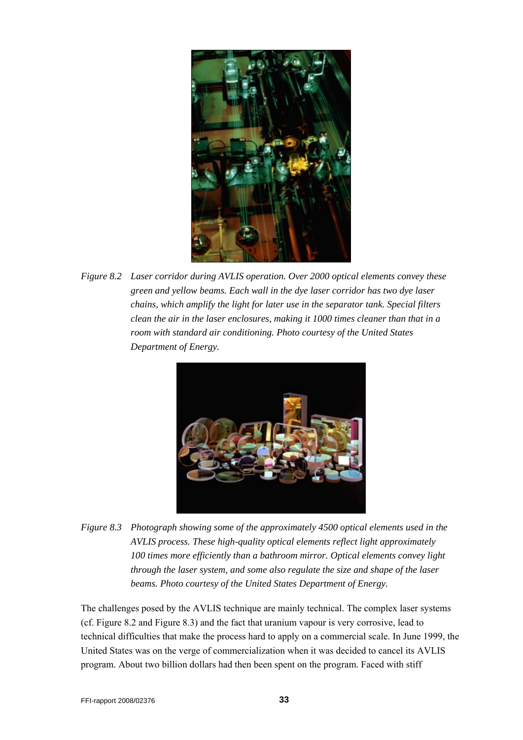*Figure 8.2 Laser corridor during AVLIS operation. Over 2000 optical elements convey these green and yellow beams. Each wall in the dye laser corridor has two dye laser chains, which amplify the light for later use in the separator tank. Special filters clean the air in the laser enclosures, making it 1000 times cleaner than that in a room with standard air conditioning. Photo courtesy of the United States Department of Energy.*

*Figure 8.3 Photograph showing some of the approximately 4500 optical elements used in the AVLIS process. These high-quality optical elements reflect light approximately 100 times more efficiently than a bathroom mirror. Optical elements convey light through the laser system, and some also regulate the size and shape of the laser beams. Photo courtesy of the United States Department of Energy.*

The challenges posed by the AVLIS technique are mainly technical. The complex laser systems (cf. Figure 8.2 and Figure 8.3) and the fact that uranium vapour is very corrosive, lead to technical difficulties that make the process hard to apply on a commercial scale. In June 1999, the United States was on the verge of commercialization when it was decided to cancel its AVLIS program. About two billion dollars had then been spent on the program. Faced with stiff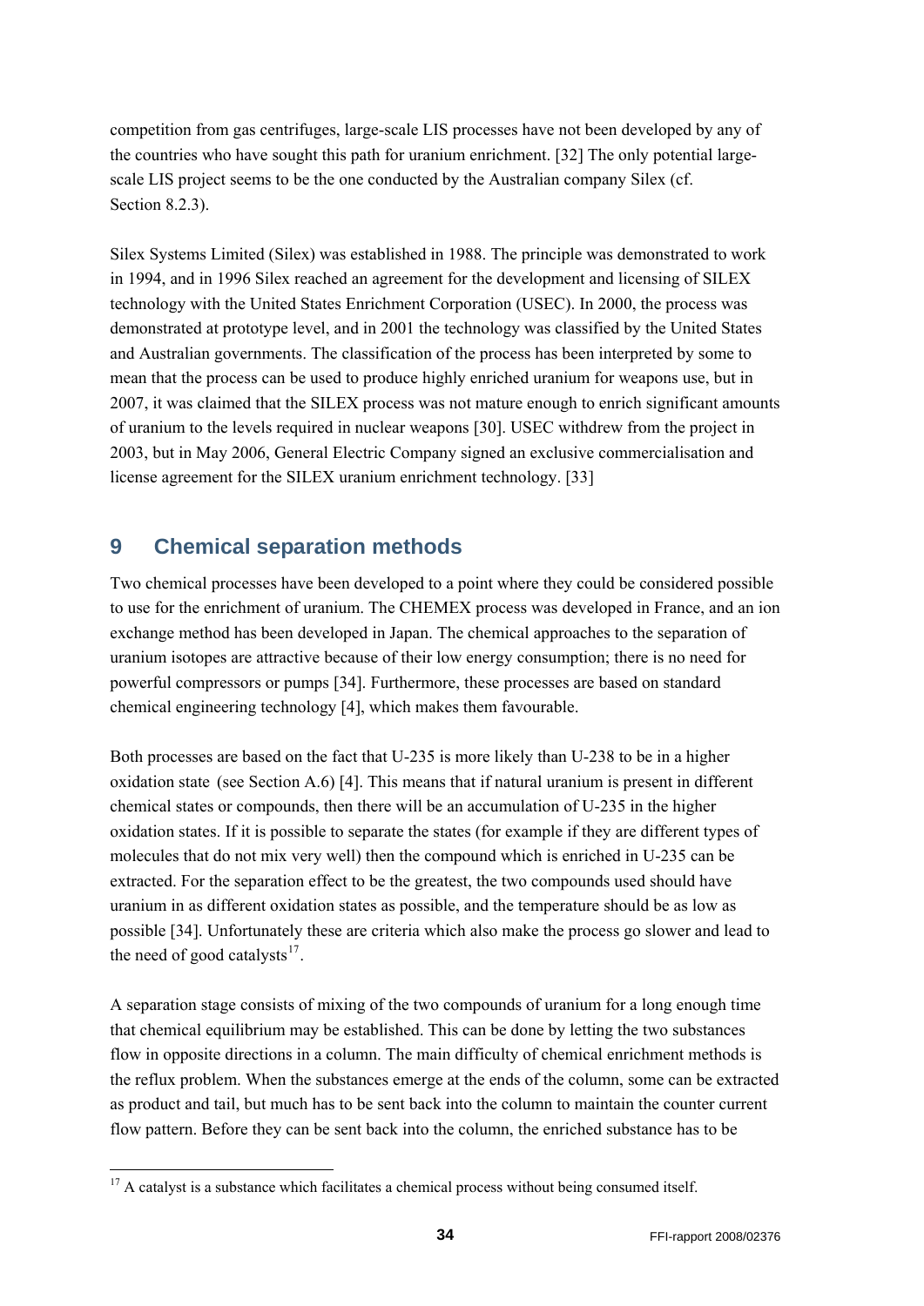competition from gas centrifuges, large-scale LIS processes have not been developed by any of the countries who have sought this path for uranium enrichment. [32] The only potential large-scale LIS project seems to be the one conducted by the Australian company Silex (cf. Section 8.2.3).

Silex Systems Limited (Silex) was established in 1988. The principle was demonstrated to work in 1994, and in 1996 Silex reached an agreement for the development and licensing of SILEX technology with the United States Enrichment Corporation (USEC). In 2000, the process was demonstrated at prototype level, and in 2001 the technology was classified by the United States and Australian governments. The classification of the process has been interpreted by some to mean that the process can be used to produce highly enriched uranium for weapons use, but in 2007, it was claimed that the SILEX process was not mature enough to enrich significant amounts of uranium to the levels required in nuclear weapons [30]. USEC withdrew from the project in 2003, but in May 2006, General Electric Company signed an exclusive commercialisation and license agreement for the SILEX uranium enrichment technology. [33]

# 9 Chemical separation methods

Two chemical processes have been developed to a point where they could be considered possible to use for the enrichment of uranium. The CHEMEX process was developed in France, and an ion exchange method has been developed in Japan. The chemical approaches to the separation of uranium isotopes are attractive because of their low energy consumption; there is no need for powerful compressors or pumps [34]. Furthermore, these processes are based on standard chemical engineering technology [4], which makes them favourable.

Both processes are based on the fact that U-235 is more likely than U-238 to be in a higher oxidation state (see Section A.6) [4]. This means that if natural uranium is present in different chemical states or compounds, then there will be an accumulation of U-235 in the higher oxidation states. If it is possible to separate the states (for example if they are different types of molecules that do not mix very well) then the compound which is enriched in U-235 can be extracted. For the separation effect to be the greatest, the two compounds used should have uranium in as different oxidation states as possible, and the temperature should be as low as possible [34]. Unfortunately these are criteria which also make the process go slower and lead to the need of good catalysts[17].

A separation stage consists of mixing of the two compounds of uranium for a long enough time that chemical equilibrium may be established. This can be done by letting the two substances flow in opposite directions in a column. The main difficulty of chemical enrichment methods is the reflux problem. When the substances emerge at the ends of the column, some can be extracted as product and tail, but much has to be sent back into the column to maintain the counter current flow pattern. Before they can be sent back into the column, the enriched substance has to be

[17] A catalyst is a substance which facilitates a chemical process without being consumed itself.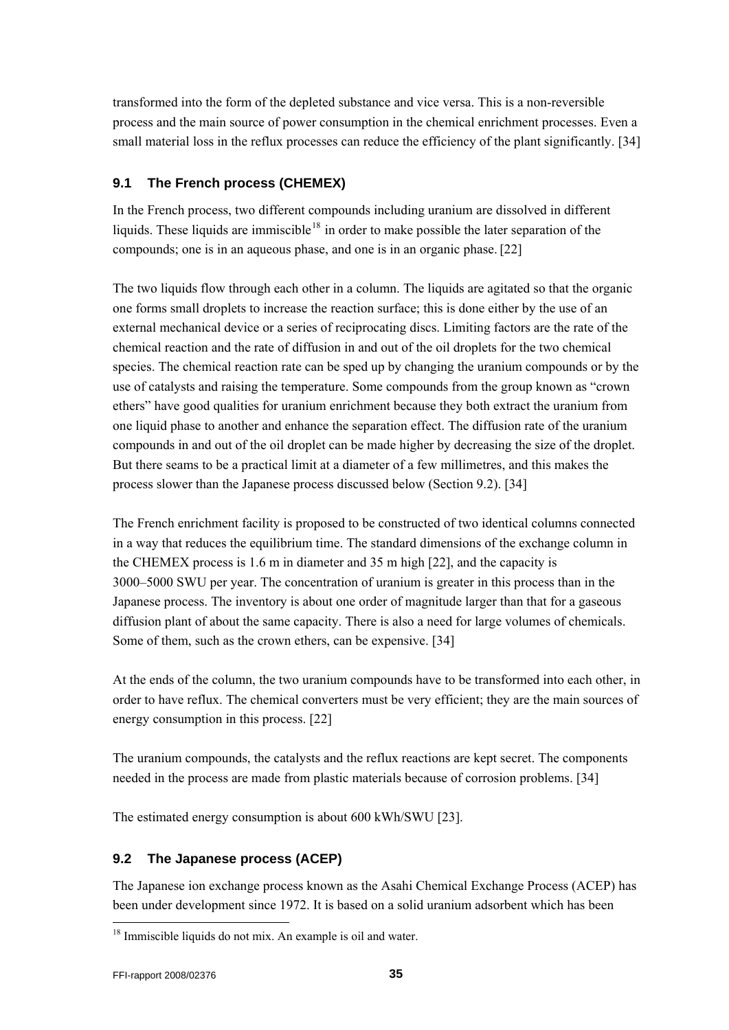transformed into the form of the depleted substance and vice versa. This is a non-reversible process and the main source of power consumption in the chemical enrichment processes. Even a small material loss in the reflux processes can reduce the efficiency of the plant significantly. [34]

## 9.1 The French process (CHEMEX)

In the French process, two different compounds including uranium are dissolved in different liquids. These liquids are immiscible[18] in order to make possible the later separation of the compounds; one is in an aqueous phase, and one is in an organic phase. [22]

The two liquids flow through each other in a column. The liquids are agitated so that the organic one forms small droplets to increase the reaction surface; this is done either by the use of an external mechanical device or a series of reciprocating discs. Limiting factors are the rate of the chemical reaction and the rate of diffusion in and out of the oil droplets for the two chemical species. The chemical reaction rate can be sped up by changing the uranium compounds or by the use of catalysts and raising the temperature. Some compounds from the group known as "crown ethers" have good qualities for uranium enrichment because they both extract the uranium from one liquid phase to another and enhance the separation effect. The diffusion rate of the uranium compounds in and out of the oil droplet can be made higher by decreasing the size of the droplet. But there seams to be a practical limit at a diameter of a few millimetres, and this makes the process slower than the Japanese process discussed below (Section 9.2). [34]

The French enrichment facility is proposed to be constructed of two identical columns connected in a way that reduces the equilibrium time. The standard dimensions of the exchange column in the CHEMEX process is 1.6 m in diameter and 35 m high [22], and the capacity is 3000–5000 SWU per year. The concentration of uranium is greater in this process than in the Japanese process. The inventory is about one order of magnitude larger than that for a gaseous diffusion plant of about the same capacity. There is also a need for large volumes of chemicals. Some of them, such as the crown ethers, can be expensive. [34]

At the ends of the column, the two uranium compounds have to be transformed into each other, in order to have reflux. The chemical converters must be very efficient; they are the main sources of energy consumption in this process. [22]

The uranium compounds, the catalysts and the reflux reactions are kept secret. The components needed in the process are made from plastic materials because of corrosion problems. [34]

The estimated energy consumption is about 600 kWh/SWU [23].

## 9.2 The Japanese process (ACEP)

The Japanese ion exchange process known as the Asahi Chemical Exchange Process (ACEP) has been under development since 1972. It is based on a solid uranium adsorbent which has been

---

[18] Immiscible liquids do not mix. An example is oil and water.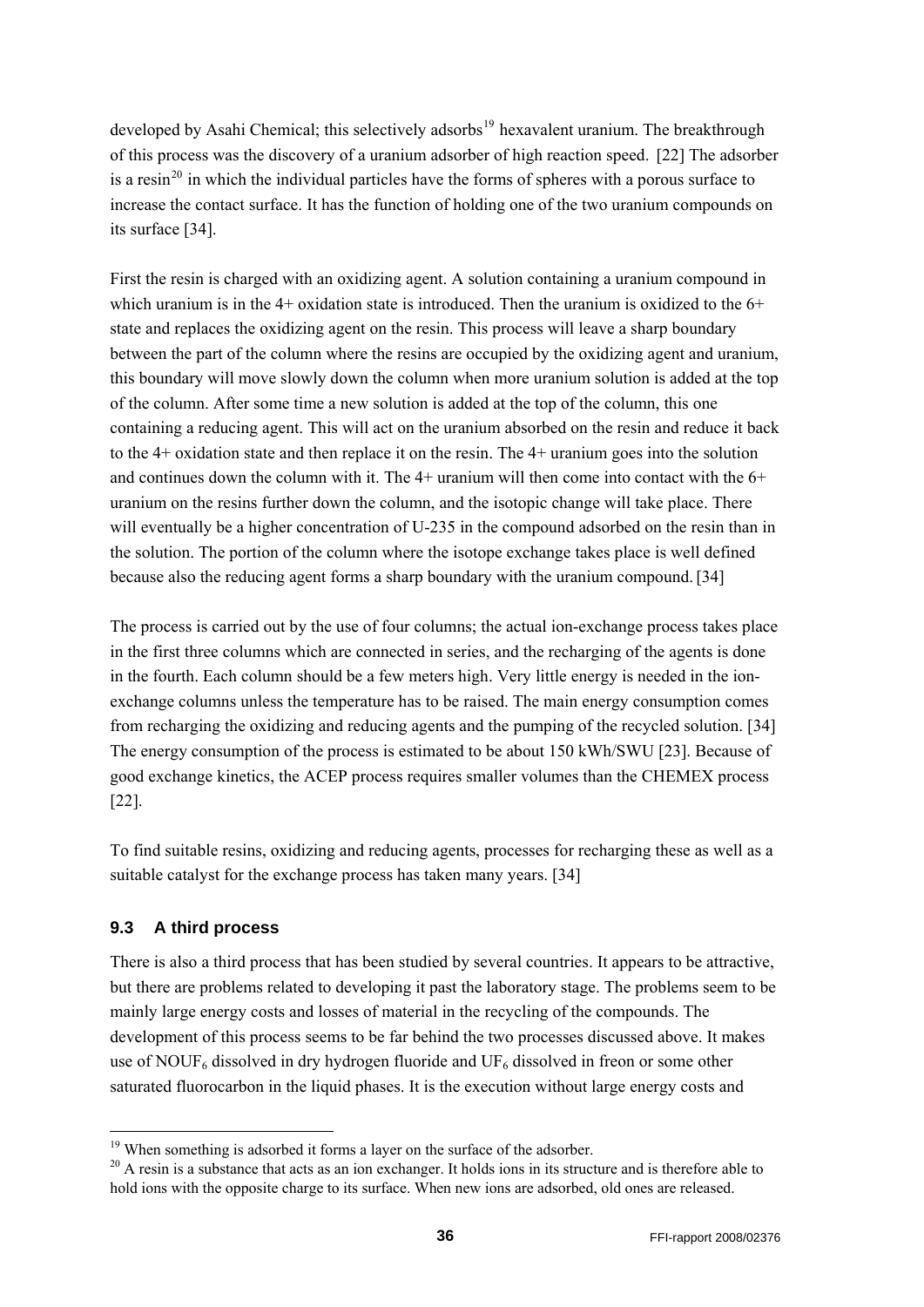developed by Asahi Chemical; this selectively adsorbs[19] hexavalent uranium. The breakthrough of this process was the discovery of a uranium adsorber of high reaction speed. [22] The adsorber is a resin[20] in which the individual particles have the forms of spheres with a porous surface to increase the contact surface. It has the function of holding one of the two uranium compounds on its surface [34].

First the resin is charged with an oxidizing agent. A solution containing a uranium compound in which uranium is in the 4+ oxidation state is introduced. Then the uranium is oxidized to the 6+ state and replaces the oxidizing agent on the resin. This process will leave a sharp boundary between the part of the column where the resins are occupied by the oxidizing agent and uranium, this boundary will move slowly down the column when more uranium solution is added at the top of the column. After some time a new solution is added at the top of the column, this one containing a reducing agent. This will act on the uranium absorbed on the resin and reduce it back to the 4+ oxidation state and then replace it on the resin. The 4+ uranium goes into the solution and continues down the column with it. The 4+ uranium will then come into contact with the 6+ uranium on the resins further down the column, and the isotopic change will take place. There will eventually be a higher concentration of U-235 in the compound adsorbed on the resin than in the solution. The portion of the column where the isotope exchange takes place is well defined because also the reducing agent forms a sharp boundary with the uranium compound. [34]

The process is carried out by the use of four columns; the actual ion-exchange process takes place in the first three columns which are connected in series, and the recharging of the agents is done in the fourth. Each column should be a few meters high. Very little energy is needed in the ion-exchange columns unless the temperature has to be raised. The main energy consumption comes from recharging the oxidizing and reducing agents and the pumping of the recycled solution. [34] The energy consumption of the process is estimated to be about 150 kWh/SWU [23]. Because of good exchange kinetics, the ACEP process requires smaller volumes than the CHEMEX process [22].

To find suitable resins, oxidizing and reducing agents, processes for recharging these as well as a suitable catalyst for the exchange process has taken many years. [34]

### 9.3 A third process

There is also a third process that has been studied by several countries. It appears to be attractive, but there are problems related to developing it past the laboratory stage. The problems seem to be mainly large energy costs and losses of material in the recycling of the compounds. The development of this process seems to be far behind the two processes discussed above. It makes use of $NOUF_6$ dissolved in dry hydrogen fluoride and $UF_6$ dissolved in freon or some other saturated fluorocarbon in the liquid phases. It is the execution without large energy costs and

[19] When something is adsorbed it forms a layer on the surface of the adsorber.

[20] A resin is a substance that acts as an ion exchanger. It holds ions in its structure and is therefore able to hold ions with the opposite charge to its surface. When new ions are adsorbed, old ones are released.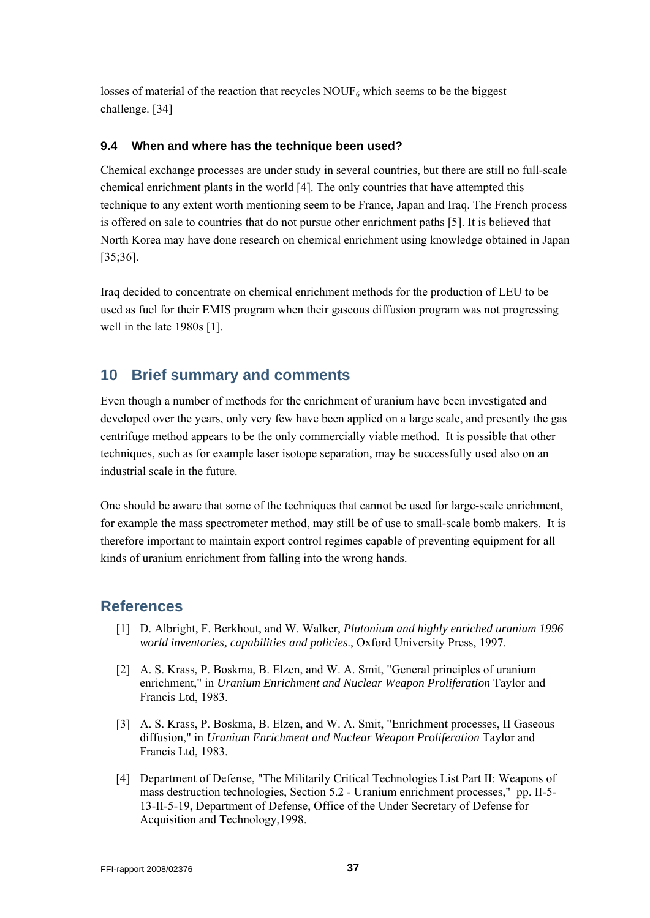losses of material of the reaction that recycles $NOUF_6$ which seems to be the biggest challenge. [34]

### 9.4 When and where has the technique been used?

Chemical exchange processes are under study in several countries, but there are still no full-scale chemical enrichment plants in the world [4]. The only countries that have attempted this technique to any extent worth mentioning seem to be France, Japan and Iraq. The French process is offered on sale to countries that do not pursue other enrichment paths [5]. It is believed that North Korea may have done research on chemical enrichment using knowledge obtained in Japan [35;36].

Iraq decided to concentrate on chemical enrichment methods for the production of LEU to be used as fuel for their EMIS program when their gaseous diffusion program was not progressing well in the late 1980s [1].

## 10 Brief summary and comments

Even though a number of methods for the enrichment of uranium have been investigated and developed over the years, only very few have been applied on a large scale, and presently the gas centrifuge method appears to be the only commercially viable method. It is possible that other techniques, such as for example laser isotope separation, may be successfully used also on an industrial scale in the future.

One should be aware that some of the techniques that cannot be used for large-scale enrichment, for example the mass spectrometer method, may still be of use to small-scale bomb makers. It is therefore important to maintain export control regimes capable of preventing equipment for all kinds of uranium enrichment from falling into the wrong hands.

## References

[1] D. Albright, F. Berkhout, and W. Walker, *Plutonium and highly enriched uranium 1996 world inventories, capabilities and policies*., Oxford University Press, 1997.

[2] A. S. Krass, P. Boskma, B. Elzen, and W. A. Smit, "General principles of uranium enrichment," in *Uranium Enrichment and Nuclear Weapon Proliferation* Taylor and Francis Ltd, 1983.

[3] A. S. Krass, P. Boskma, B. Elzen, and W. A. Smit, "Enrichment processes, II Gaseous diffusion," in *Uranium Enrichment and Nuclear Weapon Proliferation* Taylor and Francis Ltd, 1983.

[4] Department of Defense, "The Militarily Critical Technologies List Part II: Weapons of mass destruction technologies, Section 5.2 - Uranium enrichment processes," pp. II-5-13-II-5-19, Department of Defense, Office of the Under Secretary of Defense for Acquisition and Technology,1998.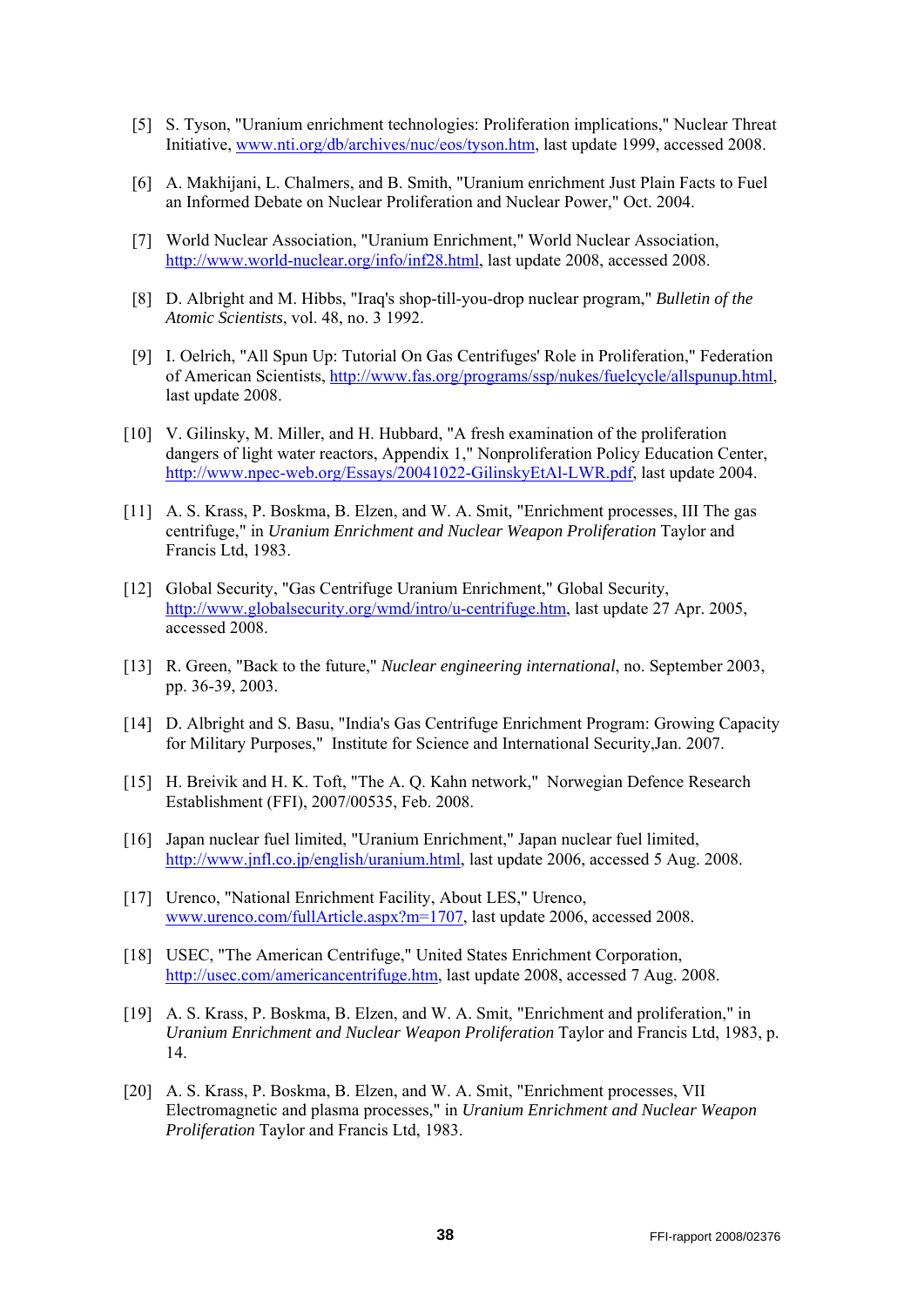[5] S. Tyson, "Uranium enrichment technologies: Proliferation implications," Nuclear Threat Initiative, www.nti.org/db/archives/nuc/eos/tyson.htm, last update 1999, accessed 2008.

[6] A. Makhijani, L. Chalmers, and B. Smith, "Uranium enrichment Just Plain Facts to Fuel an Informed Debate on Nuclear Proliferation and Nuclear Power," Oct. 2004.

[7] World Nuclear Association, "Uranium Enrichment," World Nuclear Association, http://www.world-nuclear.org/info/inf28.html, last update 2008, accessed 2008.

[8] D. Albright and M. Hibbs, "Iraq's shop-till-you-drop nuclear program," *Bulletin of the Atomic Scientists*, vol. 48, no. 3 1992.

[9] I. Oelrich, "All Spun Up: Tutorial On Gas Centrifuges' Role in Proliferation," Federation of American Scientists, http://www.fas.org/programs/ssp/nukes/fuelcycle/allspunup.html, last update 2008.

[10] V. Gilinsky, M. Miller, and H. Hubbard, "A fresh examination of the proliferation dangers of light water reactors, Appendix 1," Nonproliferation Policy Education Center, http://www.npec-web.org/Essays/20041022-GilinskyEtAl-LWR.pdf, last update 2004.

[11] A. S. Krass, P. Boskma, B. Elzen, and W. A. Smit, "Enrichment processes, III The gas centrifuge," in *Uranium Enrichment and Nuclear Weapon Proliferation* Taylor and Francis Ltd, 1983.

[12] Global Security, "Gas Centrifuge Uranium Enrichment," Global Security, http://www.globalsecurity.org/wmd/intro/u-centrifuge.htm, last update 27 Apr. 2005, accessed 2008.

[13] R. Green, "Back to the future," *Nuclear engineering international*, no. September 2003, pp. 36-39, 2003.

[14] D. Albright and S. Basu, "India's Gas Centrifuge Enrichment Program: Growing Capacity for Military Purposes," Institute for Science and International Security,Jan. 2007.

[15] H. Breivik and H. K. Toft, "The A. Q. Kahn network," Norwegian Defence Research Establishment (FFI), 2007/00535, Feb. 2008.

[16] Japan nuclear fuel limited, "Uranium Enrichment," Japan nuclear fuel limited, http://www.jnfl.co.jp/english/uranium.html, last update 2006, accessed 5 Aug. 2008.

[17] Urenco, "National Enrichment Facility, About LES," Urenco, www.urenco.com/fullArticle.aspx?m=1707, last update 2006, accessed 2008.

[18] USEC, "The American Centrifuge," United States Enrichment Corporation, http://usec.com/americancentrifuge.htm, last update 2008, accessed 7 Aug. 2008.

[19] A. S. Krass, P. Boskma, B. Elzen, and W. A. Smit, "Enrichment and proliferation," in *Uranium Enrichment and Nuclear Weapon Proliferation* Taylor and Francis Ltd, 1983, p. 14.

[20] A. S. Krass, P. Boskma, B. Elzen, and W. A. Smit, "Enrichment processes, VII Electromagnetic and plasma processes," in *Uranium Enrichment and Nuclear Weapon Proliferation* Taylor and Francis Ltd, 1983.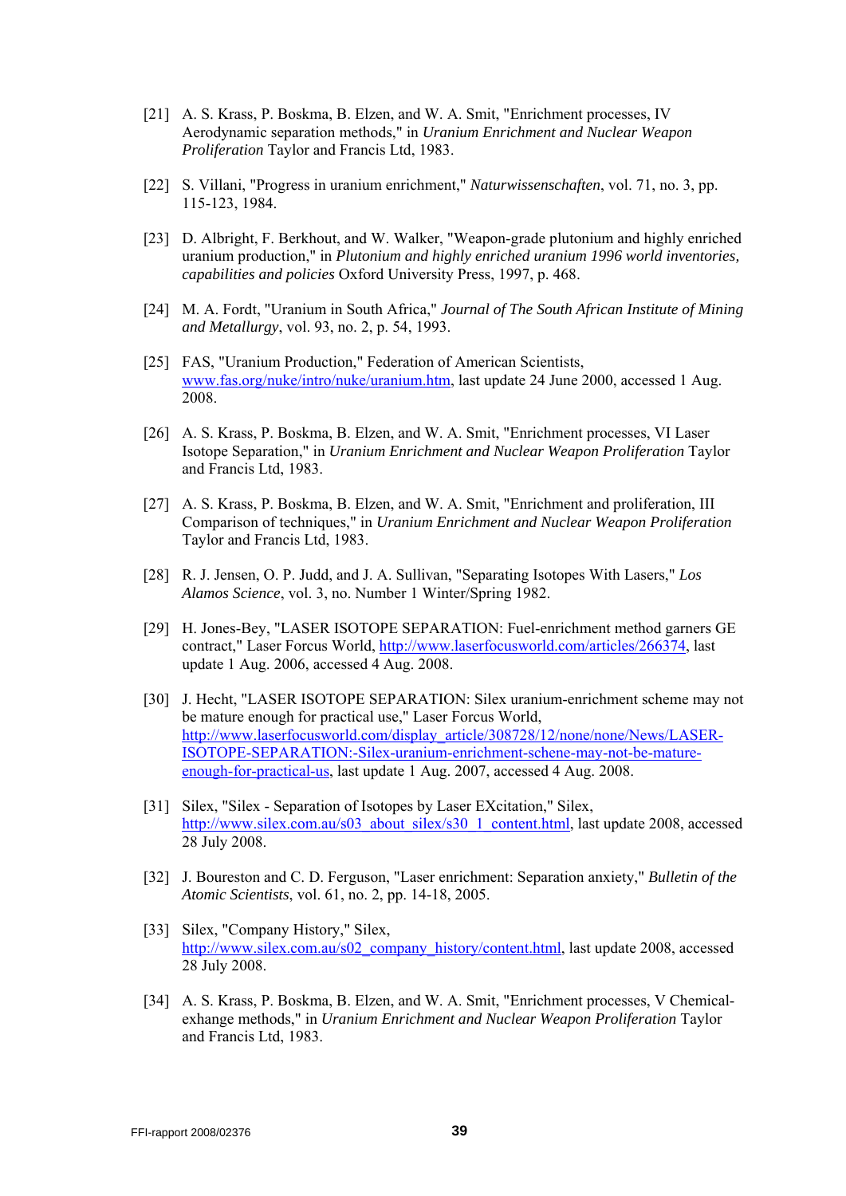[21] A. S. Krass, P. Boskma, B. Elzen, and W. A. Smit, "Enrichment processes, IV Aerodynamic separation methods," in *Uranium Enrichment and Nuclear Weapon Proliferation* Taylor and Francis Ltd, 1983.

[22] S. Villani, "Progress in uranium enrichment," *Naturwissenschaften*, vol. 71, no. 3, pp. 115-123, 1984.

[23] D. Albright, F. Berkhout, and W. Walker, "Weapon-grade plutonium and highly enriched uranium production," in *Plutonium and highly enriched uranium 1996 world inventories, capabilities and policies* Oxford University Press, 1997, p. 468.

[24] M. A. Fordt, "Uranium in South Africa," *Journal of The South African Institute of Mining and Metallurgy*, vol. 93, no. 2, p. 54, 1993.

[25] FAS, "Uranium Production," Federation of American Scientists, www.fas.org/nuke/intro/nuke/uranium.htm, last update 24 June 2000, accessed 1 Aug. 2008.

[26] A. S. Krass, P. Boskma, B. Elzen, and W. A. Smit, "Enrichment processes, VI Laser Isotope Separation," in *Uranium Enrichment and Nuclear Weapon Proliferation* Taylor and Francis Ltd, 1983.

[27] A. S. Krass, P. Boskma, B. Elzen, and W. A. Smit, "Enrichment and proliferation, III Comparison of techniques," in *Uranium Enrichment and Nuclear Weapon Proliferation* Taylor and Francis Ltd, 1983.

[28] R. J. Jensen, O. P. Judd, and J. A. Sullivan, "Separating Isotopes With Lasers," *Los Alamos Science*, vol. 3, no. Number 1 Winter/Spring 1982.

[29] H. Jones-Bey, "LASER ISOTOPE SEPARATION: Fuel-enrichment method garners GE contract," Laser Forcus World, http://www.laserfocusworld.com/articles/266374, last update 1 Aug. 2006, accessed 4 Aug. 2008.

[30] J. Hecht, "LASER ISOTOPE SEPARATION: Silex uranium-enrichment scheme may not be mature enough for practical use," Laser Forcus World, http://www.laserfocusworld.com/display_article/308728/12/none/none/News/LASER-ISOTOPE-SEPARATION:-Silex-uranium-enrichment-schene-may-not-be-mature-enough-for-practical-us, last update 1 Aug. 2007, accessed 4 Aug. 2008.

[31] Silex, "Silex - Separation of Isotopes by Laser EXcitation," Silex, http://www.silex.com.au/s03_about_silex/s30_1_content.html, last update 2008, accessed 28 July 2008.

[32] J. Boureston and C. D. Ferguson, "Laser enrichment: Separation anxiety," *Bulletin of the Atomic Scientists*, vol. 61, no. 2, pp. 14-18, 2005.

[33] Silex, "Company History," Silex, http://www.silex.com.au/s02_company_history/content.html, last update 2008, accessed 28 July 2008.

[34] A. S. Krass, P. Boskma, B. Elzen, and W. A. Smit, "Enrichment processes, V Chemical-exhange methods," in *Uranium Enrichment and Nuclear Weapon Proliferation* Taylor and Francis Ltd, 1983.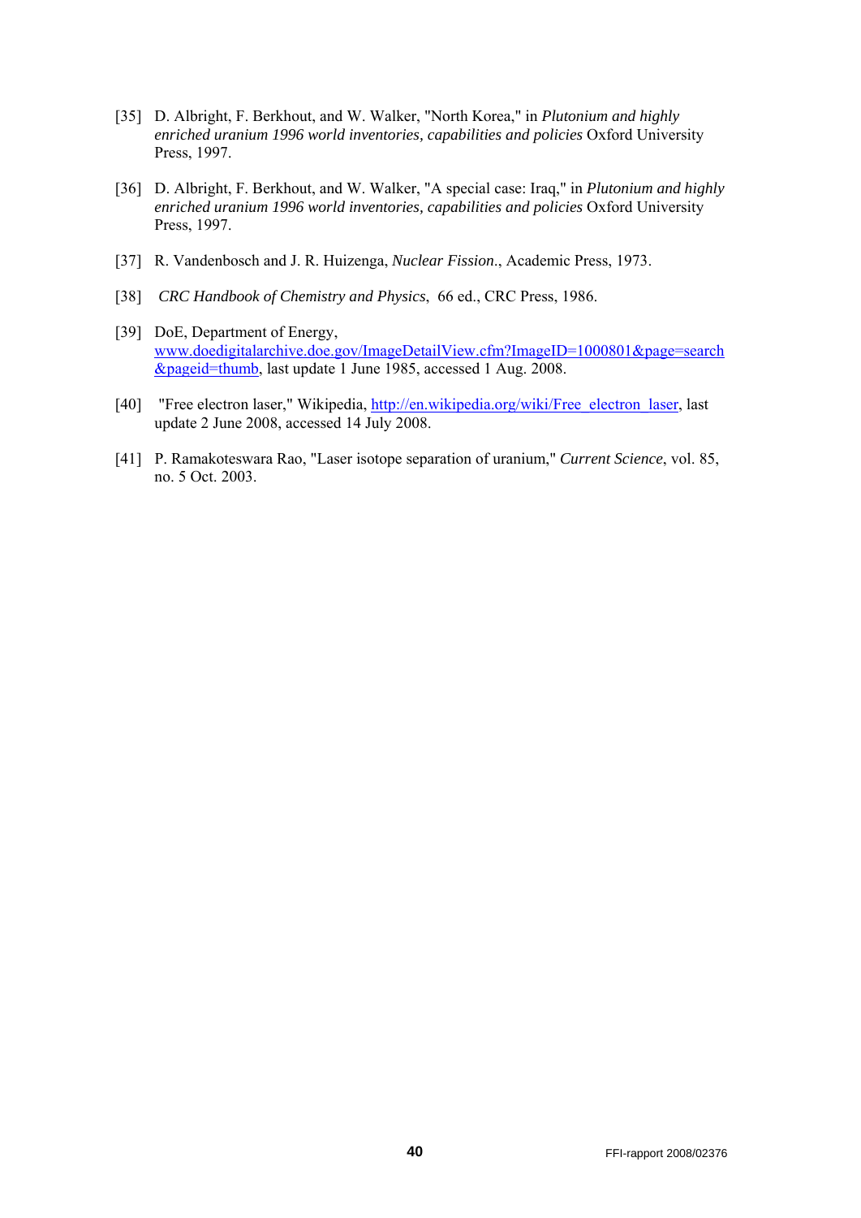[35] D. Albright, F. Berkhout, and W. Walker, "North Korea," in *Plutonium and highly enriched uranium 1996 world inventories, capabilities and policies* Oxford University Press, 1997.

[36] D. Albright, F. Berkhout, and W. Walker, "A special case: Iraq," in *Plutonium and highly enriched uranium 1996 world inventories, capabilities and policies* Oxford University Press, 1997.

[37] R. Vandenbosch and J. R. Huizenga, *Nuclear Fission*., Academic Press, 1973.

[38] *CRC Handbook of Chemistry and Physics*, 66 ed., CRC Press, 1986.

[39] DoE, Department of Energy, www.doedigitalarchive.doe.gov/ImageDetailView.cfm?ImageID=1000801&page=search&pageid=thumb, last update 1 June 1985, accessed 1 Aug. 2008.

[40] "Free electron laser," Wikipedia, http://en.wikipedia.org/wiki/Free_electron_laser, last update 2 June 2008, accessed 14 July 2008.

[41] P. Ramakoteswara Rao, "Laser isotope separation of uranium," *Current Science*, vol. 85, no. 5 Oct. 2003.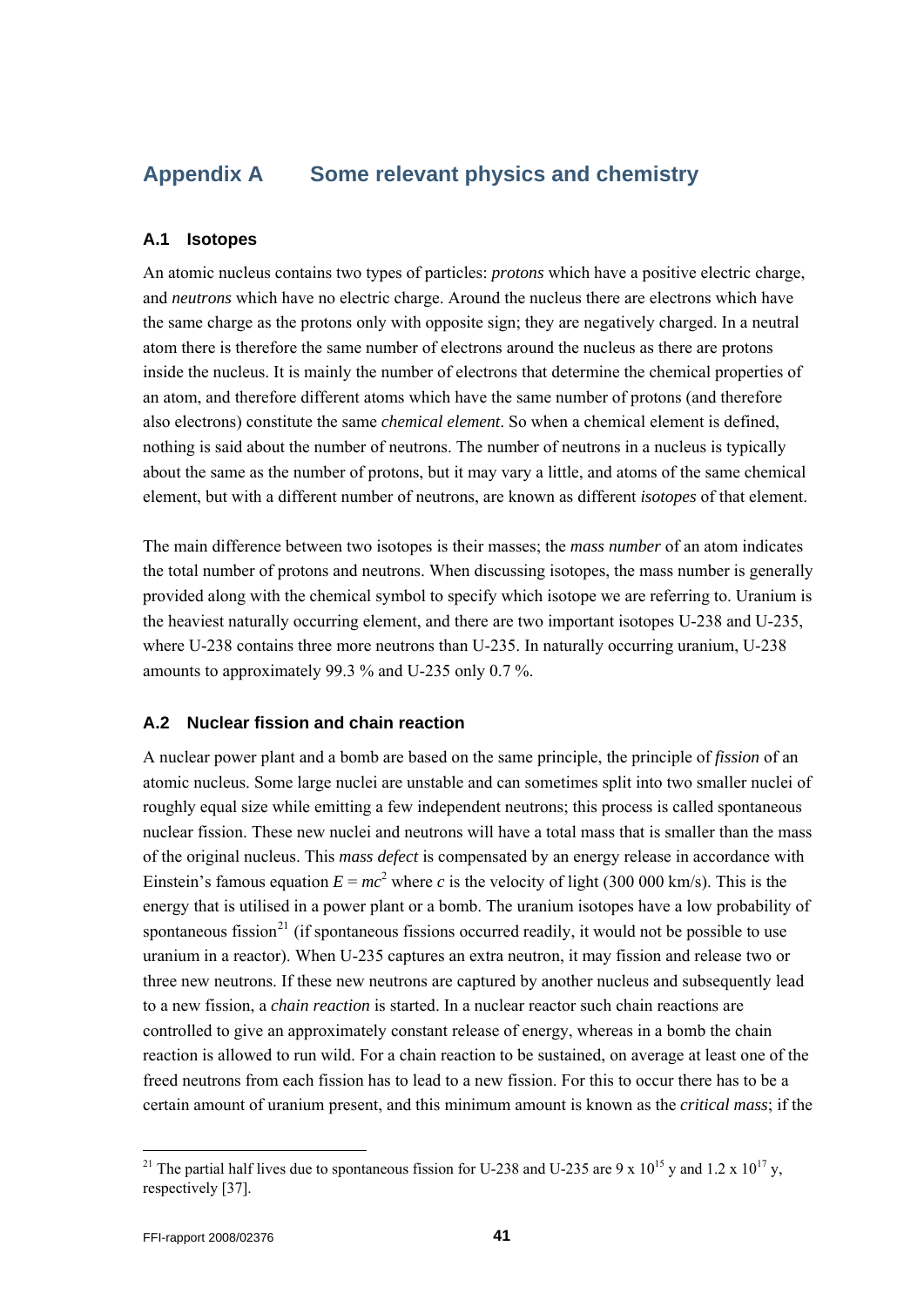# Appendix A  Some relevant physics and chemistry

## A.1 Isotopes

An atomic nucleus contains two types of particles: *protons* which have a positive electric charge, and *neutrons* which have no electric charge. Around the nucleus there are electrons which have the same charge as the protons only with opposite sign; they are negatively charged. In a neutral atom there is therefore the same number of electrons around the nucleus as there are protons inside the nucleus. It is mainly the number of electrons that determine the chemical properties of an atom, and therefore different atoms which have the same number of protons (and therefore also electrons) constitute the same *chemical element*. So when a chemical element is defined, nothing is said about the number of neutrons. The number of neutrons in a nucleus is typically about the same as the number of protons, but it may vary a little, and atoms of the same chemical element, but with a different number of neutrons, are known as different *isotopes* of that element.

The main difference between two isotopes is their masses; the *mass number* of an atom indicates the total number of protons and neutrons. When discussing isotopes, the mass number is generally provided along with the chemical symbol to specify which isotope we are referring to. Uranium is the heaviest naturally occurring element, and there are two important isotopes U-238 and U-235, where U-238 contains three more neutrons than U-235. In naturally occurring uranium, U-238 amounts to approximately 99.3 % and U-235 only 0.7 %.

## A.2 Nuclear fission and chain reaction

A nuclear power plant and a bomb are based on the same principle, the principle of *fission* of an atomic nucleus. Some large nuclei are unstable and can sometimes split into two smaller nuclei of roughly equal size while emitting a few independent neutrons; this process is called spontaneous nuclear fission. These new nuclei and neutrons will have a total mass that is smaller than the mass of the original nucleus. This *mass defect* is compensated by an energy release in accordance with Einstein's famous equation $E = mc^2$ where $c$ is the velocity of light (300 000 km/s). This is the energy that is utilised in a power plant or a bomb. The uranium isotopes have a low probability of spontaneous fission[21] (if spontaneous fissions occurred readily, it would not be possible to use uranium in a reactor). When U-235 captures an extra neutron, it may fission and release two or three new neutrons. If these new neutrons are captured by another nucleus and subsequently lead to a new fission, a *chain reaction* is started. In a nuclear reactor such chain reactions are controlled to give an approximately constant release of energy, whereas in a bomb the chain reaction is allowed to run wild. For a chain reaction to be sustained, on average at least one of the freed neutrons from each fission has to lead to a new fission. For this to occur there has to be a certain amount of uranium present, and this minimum amount is known as the *critical mass*; if the

[21] The partial half lives due to spontaneous fission for U-238 and U-235 are $9 \times 10^{15}$ y and $1.2 \times 10^{17}$ y, respectively [37].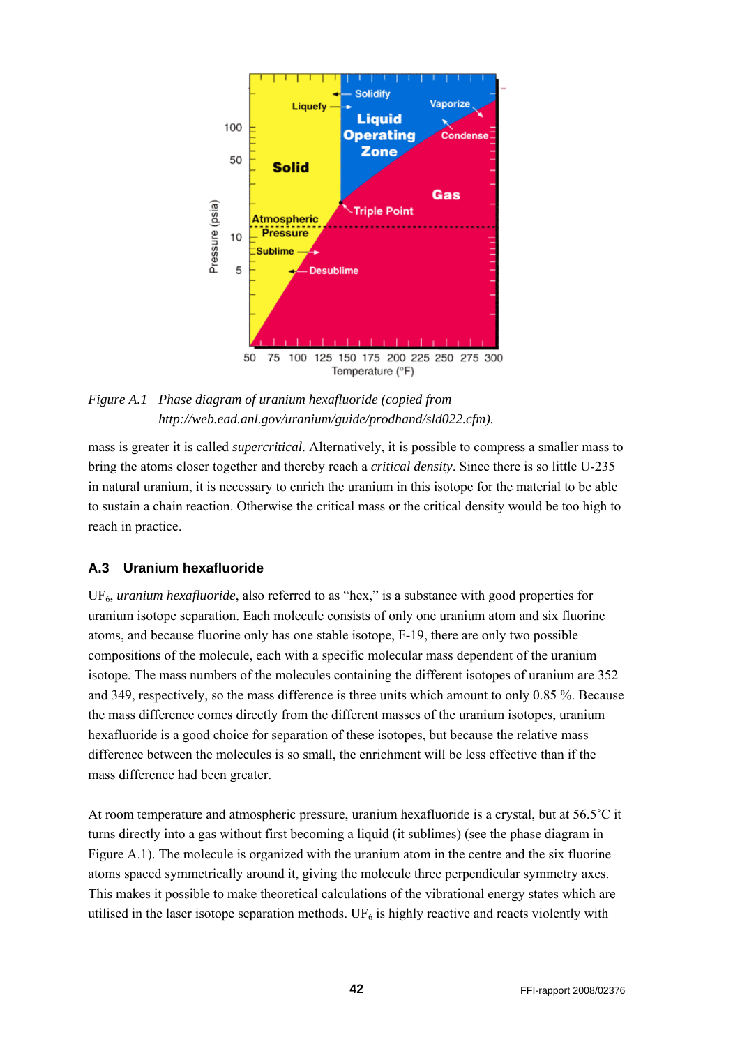*Figure A.1 Phase diagram of uranium hexafluoride (copied from http://web.ead.anl.gov/uranium/guide/prodhand/sld022.cfm).*

mass is greater it is called *supercritical*. Alternatively, it is possible to compress a smaller mass to bring the atoms closer together and thereby reach a *critical density*. Since there is so little U-235 in natural uranium, it is necessary to enrich the uranium in this isotope for the material to be able to sustain a chain reaction. Otherwise the critical mass or the critical density would be too high to reach in practice.

## A.3 Uranium hexafluoride

$UF_6$, *uranium hexafluoride*, also referred to as "hex," is a substance with good properties for uranium isotope separation. Each molecule consists of only one uranium atom and six fluorine atoms, and because fluorine only has one stable isotope, F-19, there are only two possible compositions of the molecule, each with a specific molecular mass dependent of the uranium isotope. The mass numbers of the molecules containing the different isotopes of uranium are 352 and 349, respectively, so the mass difference is three units which amount to only 0.85 %. Because the mass difference comes directly from the different masses of the uranium isotopes, uranium hexafluoride is a good choice for separation of these isotopes, but because the relative mass difference between the molecules is so small, the enrichment will be less effective than if the mass difference had been greater.

At room temperature and atmospheric pressure, uranium hexafluoride is a crystal, but at 56.5˚C it turns directly into a gas without first becoming a liquid (it sublimes) (see the phase diagram in Figure A.1). The molecule is organized with the uranium atom in the centre and the six fluorine atoms spaced symmetrically around it, giving the molecule three perpendicular symmetry axes. This makes it possible to make theoretical calculations of the vibrational energy states which are utilised in the laser isotope separation methods. $UF_6$ is highly reactive and reacts violently with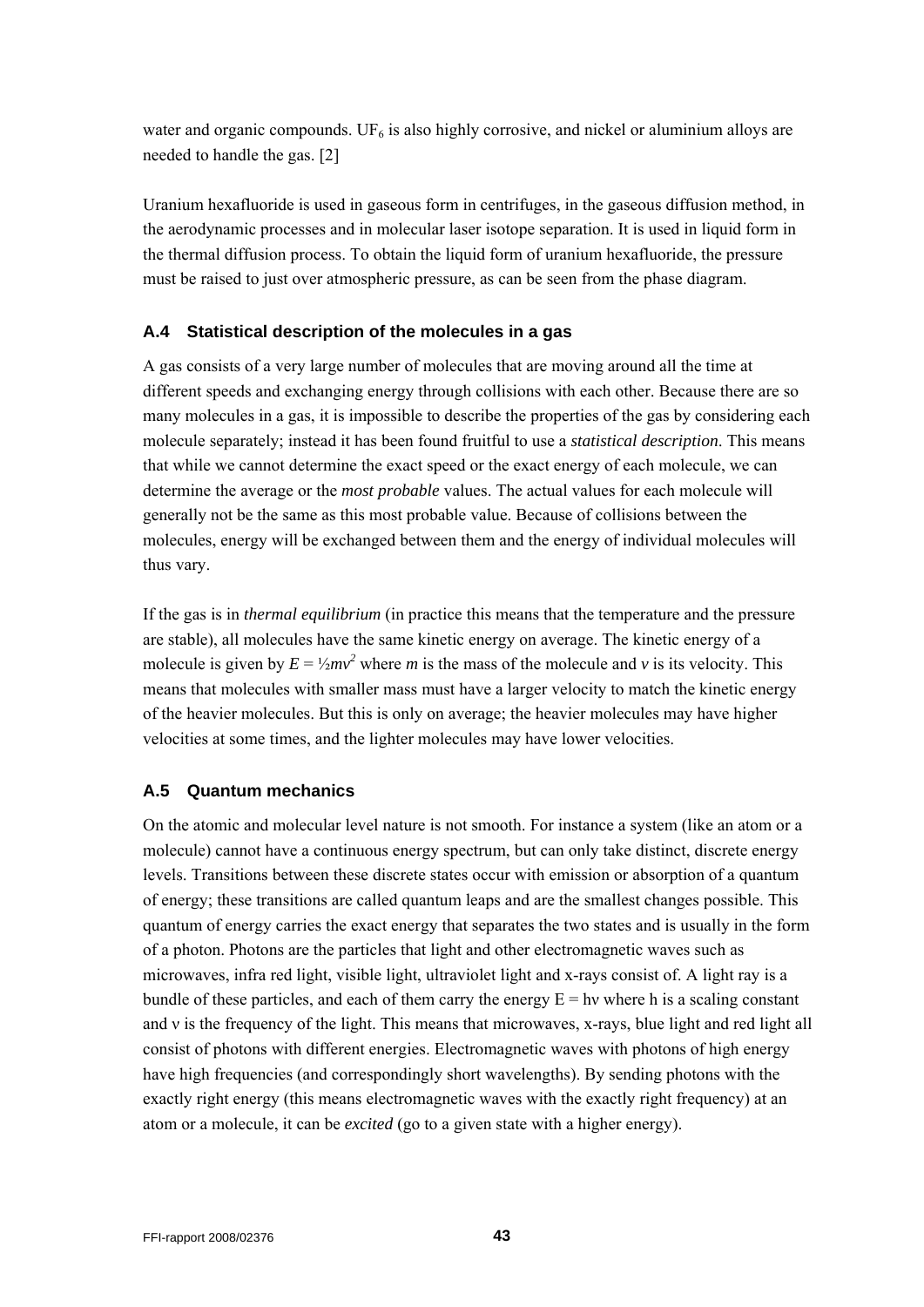water and organic compounds. $UF_6$ is also highly corrosive, and nickel or aluminium alloys are needed to handle the gas. [2]

Uranium hexafluoride is used in gaseous form in centrifuges, in the gaseous diffusion method, in the aerodynamic processes and in molecular laser isotope separation. It is used in liquid form in the thermal diffusion process. To obtain the liquid form of uranium hexafluoride, the pressure must be raised to just over atmospheric pressure, as can be seen from the phase diagram.

### A.4 Statistical description of the molecules in a gas

A gas consists of a very large number of molecules that are moving around all the time at different speeds and exchanging energy through collisions with each other. Because there are so many molecules in a gas, it is impossible to describe the properties of the gas by considering each molecule separately; instead it has been found fruitful to use a *statistical description*. This means that while we cannot determine the exact speed or the exact energy of each molecule, we can determine the average or the *most probable* values. The actual values for each molecule will generally not be the same as this most probable value. Because of collisions between the molecules, energy will be exchanged between them and the energy of individual molecules will thus vary.

If the gas is in *thermal equilibrium* (in practice this means that the temperature and the pressure are stable), all molecules have the same kinetic energy on average. The kinetic energy of a molecule is given by $E = \frac{1}{2}mv^2$ where $m$ is the mass of the molecule and $v$ is its velocity. This means that molecules with smaller mass must have a larger velocity to match the kinetic energy of the heavier molecules. But this is only on average; the heavier molecules may have higher velocities at some times, and the lighter molecules may have lower velocities.

### A.5 Quantum mechanics

On the atomic and molecular level nature is not smooth. For instance a system (like an atom or a molecule) cannot have a continuous energy spectrum, but can only take distinct, discrete energy levels. Transitions between these discrete states occur with emission or absorption of a quantum of energy; these transitions are called quantum leaps and are the smallest changes possible. This quantum of energy carries the exact energy that separates the two states and is usually in the form of a photon. Photons are the particles that light and other electromagnetic waves such as microwaves, infra red light, visible light, ultraviolet light and x-rays consist of. A light ray is a bundle of these particles, and each of them carry the energy $E = h\nu$ where h is a scaling constant and $\nu$ is the frequency of the light. This means that microwaves, x-rays, blue light and red light all consist of photons with different energies. Electromagnetic waves with photons of high energy have high frequencies (and correspondingly short wavelengths). By sending photons with the exactly right energy (this means electromagnetic waves with the exactly right frequency) at an atom or a molecule, it can be *excited* (go to a given state with a higher energy).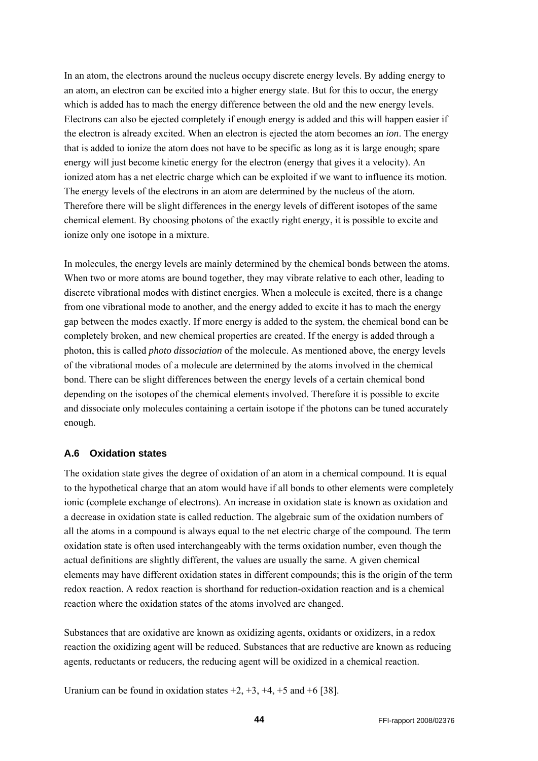In an atom, the electrons around the nucleus occupy discrete energy levels. By adding energy to an atom, an electron can be excited into a higher energy state. But for this to occur, the energy which is added has to mach the energy difference between the old and the new energy levels. Electrons can also be ejected completely if enough energy is added and this will happen easier if the electron is already excited. When an electron is ejected the atom becomes an *ion*. The energy that is added to ionize the atom does not have to be specific as long as it is large enough; spare energy will just become kinetic energy for the electron (energy that gives it a velocity). An ionized atom has a net electric charge which can be exploited if we want to influence its motion. The energy levels of the electrons in an atom are determined by the nucleus of the atom. Therefore there will be slight differences in the energy levels of different isotopes of the same chemical element. By choosing photons of the exactly right energy, it is possible to excite and ionize only one isotope in a mixture.

In molecules, the energy levels are mainly determined by the chemical bonds between the atoms. When two or more atoms are bound together, they may vibrate relative to each other, leading to discrete vibrational modes with distinct energies. When a molecule is excited, there is a change from one vibrational mode to another, and the energy added to excite it has to mach the energy gap between the modes exactly. If more energy is added to the system, the chemical bond can be completely broken, and new chemical properties are created. If the energy is added through a photon, this is called *photo dissociation* of the molecule. As mentioned above, the energy levels of the vibrational modes of a molecule are determined by the atoms involved in the chemical bond. There can be slight differences between the energy levels of a certain chemical bond depending on the isotopes of the chemical elements involved. Therefore it is possible to excite and dissociate only molecules containing a certain isotope if the photons can be tuned accurately enough.

### A.6 Oxidation states

The oxidation state gives the degree of oxidation of an atom in a chemical compound. It is equal to the hypothetical charge that an atom would have if all bonds to other elements were completely ionic (complete exchange of electrons). An increase in oxidation state is known as oxidation and a decrease in oxidation state is called reduction. The algebraic sum of the oxidation numbers of all the atoms in a compound is always equal to the net electric charge of the compound. The term oxidation state is often used interchangeably with the terms oxidation number, even though the actual definitions are slightly different, the values are usually the same. A given chemical elements may have different oxidation states in different compounds; this is the origin of the term redox reaction. A redox reaction is shorthand for reduction-oxidation reaction and is a chemical reaction where the oxidation states of the atoms involved are changed.

Substances that are oxidative are known as oxidizing agents, oxidants or oxidizers, in a redox reaction the oxidizing agent will be reduced. Substances that are reductive are known as reducing agents, reductants or reducers, the reducing agent will be oxidized in a chemical reaction.

Uranium can be found in oxidation states +2, +3, +4, +5 and +6 [38].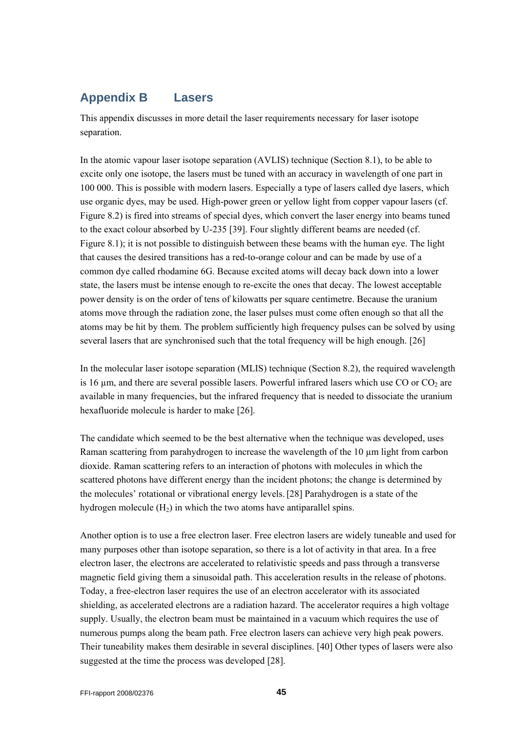# Appendix B Lasers

This appendix discusses in more detail the laser requirements necessary for laser isotope separation.

In the atomic vapour laser isotope separation (AVLIS) technique (Section 8.1), to be able to excite only one isotope, the lasers must be tuned with an accuracy in wavelength of one part in 100 000. This is possible with modern lasers. Especially a type of lasers called dye lasers, which use organic dyes, may be used. High-power green or yellow light from copper vapour lasers (cf. Figure 8.2) is fired into streams of special dyes, which convert the laser energy into beams tuned to the exact colour absorbed by U-235 [39]. Four slightly different beams are needed (cf. Figure 8.1); it is not possible to distinguish between these beams with the human eye. The light that causes the desired transitions has a red-to-orange colour and can be made by use of a common dye called rhodamine 6G. Because excited atoms will decay back down into a lower state, the lasers must be intense enough to re-excite the ones that decay. The lowest acceptable power density is on the order of tens of kilowatts per square centimetre. Because the uranium atoms move through the radiation zone, the laser pulses must come often enough so that all the atoms may be hit by them. The problem sufficiently high frequency pulses can be solved by using several lasers that are synchronised such that the total frequency will be high enough. [26]

In the molecular laser isotope separation (MLIS) technique (Section 8.2), the required wavelength is 16 µm, and there are several possible lasers. Powerful infrared lasers which use CO or $CO_2$ are available in many frequencies, but the infrared frequency that is needed to dissociate the uranium hexafluoride molecule is harder to make [26].

The candidate which seemed to be the best alternative when the technique was developed, uses Raman scattering from parahydrogen to increase the wavelength of the 10 µm light from carbon dioxide. Raman scattering refers to an interaction of photons with molecules in which the scattered photons have different energy than the incident photons; the change is determined by the molecules' rotational or vibrational energy levels. [28] Parahydrogen is a state of the hydrogen molecule ($H_2$) in which the two atoms have antiparallel spins.

Another option is to use a free electron laser. Free electron lasers are widely tuneable and used for many purposes other than isotope separation, so there is a lot of activity in that area. In a free electron laser, the electrons are accelerated to relativistic speeds and pass through a transverse magnetic field giving them a sinusoidal path. This acceleration results in the release of photons. Today, a free-electron laser requires the use of an electron accelerator with its associated shielding, as accelerated electrons are a radiation hazard. The accelerator requires a high voltage supply. Usually, the electron beam must be maintained in a vacuum which requires the use of numerous pumps along the beam path. Free electron lasers can achieve very high peak powers. Their tuneability makes them desirable in several disciplines. [40] Other types of lasers were also suggested at the time the process was developed [28].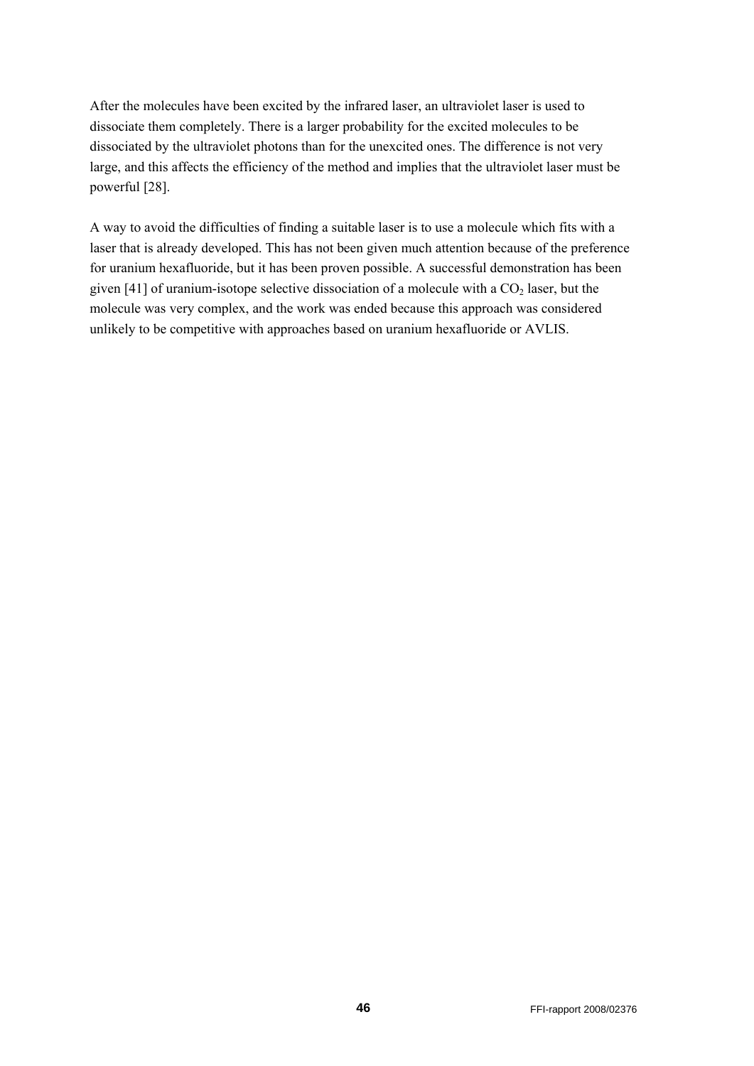After the molecules have been excited by the infrared laser, an ultraviolet laser is used to dissociate them completely. There is a larger probability for the excited molecules to be dissociated by the ultraviolet photons than for the unexcited ones. The difference is not very large, and this affects the efficiency of the method and implies that the ultraviolet laser must be powerful [28].

A way to avoid the difficulties of finding a suitable laser is to use a molecule which fits with a laser that is already developed. This has not been given much attention because of the preference for uranium hexafluoride, but it has been proven possible. A successful demonstration has been given [41] of uranium-isotope selective dissociation of a molecule with a $CO_2$ laser, but the molecule was very complex, and the work was ended because this approach was considered unlikely to be competitive with approaches based on uranium hexafluoride or AVLIS.